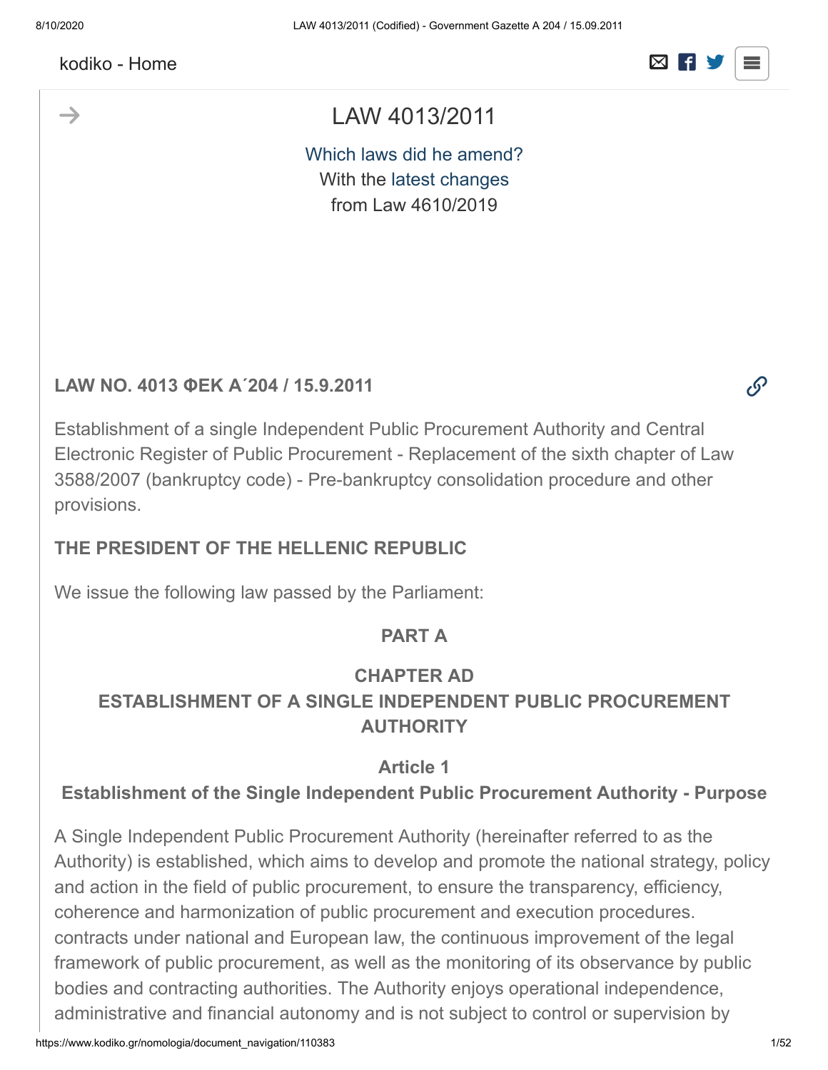kodiko - Home

# LAW 4013/2011

Which laws did he amend?
With the latest changes
from Law 4610/2019

**LAW NO. 4013 ΦΕΚ Α΄204 / 15.9.2011**

Establishment of a single Independent Public Procurement Authority and Central Electronic Register of Public Procurement - Replacement of the sixth chapter of Law 3588/2007 (bankruptcy code) - Pre-bankruptcy consolidation procedure and other provisions.

**THE PRESIDENT OF THE HELLENIC REPUBLIC**

We issue the following law passed by the Parliament:

## PART A

## CHAPTER AD
## ESTABLISHMENT OF A SINGLE INDEPENDENT PUBLIC PROCUREMENT AUTHORITY

### Article 1
### Establishment of the Single Independent Public Procurement Authority - Purpose

A Single Independent Public Procurement Authority (hereinafter referred to as the Authority) is established, which aims to develop and promote the national strategy, policy and action in the field of public procurement, to ensure the transparency, efficiency, coherence and harmonization of public procurement and execution procedures. contracts under national and European law, the continuous improvement of the legal framework of public procurement, as well as the monitoring of its observance by public bodies and contracting authorities. The Authority enjoys operational independence, administrative and financial autonomy and is not subject to control or supervision by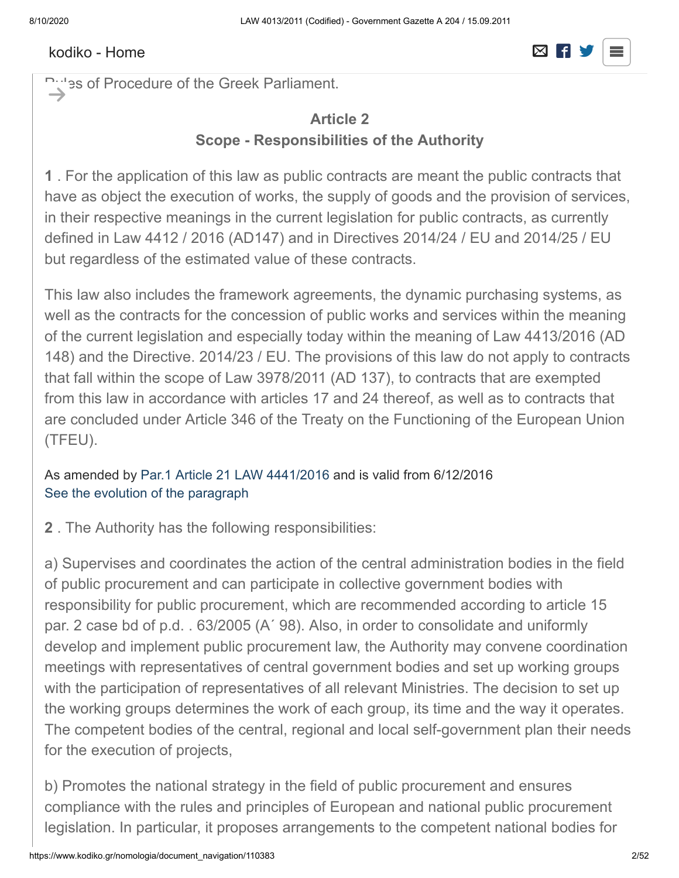Rules of Procedure of the Greek Parliament.

### Article 2
### Scope - Responsibilities of the Authority

**1** . For the application of this law as public contracts are meant the public contracts that have as object the execution of works, the supply of goods and the provision of services, in their respective meanings in the current legislation for public contracts, as currently defined in Law 4412 / 2016 (AD147) and in Directives 2014/24 / EU and 2014/25 / EU but regardless of the estimated value of these contracts.

This law also includes the framework agreements, the dynamic purchasing systems, as well as the contracts for the concession of public works and services within the meaning of the current legislation and especially today within the meaning of Law 4413/2016 (AD 148) and the Directive. 2014/23 / EU. The provisions of this law do not apply to contracts that fall within the scope of Law 3978/2011 (AD 137), to contracts that are exempted from this law in accordance with articles 17 and 24 thereof, as well as to contracts that are concluded under Article 346 of the Treaty on the Functioning of the European Union (TFEU).

As amended by Par.1 Article 21 LAW 4441/2016 and is valid from 6/12/2016
See the evolution of the paragraph

**2** . The Authority has the following responsibilities:

a) Supervises and coordinates the action of the central administration bodies in the field of public procurement and can participate in collective government bodies with responsibility for public procurement, which are recommended according to article 15 par. 2 case bd of p.d. . 63/2005 (A΄ 98). Also, in order to consolidate and uniformly develop and implement public procurement law, the Authority may convene coordination meetings with representatives of central government bodies and set up working groups with the participation of representatives of all relevant Ministries. The decision to set up the working groups determines the work of each group, its time and the way it operates. The competent bodies of the central, regional and local self-government plan their needs for the execution of projects,

b) Promotes the national strategy in the field of public procurement and ensures compliance with the rules and principles of European and national public procurement legislation. In particular, it proposes arrangements to the competent national bodies for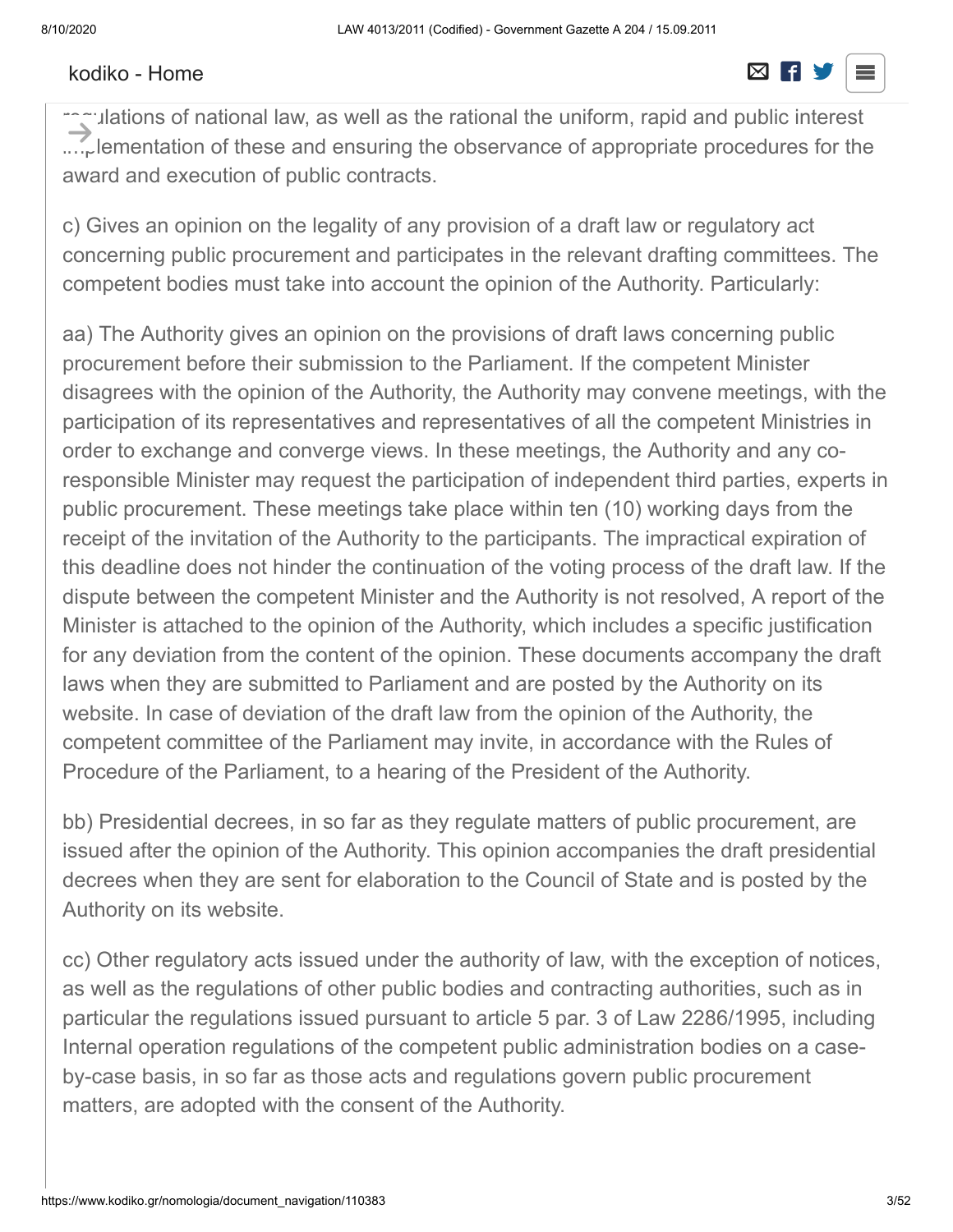regulations of national law, as well as the rational the uniform, rapid and public interest implementation of these and ensuring the observance of appropriate procedures for the award and execution of public contracts.

c) Gives an opinion on the legality of any provision of a draft law or regulatory act concerning public procurement and participates in the relevant drafting committees. The competent bodies must take into account the opinion of the Authority. Particularly:

aa) The Authority gives an opinion on the provisions of draft laws concerning public procurement before their submission to the Parliament. If the competent Minister disagrees with the opinion of the Authority, the Authority may convene meetings, with the participation of its representatives and representatives of all the competent Ministries in order to exchange and converge views. In these meetings, the Authority and any co-responsible Minister may request the participation of independent third parties, experts in public procurement. These meetings take place within ten (10) working days from the receipt of the invitation of the Authority to the participants. The impractical expiration of this deadline does not hinder the continuation of the voting process of the draft law. If the dispute between the competent Minister and the Authority is not resolved, A report of the Minister is attached to the opinion of the Authority, which includes a specific justification for any deviation from the content of the opinion. These documents accompany the draft laws when they are submitted to Parliament and are posted by the Authority on its website. In case of deviation of the draft law from the opinion of the Authority, the competent committee of the Parliament may invite, in accordance with the Rules of Procedure of the Parliament, to a hearing of the President of the Authority.

bb) Presidential decrees, in so far as they regulate matters of public procurement, are issued after the opinion of the Authority. This opinion accompanies the draft presidential decrees when they are sent for elaboration to the Council of State and is posted by the Authority on its website.

cc) Other regulatory acts issued under the authority of law, with the exception of notices, as well as the regulations of other public bodies and contracting authorities, such as in particular the regulations issued pursuant to article 5 par. 3 of Law 2286/1995, including Internal operation regulations of the competent public administration bodies on a case-by-case basis, in so far as those acts and regulations govern public procurement matters, are adopted with the consent of the Authority.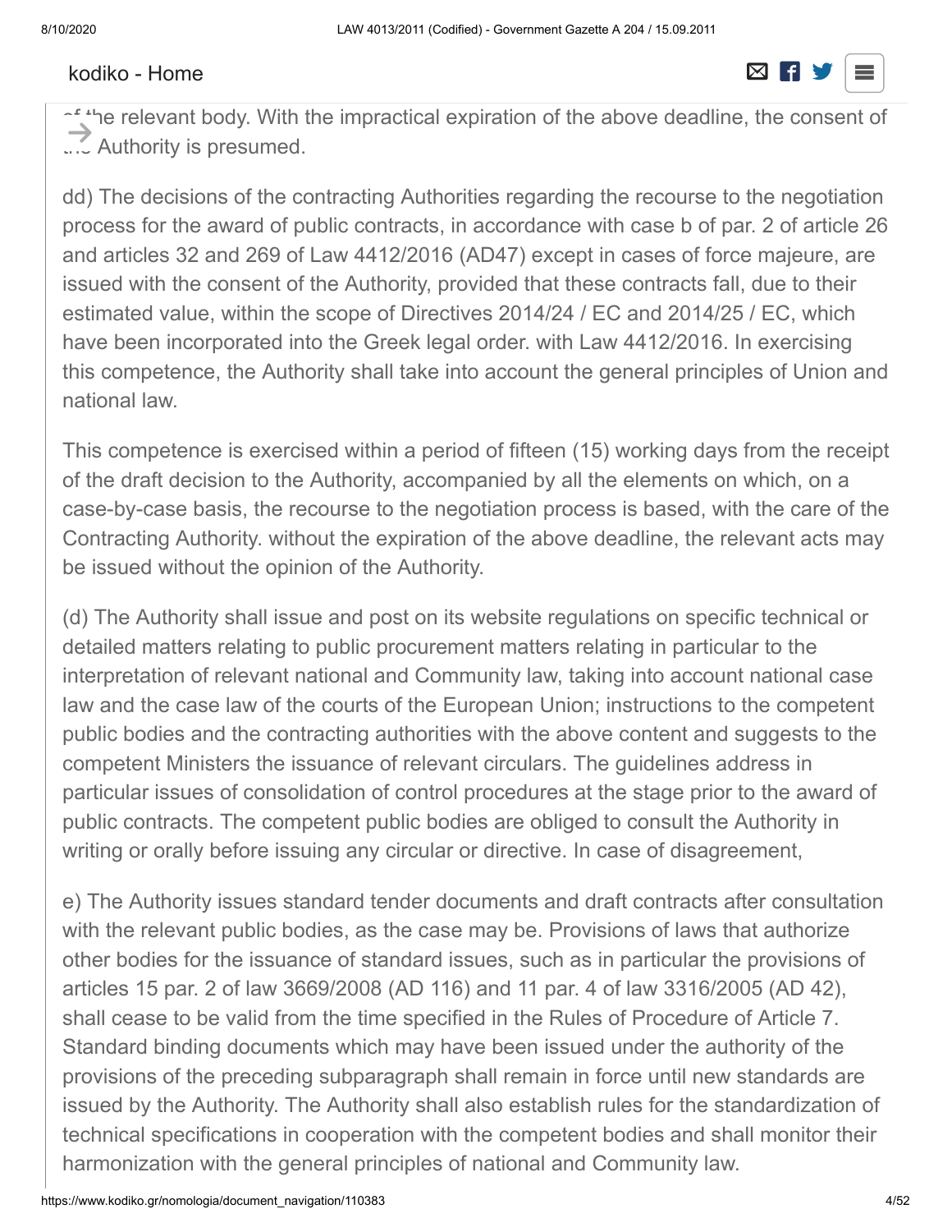of the relevant body. With the impractical expiration of the above deadline, the consent of the Authority is presumed.

dd) The decisions of the contracting Authorities regarding the recourse to the negotiation process for the award of public contracts, in accordance with case b of par. 2 of article 26 and articles 32 and 269 of Law 4412/2016 (AD47) except in cases of force majeure, are issued with the consent of the Authority, provided that these contracts fall, due to their estimated value, within the scope of Directives 2014/24 / EC and 2014/25 / EC, which have been incorporated into the Greek legal order. with Law 4412/2016. In exercising this competence, the Authority shall take into account the general principles of Union and national law.

This competence is exercised within a period of fifteen (15) working days from the receipt of the draft decision to the Authority, accompanied by all the elements on which, on a case-by-case basis, the recourse to the negotiation process is based, with the care of the Contracting Authority. without the expiration of the above deadline, the relevant acts may be issued without the opinion of the Authority.

(d) The Authority shall issue and post on its website regulations on specific technical or detailed matters relating to public procurement matters relating in particular to the interpretation of relevant national and Community law, taking into account national case law and the case law of the courts of the European Union; instructions to the competent public bodies and the contracting authorities with the above content and suggests to the competent Ministers the issuance of relevant circulars. The guidelines address in particular issues of consolidation of control procedures at the stage prior to the award of public contracts. The competent public bodies are obliged to consult the Authority in writing or orally before issuing any circular or directive. In case of disagreement,

e) The Authority issues standard tender documents and draft contracts after consultation with the relevant public bodies, as the case may be. Provisions of laws that authorize other bodies for the issuance of standard issues, such as in particular the provisions of articles 15 par. 2 of law 3669/2008 (AD 116) and 11 par. 4 of law 3316/2005 (AD 42), shall cease to be valid from the time specified in the Rules of Procedure of Article 7. Standard binding documents which may have been issued under the authority of the provisions of the preceding subparagraph shall remain in force until new standards are issued by the Authority. The Authority shall also establish rules for the standardization of technical specifications in cooperation with the competent bodies and shall monitor their harmonization with the general principles of national and Community law.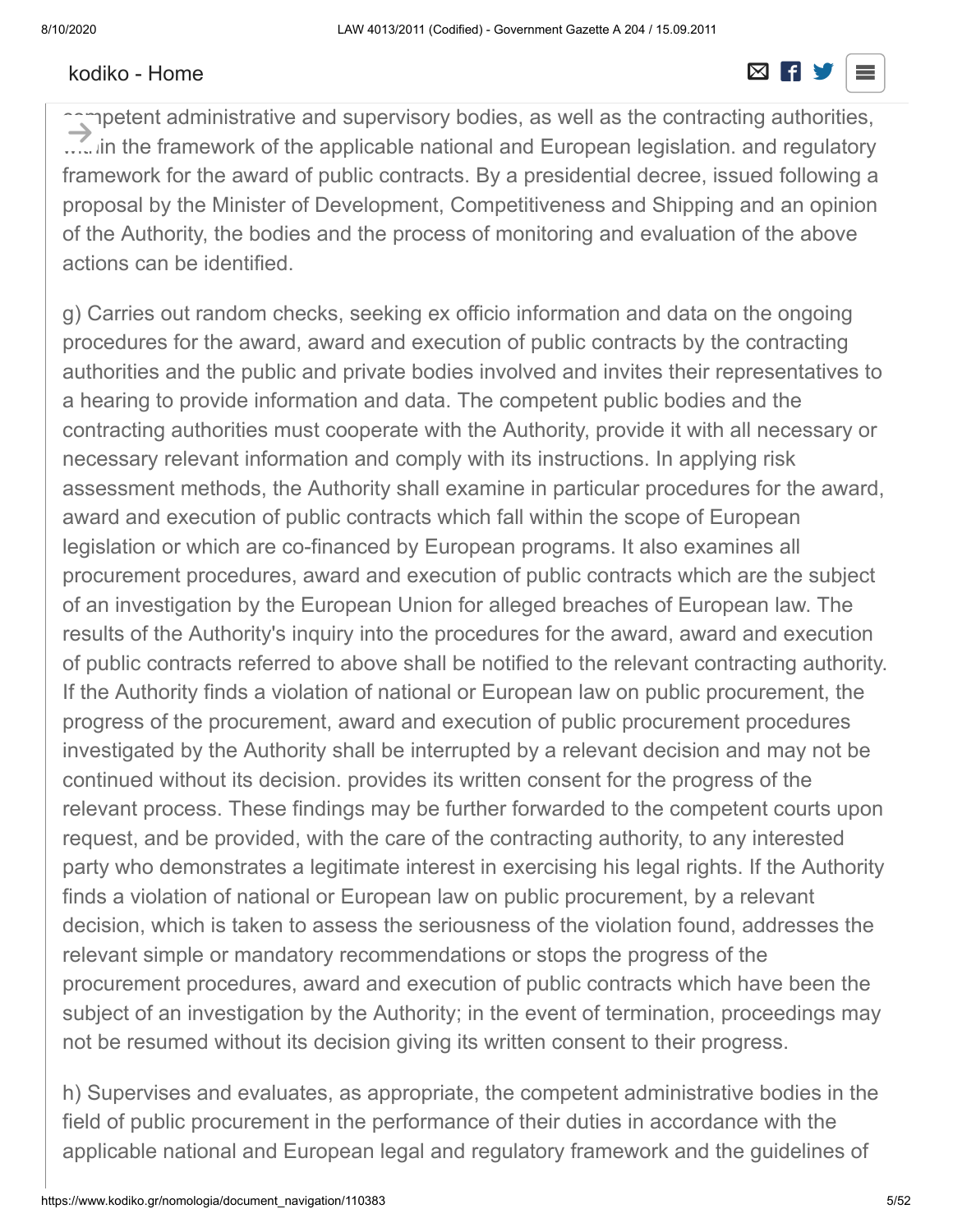competent administrative and supervisory bodies, as well as the contracting authorities, within the framework of the applicable national and European legislation. and regulatory framework for the award of public contracts. By a presidential decree, issued following a proposal by the Minister of Development, Competitiveness and Shipping and an opinion of the Authority, the bodies and the process of monitoring and evaluation of the above actions can be identified.

g) Carries out random checks, seeking ex officio information and data on the ongoing procedures for the award, award and execution of public contracts by the contracting authorities and the public and private bodies involved and invites their representatives to a hearing to provide information and data. The competent public bodies and the contracting authorities must cooperate with the Authority, provide it with all necessary or necessary relevant information and comply with its instructions. In applying risk assessment methods, the Authority shall examine in particular procedures for the award, award and execution of public contracts which fall within the scope of European legislation or which are co-financed by European programs. It also examines all procurement procedures, award and execution of public contracts which are the subject of an investigation by the European Union for alleged breaches of European law. The results of the Authority's inquiry into the procedures for the award, award and execution of public contracts referred to above shall be notified to the relevant contracting authority. If the Authority finds a violation of national or European law on public procurement, the progress of the procurement, award and execution of public procurement procedures investigated by the Authority shall be interrupted by a relevant decision and may not be continued without its decision. provides its written consent for the progress of the relevant process. These findings may be further forwarded to the competent courts upon request, and be provided, with the care of the contracting authority, to any interested party who demonstrates a legitimate interest in exercising his legal rights. If the Authority finds a violation of national or European law on public procurement, by a relevant decision, which is taken to assess the seriousness of the violation found, addresses the relevant simple or mandatory recommendations or stops the progress of the procurement procedures, award and execution of public contracts which have been the subject of an investigation by the Authority; in the event of termination, proceedings may not be resumed without its decision giving its written consent to their progress.

h) Supervises and evaluates, as appropriate, the competent administrative bodies in the field of public procurement in the performance of their duties in accordance with the applicable national and European legal and regulatory framework and the guidelines of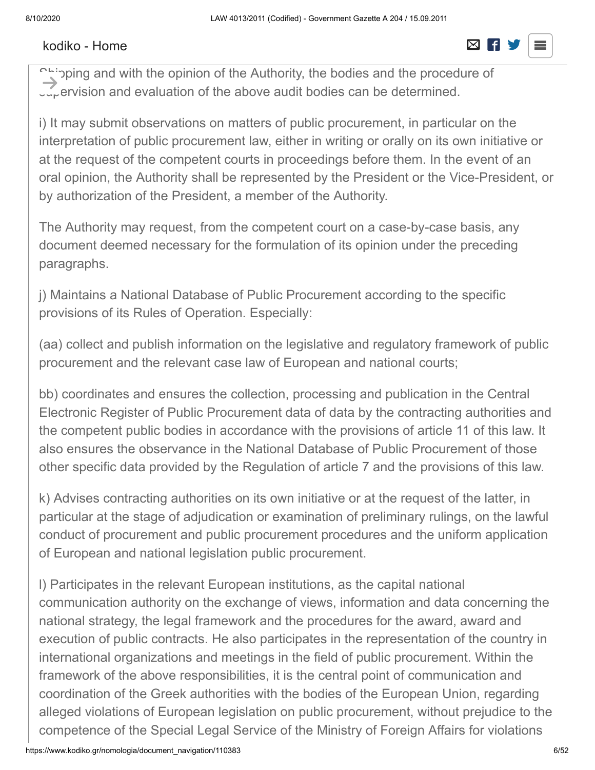Shipping and with the opinion of the Authority, the bodies and the procedure of supervision and evaluation of the above audit bodies can be determined.

i) It may submit observations on matters of public procurement, in particular on the interpretation of public procurement law, either in writing or orally on its own initiative or at the request of the competent courts in proceedings before them. In the event of an oral opinion, the Authority shall be represented by the President or the Vice-President, or by authorization of the President, a member of the Authority.

The Authority may request, from the competent court on a case-by-case basis, any document deemed necessary for the formulation of its opinion under the preceding paragraphs.

j) Maintains a National Database of Public Procurement according to the specific provisions of its Rules of Operation. Especially:

(aa) collect and publish information on the legislative and regulatory framework of public procurement and the relevant case law of European and national courts;

bb) coordinates and ensures the collection, processing and publication in the Central Electronic Register of Public Procurement data of data by the contracting authorities and the competent public bodies in accordance with the provisions of article 11 of this law. It also ensures the observance in the National Database of Public Procurement of those other specific data provided by the Regulation of article 7 and the provisions of this law.

k) Advises contracting authorities on its own initiative or at the request of the latter, in particular at the stage of adjudication or examination of preliminary rulings, on the lawful conduct of procurement and public procurement procedures and the uniform application of European and national legislation public procurement.

l) Participates in the relevant European institutions, as the capital national communication authority on the exchange of views, information and data concerning the national strategy, the legal framework and the procedures for the award, award and execution of public contracts. He also participates in the representation of the country in international organizations and meetings in the field of public procurement. Within the framework of the above responsibilities, it is the central point of communication and coordination of the Greek authorities with the bodies of the European Union, regarding alleged violations of European legislation on public procurement, without prejudice to the competence of the Special Legal Service of the Ministry of Foreign Affairs for violations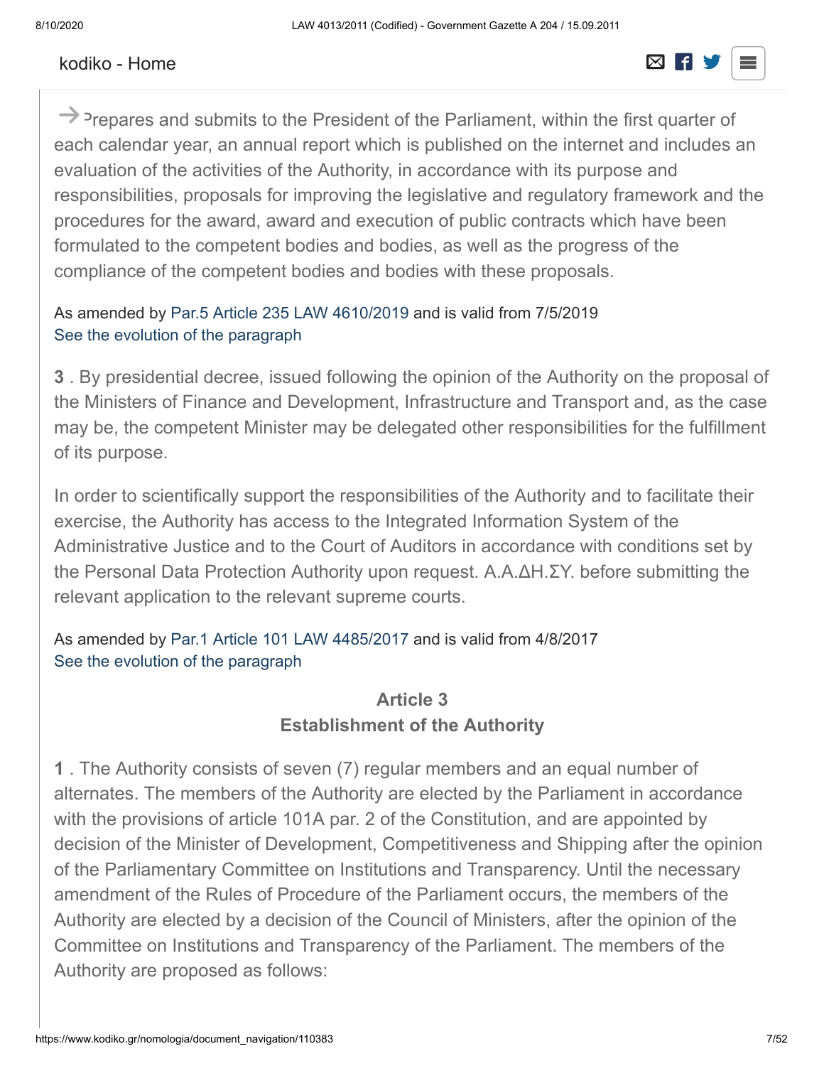→ Prepares and submits to the President of the Parliament, within the first quarter of each calendar year, an annual report which is published on the internet and includes an evaluation of the activities of the Authority, in accordance with its purpose and responsibilities, proposals for improving the legislative and regulatory framework and the procedures for the award, award and execution of public contracts which have been formulated to the competent bodies and bodies, as well as the progress of the compliance of the competent bodies and bodies with these proposals.

As amended by Par.5 Article 235 LAW 4610/2019 and is valid from 7/5/2019
See the evolution of the paragraph

**3** . By presidential decree, issued following the opinion of the Authority on the proposal of the Ministers of Finance and Development, Infrastructure and Transport and, as the case may be, the competent Minister may be delegated other responsibilities for the fulfillment of its purpose.

In order to scientifically support the responsibilities of the Authority and to facilitate their exercise, the Authority has access to the Integrated Information System of the Administrative Justice and to the Court of Auditors in accordance with conditions set by the Personal Data Protection Authority upon request. Α.Α.ΔΗ.ΣΥ. before submitting the relevant application to the relevant supreme courts.

As amended by Par.1 Article 101 LAW 4485/2017 and is valid from 4/8/2017
See the evolution of the paragraph

## Article 3
## Establishment of the Authority

**1** . The Authority consists of seven (7) regular members and an equal number of alternates. The members of the Authority are elected by the Parliament in accordance with the provisions of article 101A par. 2 of the Constitution, and are appointed by decision of the Minister of Development, Competitiveness and Shipping after the opinion of the Parliamentary Committee on Institutions and Transparency. Until the necessary amendment of the Rules of Procedure of the Parliament occurs, the members of the Authority are elected by a decision of the Council of Ministers, after the opinion of the Committee on Institutions and Transparency of the Parliament. The members of the Authority are proposed as follows: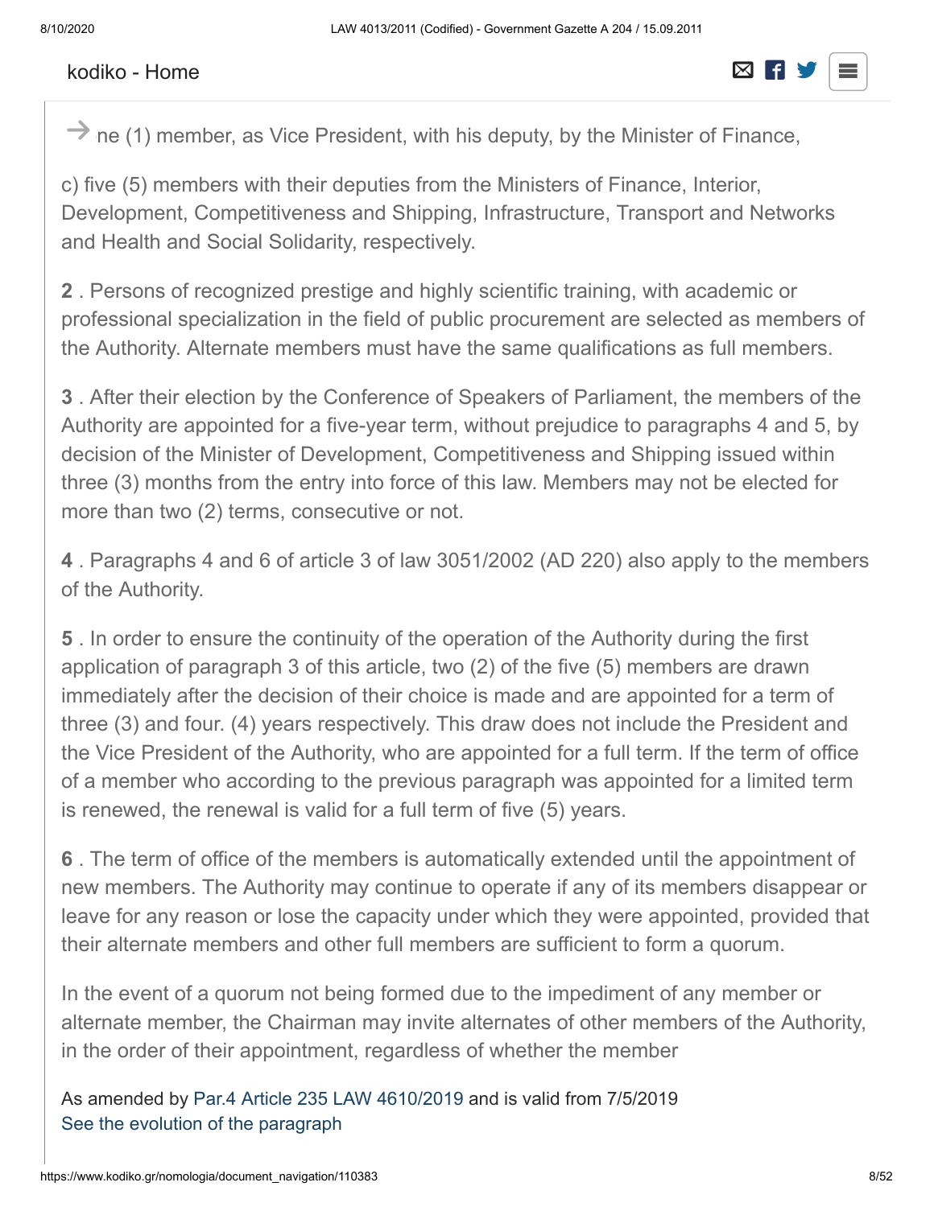ne (1) member, as Vice President, with his deputy, by the Minister of Finance,

c) five (5) members with their deputies from the Ministers of Finance, Interior, Development, Competitiveness and Shipping, Infrastructure, Transport and Networks and Health and Social Solidarity, respectively.

**2** . Persons of recognized prestige and highly scientific training, with academic or professional specialization in the field of public procurement are selected as members of the Authority. Alternate members must have the same qualifications as full members.

**3** . After their election by the Conference of Speakers of Parliament, the members of the Authority are appointed for a five-year term, without prejudice to paragraphs 4 and 5, by decision of the Minister of Development, Competitiveness and Shipping issued within three (3) months from the entry into force of this law. Members may not be elected for more than two (2) terms, consecutive or not.

**4** . Paragraphs 4 and 6 of article 3 of law 3051/2002 (AD 220) also apply to the members of the Authority.

**5** . In order to ensure the continuity of the operation of the Authority during the first application of paragraph 3 of this article, two (2) of the five (5) members are drawn immediately after the decision of their choice is made and are appointed for a term of three (3) and four. (4) years respectively. This draw does not include the President and the Vice President of the Authority, who are appointed for a full term. If the term of office of a member who according to the previous paragraph was appointed for a limited term is renewed, the renewal is valid for a full term of five (5) years.

**6** . The term of office of the members is automatically extended until the appointment of new members. The Authority may continue to operate if any of its members disappear or leave for any reason or lose the capacity under which they were appointed, provided that their alternate members and other full members are sufficient to form a quorum.

In the event of a quorum not being formed due to the impediment of any member or alternate member, the Chairman may invite alternates of other members of the Authority, in the order of their appointment, regardless of whether the member

As amended by Par.4 Article 235 LAW 4610/2019 and is valid from 7/5/2019
See the evolution of the paragraph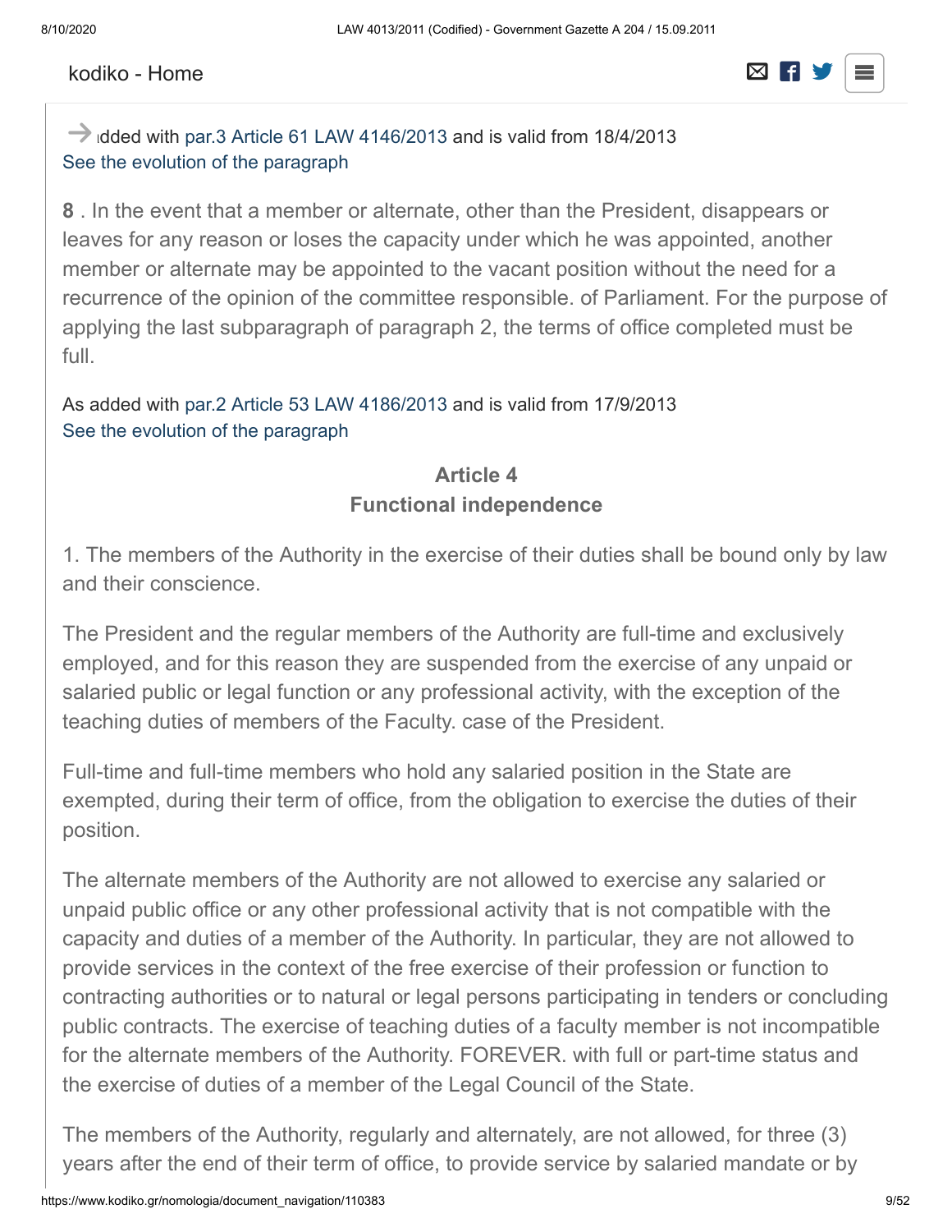added with par.3 Article 61 LAW 4146/2013 and is valid from 18/4/2013
See the evolution of the paragraph

**8** . In the event that a member or alternate, other than the President, disappears or leaves for any reason or loses the capacity under which he was appointed, another member or alternate may be appointed to the vacant position without the need for a recurrence of the opinion of the committee responsible. of Parliament. For the purpose of applying the last subparagraph of paragraph 2, the terms of office completed must be full.

As added with par.2 Article 53 LAW 4186/2013 and is valid from 17/9/2013
See the evolution of the paragraph

### Article 4
### Functional independence

1. The members of the Authority in the exercise of their duties shall be bound only by law and their conscience.

The President and the regular members of the Authority are full-time and exclusively employed, and for this reason they are suspended from the exercise of any unpaid or salaried public or legal function or any professional activity, with the exception of the teaching duties of members of the Faculty. case of the President.

Full-time and full-time members who hold any salaried position in the State are exempted, during their term of office, from the obligation to exercise the duties of their position.

The alternate members of the Authority are not allowed to exercise any salaried or unpaid public office or any other professional activity that is not compatible with the capacity and duties of a member of the Authority. In particular, they are not allowed to provide services in the context of the free exercise of their profession or function to contracting authorities or to natural or legal persons participating in tenders or concluding public contracts. The exercise of teaching duties of a faculty member is not incompatible for the alternate members of the Authority. FOREVER. with full or part-time status and the exercise of duties of a member of the Legal Council of the State.

The members of the Authority, regularly and alternately, are not allowed, for three (3) years after the end of their term of office, to provide service by salaried mandate or by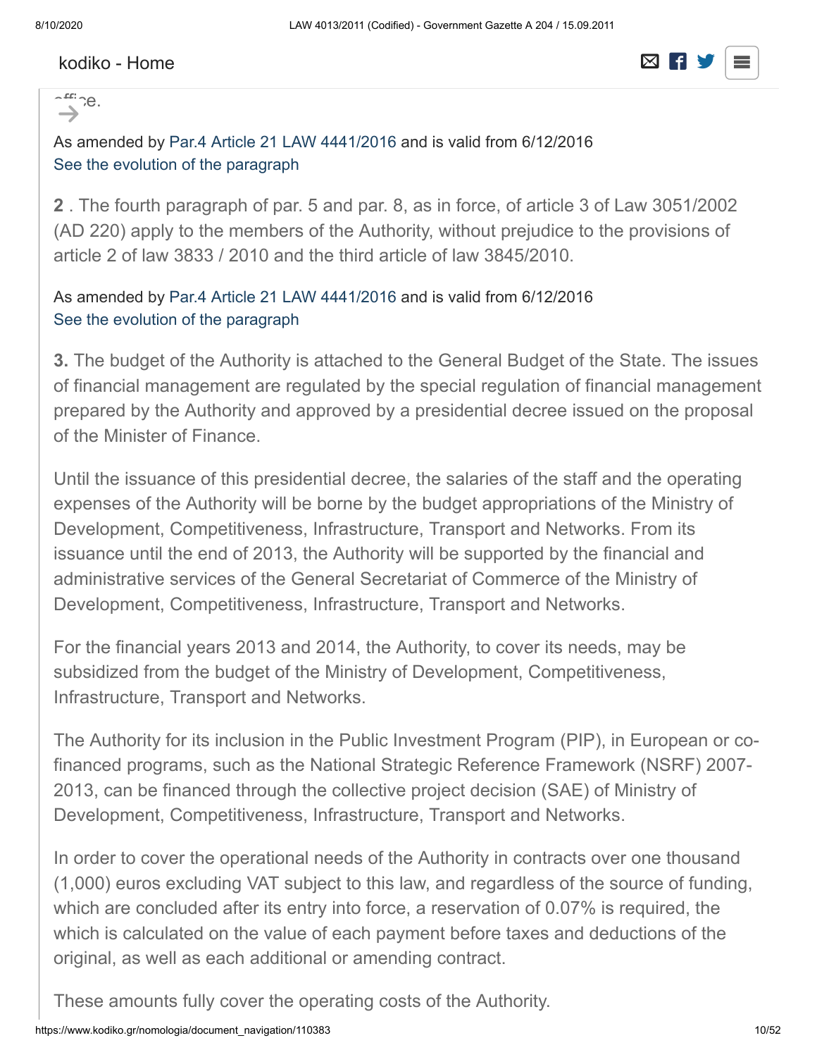office.

As amended by Par.4 Article 21 LAW 4441/2016 and is valid from 6/12/2016
See the evolution of the paragraph

**2** . The fourth paragraph of par. 5 and par. 8, as in force, of article 3 of Law 3051/2002 (AD 220) apply to the members of the Authority, without prejudice to the provisions of article 2 of law 3833 / 2010 and the third article of law 3845/2010.

As amended by Par.4 Article 21 LAW 4441/2016 and is valid from 6/12/2016
See the evolution of the paragraph

**3.** The budget of the Authority is attached to the General Budget of the State. The issues of financial management are regulated by the special regulation of financial management prepared by the Authority and approved by a presidential decree issued on the proposal of the Minister of Finance.

Until the issuance of this presidential decree, the salaries of the staff and the operating expenses of the Authority will be borne by the budget appropriations of the Ministry of Development, Competitiveness, Infrastructure, Transport and Networks. From its issuance until the end of 2013, the Authority will be supported by the financial and administrative services of the General Secretariat of Commerce of the Ministry of Development, Competitiveness, Infrastructure, Transport and Networks.

For the financial years 2013 and 2014, the Authority, to cover its needs, may be subsidized from the budget of the Ministry of Development, Competitiveness, Infrastructure, Transport and Networks.

The Authority for its inclusion in the Public Investment Program (PIP), in European or co-financed programs, such as the National Strategic Reference Framework (NSRF) 2007-2013, can be financed through the collective project decision (SAE) of Ministry of Development, Competitiveness, Infrastructure, Transport and Networks.

In order to cover the operational needs of the Authority in contracts over one thousand (1,000) euros excluding VAT subject to this law, and regardless of the source of funding, which are concluded after its entry into force, a reservation of 0.07% is required, the which is calculated on the value of each payment before taxes and deductions of the original, as well as each additional or amending contract.

These amounts fully cover the operating costs of the Authority.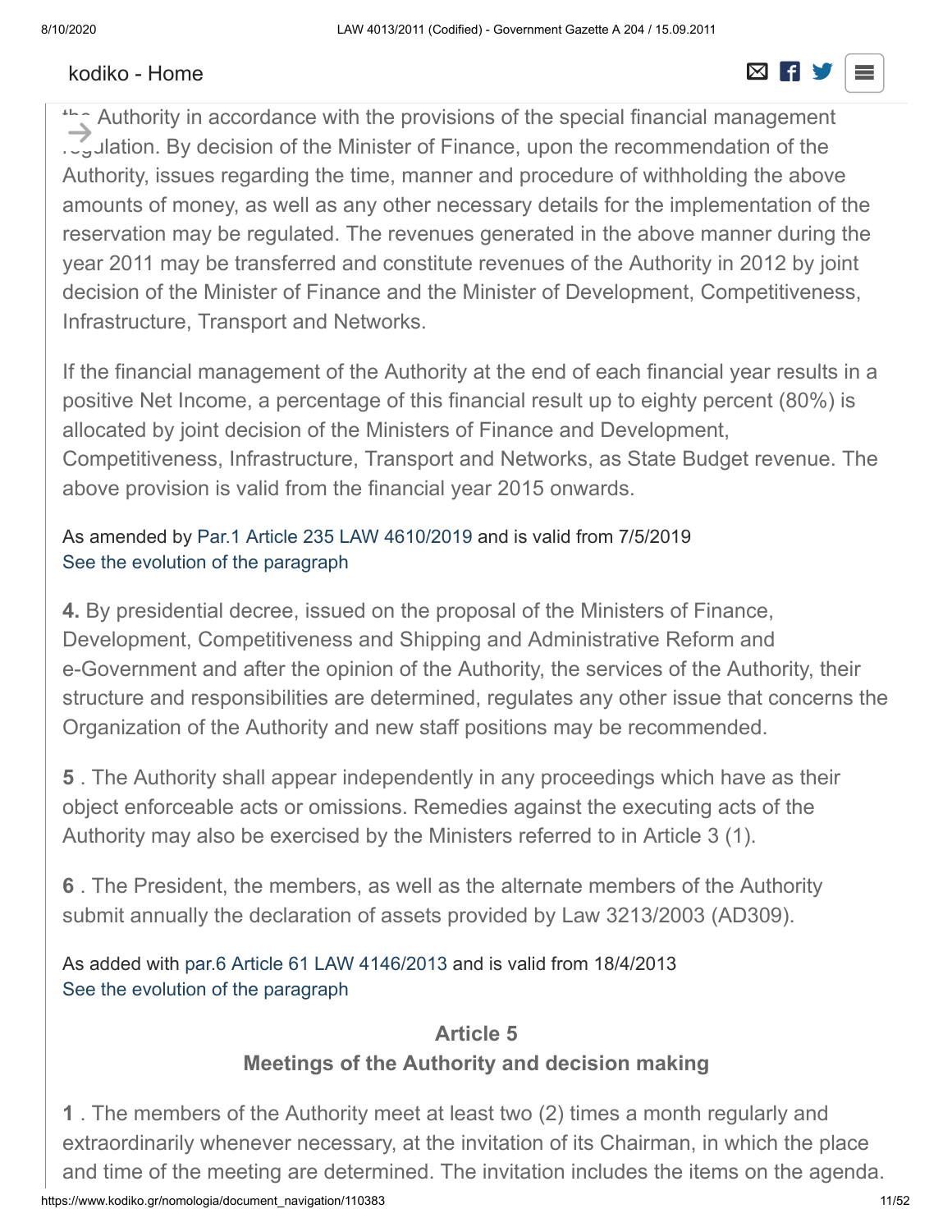the Authority in accordance with the provisions of the special financial management regulation. By decision of the Minister of Finance, upon the recommendation of the Authority, issues regarding the time, manner and procedure of withholding the above amounts of money, as well as any other necessary details for the implementation of the reservation may be regulated. The revenues generated in the above manner during the year 2011 may be transferred and constitute revenues of the Authority in 2012 by joint decision of the Minister of Finance and the Minister of Development, Competitiveness, Infrastructure, Transport and Networks.

If the financial management of the Authority at the end of each financial year results in a positive Net Income, a percentage of this financial result up to eighty percent (80%) is allocated by joint decision of the Ministers of Finance and Development, Competitiveness, Infrastructure, Transport and Networks, as State Budget revenue. The above provision is valid from the financial year 2015 onwards.

As amended by Par.1 Article 235 LAW 4610/2019 and is valid from 7/5/2019
See the evolution of the paragraph

**4.** By presidential decree, issued on the proposal of the Ministers of Finance, Development, Competitiveness and Shipping and Administrative Reform and e-Government and after the opinion of the Authority, the services of the Authority, their structure and responsibilities are determined, regulates any other issue that concerns the Organization of the Authority and new staff positions may be recommended.

**5** . The Authority shall appear independently in any proceedings which have as their object enforceable acts or omissions. Remedies against the executing acts of the Authority may also be exercised by the Ministers referred to in Article 3 (1).

**6** . The President, the members, as well as the alternate members of the Authority submit annually the declaration of assets provided by Law 3213/2003 (AD309).

As added with par.6 Article 61 LAW 4146/2013 and is valid from 18/4/2013
See the evolution of the paragraph

## Article 5
## Meetings of the Authority and decision making

**1** . The members of the Authority meet at least two (2) times a month regularly and extraordinarily whenever necessary, at the invitation of its Chairman, in which the place and time of the meeting are determined. The invitation includes the items on the agenda.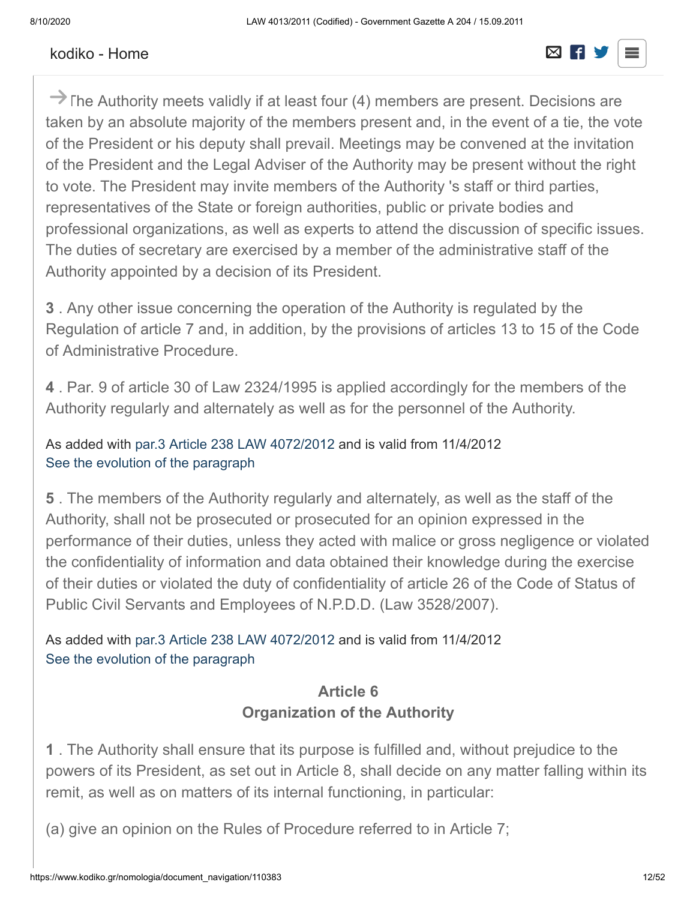→ The Authority meets validly if at least four (4) members are present. Decisions are taken by an absolute majority of the members present and, in the event of a tie, the vote of the President or his deputy shall prevail. Meetings may be convened at the invitation of the President and the Legal Adviser of the Authority may be present without the right to vote. The President may invite members of the Authority 's staff or third parties, representatives of the State or foreign authorities, public or private bodies and professional organizations, as well as experts to attend the discussion of specific issues. The duties of secretary are exercised by a member of the administrative staff of the Authority appointed by a decision of its President.

**3** . Any other issue concerning the operation of the Authority is regulated by the Regulation of article 7 and, in addition, by the provisions of articles 13 to 15 of the Code of Administrative Procedure.

**4** . Par. 9 of article 30 of Law 2324/1995 is applied accordingly for the members of the Authority regularly and alternately as well as for the personnel of the Authority.

As added with par.3 Article 238 LAW 4072/2012 and is valid from 11/4/2012
See the evolution of the paragraph

**5** . The members of the Authority regularly and alternately, as well as the staff of the Authority, shall not be prosecuted or prosecuted for an opinion expressed in the performance of their duties, unless they acted with malice or gross negligence or violated the confidentiality of information and data obtained their knowledge during the exercise of their duties or violated the duty of confidentiality of article 26 of the Code of Status of Public Civil Servants and Employees of N.P.D.D. (Law 3528/2007).

As added with par.3 Article 238 LAW 4072/2012 and is valid from 11/4/2012
See the evolution of the paragraph

### Article 6
### Organization of the Authority

**1** . The Authority shall ensure that its purpose is fulfilled and, without prejudice to the powers of its President, as set out in Article 8, shall decide on any matter falling within its remit, as well as on matters of its internal functioning, in particular:

(a) give an opinion on the Rules of Procedure referred to in Article 7;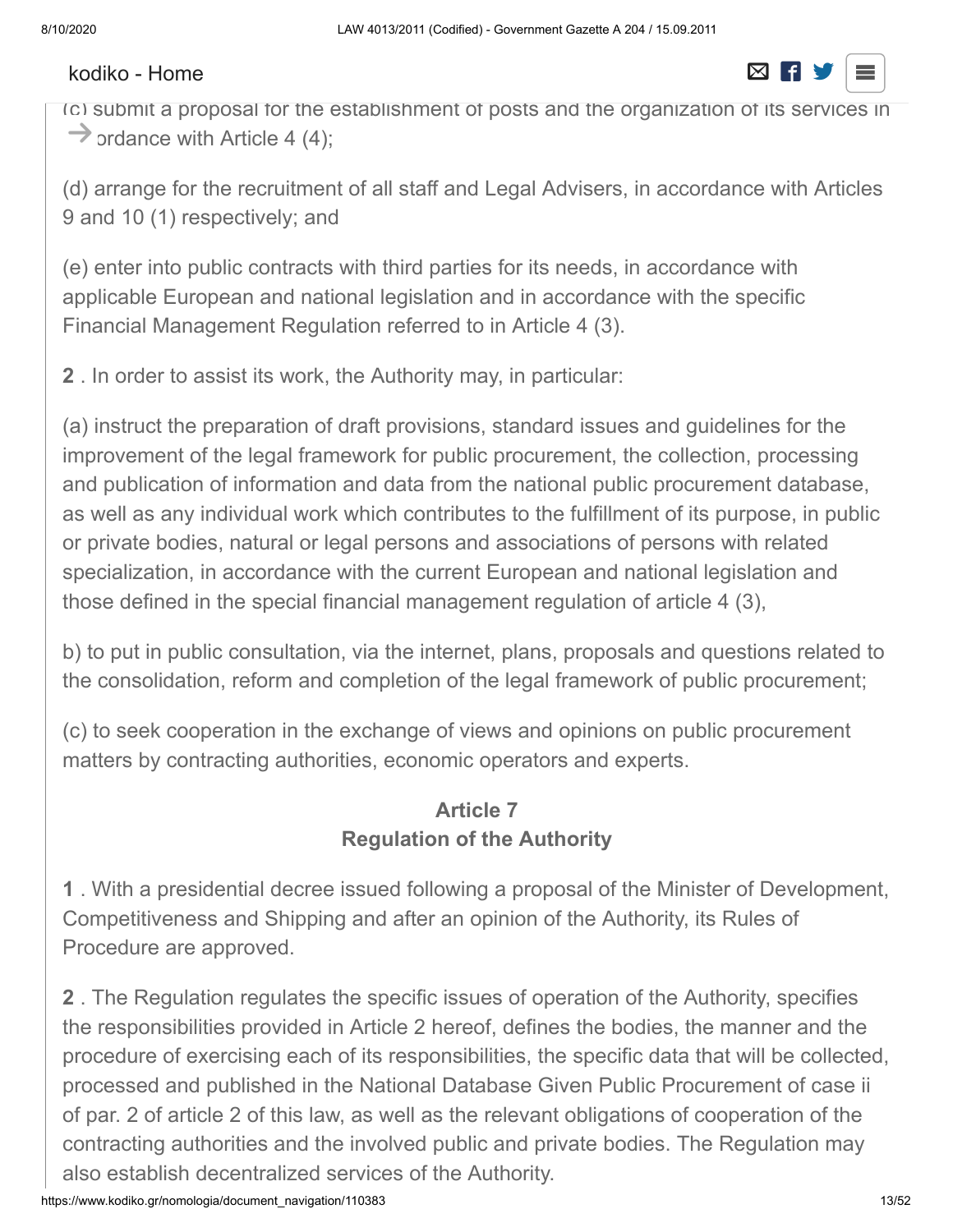(c) submit a proposal for the establishment of posts and the organization of its services in accordance with Article 4 (4);

(d) arrange for the recruitment of all staff and Legal Advisers, in accordance with Articles 9 and 10 (1) respectively; and

(e) enter into public contracts with third parties for its needs, in accordance with applicable European and national legislation and in accordance with the specific Financial Management Regulation referred to in Article 4 (3).

**2** . In order to assist its work, the Authority may, in particular:

(a) instruct the preparation of draft provisions, standard issues and guidelines for the improvement of the legal framework for public procurement, the collection, processing and publication of information and data from the national public procurement database, as well as any individual work which contributes to the fulfillment of its purpose, in public or private bodies, natural or legal persons and associations of persons with related specialization, in accordance with the current European and national legislation and those defined in the special financial management regulation of article 4 (3),

b) to put in public consultation, via the internet, plans, proposals and questions related to the consolidation, reform and completion of the legal framework of public procurement;

(c) to seek cooperation in the exchange of views and opinions on public procurement matters by contracting authorities, economic operators and experts.

### Article 7
### Regulation of the Authority

**1** . With a presidential decree issued following a proposal of the Minister of Development, Competitiveness and Shipping and after an opinion of the Authority, its Rules of Procedure are approved.

**2** . The Regulation regulates the specific issues of operation of the Authority, specifies the responsibilities provided in Article 2 hereof, defines the bodies, the manner and the procedure of exercising each of its responsibilities, the specific data that will be collected, processed and published in the National Database Given Public Procurement of case ii of par. 2 of article 2 of this law, as well as the relevant obligations of cooperation of the contracting authorities and the involved public and private bodies. The Regulation may also establish decentralized services of the Authority.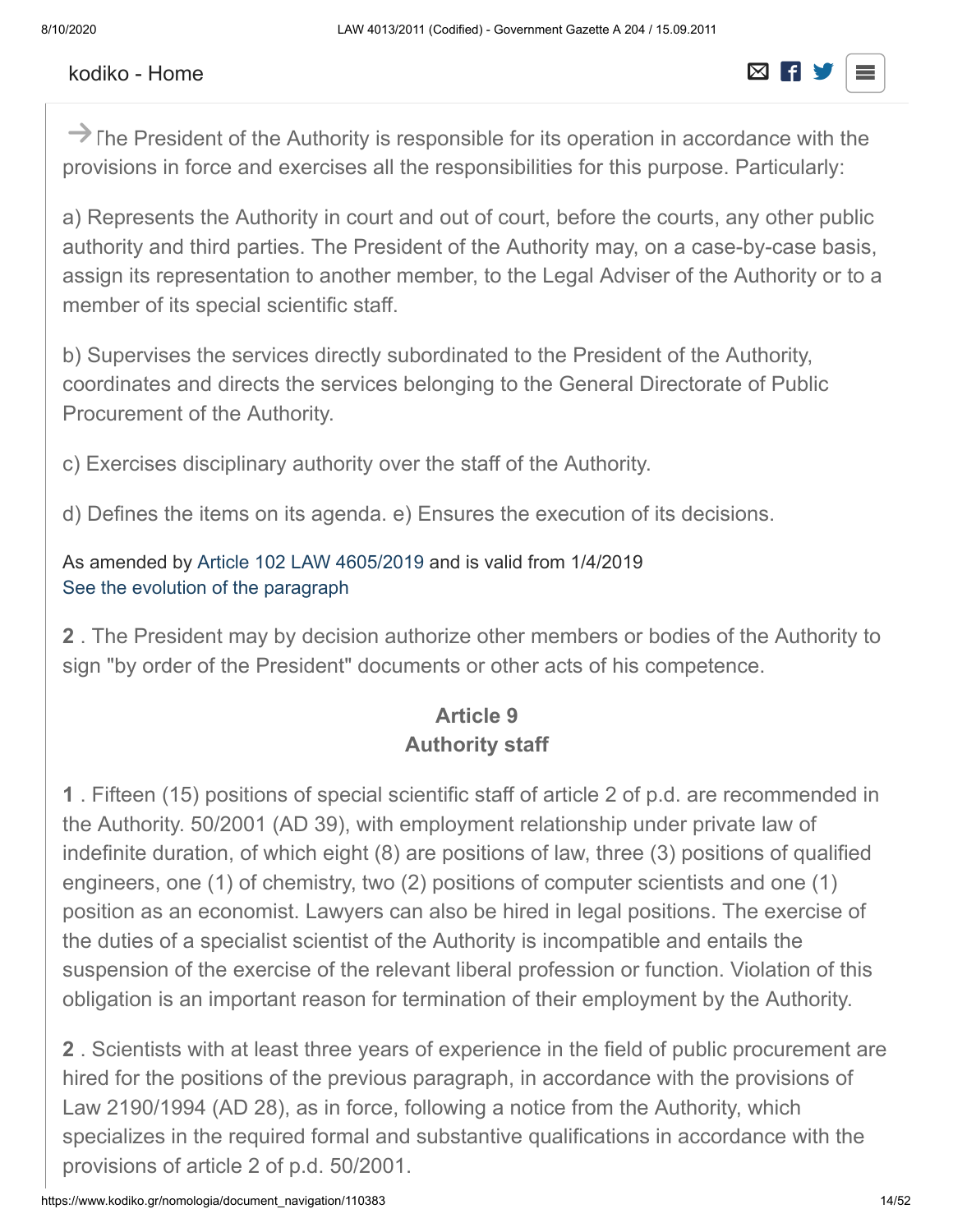→The President of the Authority is responsible for its operation in accordance with the provisions in force and exercises all the responsibilities for this purpose. Particularly:

a) Represents the Authority in court and out of court, before the courts, any other public authority and third parties. The President of the Authority may, on a case-by-case basis, assign its representation to another member, to the Legal Adviser of the Authority or to a member of its special scientific staff.

b) Supervises the services directly subordinated to the President of the Authority, coordinates and directs the services belonging to the General Directorate of Public Procurement of the Authority.

c) Exercises disciplinary authority over the staff of the Authority.

d) Defines the items on its agenda. e) Ensures the execution of its decisions.

As amended by Article 102 LAW 4605/2019 and is valid from 1/4/2019
See the evolution of the paragraph

**2** . The President may by decision authorize other members or bodies of the Authority to sign "by order of the President" documents or other acts of his competence.

### Article 9
### Authority staff

**1** . Fifteen (15) positions of special scientific staff of article 2 of p.d. are recommended in the Authority. 50/2001 (AD 39), with employment relationship under private law of indefinite duration, of which eight (8) are positions of law, three (3) positions of qualified engineers, one (1) of chemistry, two (2) positions of computer scientists and one (1) position as an economist. Lawyers can also be hired in legal positions. The exercise of the duties of a specialist scientist of the Authority is incompatible and entails the suspension of the exercise of the relevant liberal profession or function. Violation of this obligation is an important reason for termination of their employment by the Authority.

**2** . Scientists with at least three years of experience in the field of public procurement are hired for the positions of the previous paragraph, in accordance with the provisions of Law 2190/1994 (AD 28), as in force, following a notice from the Authority, which specializes in the required formal and substantive qualifications in accordance with the provisions of article 2 of p.d. 50/2001.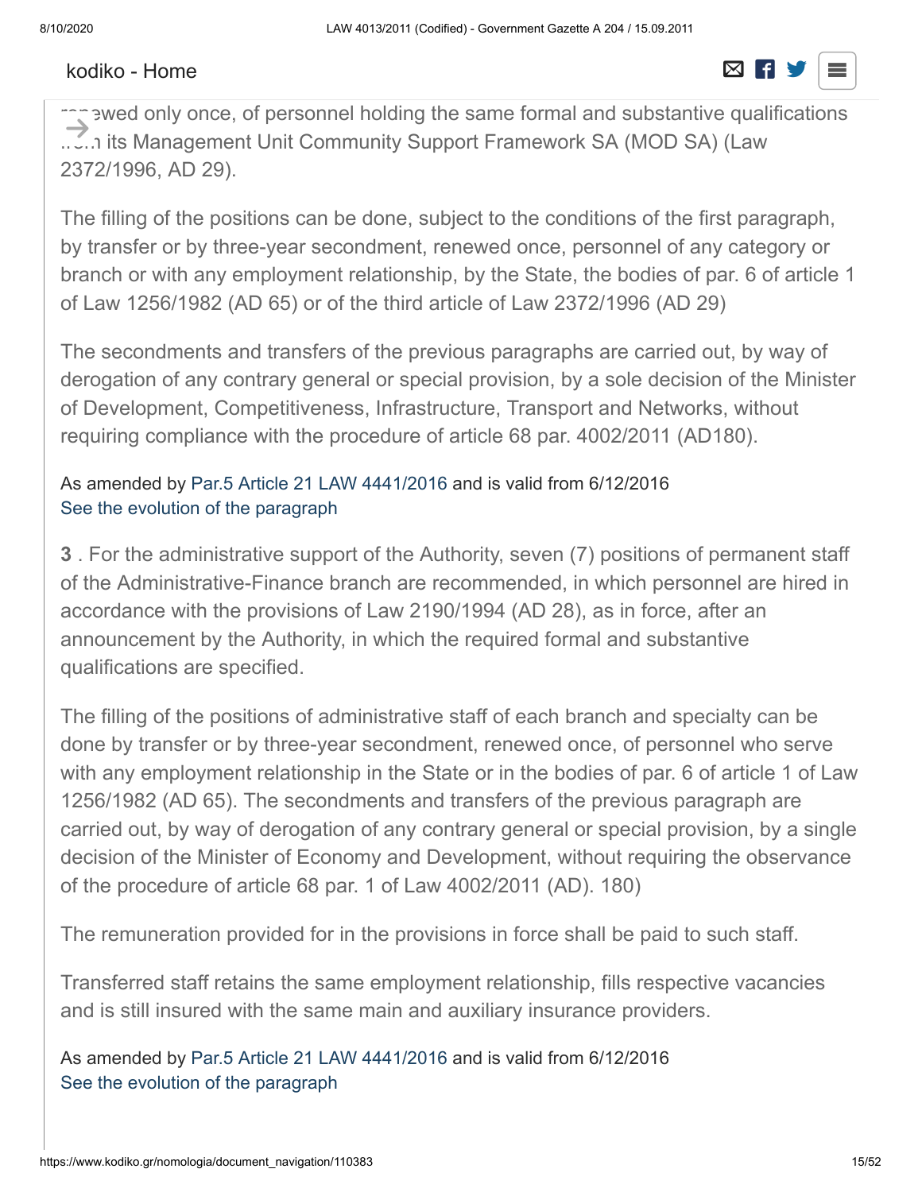renewed only once, of personnel holding the same formal and substantive qualifications from its Management Unit Community Support Framework SA (MOD SA) (Law 2372/1996, AD 29).

The filling of the positions can be done, subject to the conditions of the first paragraph, by transfer or by three-year secondment, renewed once, personnel of any category or branch or with any employment relationship, by the State, the bodies of par. 6 of article 1 of Law 1256/1982 (AD 65) or of the third article of Law 2372/1996 (AD 29)

The secondments and transfers of the previous paragraphs are carried out, by way of derogation of any contrary general or special provision, by a sole decision of the Minister of Development, Competitiveness, Infrastructure, Transport and Networks, without requiring compliance with the procedure of article 68 par. 4002/2011 (AD180).

As amended by Par.5 Article 21 LAW 4441/2016 and is valid from 6/12/2016
See the evolution of the paragraph

**3** . For the administrative support of the Authority, seven (7) positions of permanent staff of the Administrative-Finance branch are recommended, in which personnel are hired in accordance with the provisions of Law 2190/1994 (AD 28), as in force, after an announcement by the Authority, in which the required formal and substantive qualifications are specified.

The filling of the positions of administrative staff of each branch and specialty can be done by transfer or by three-year secondment, renewed once, of personnel who serve with any employment relationship in the State or in the bodies of par. 6 of article 1 of Law 1256/1982 (AD 65). The secondments and transfers of the previous paragraph are carried out, by way of derogation of any contrary general or special provision, by a single decision of the Minister of Economy and Development, without requiring the observance of the procedure of article 68 par. 1 of Law 4002/2011 (AD). 180)

The remuneration provided for in the provisions in force shall be paid to such staff.

Transferred staff retains the same employment relationship, fills respective vacancies and is still insured with the same main and auxiliary insurance providers.

As amended by Par.5 Article 21 LAW 4441/2016 and is valid from 6/12/2016
See the evolution of the paragraph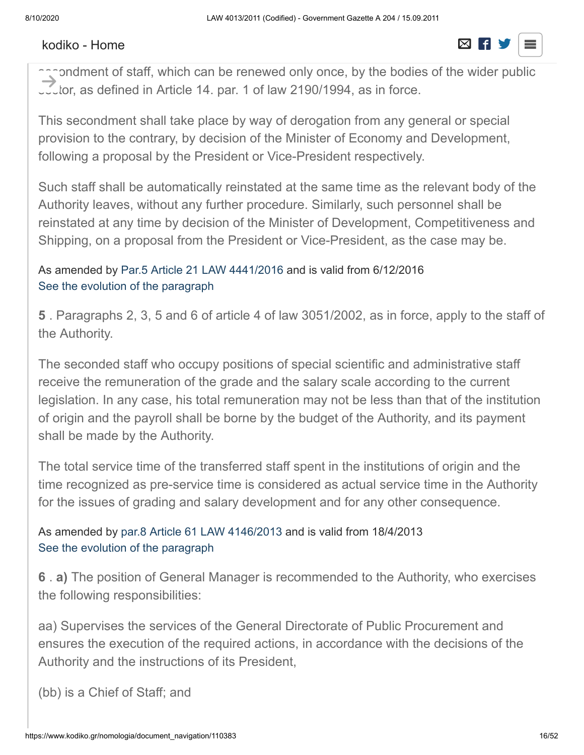secondment of staff, which can be renewed only once, by the bodies of the wider public sector, as defined in Article 14. par. 1 of law 2190/1994, as in force.

This secondment shall take place by way of derogation from any general or special provision to the contrary, by decision of the Minister of Economy and Development, following a proposal by the President or Vice-President respectively.

Such staff shall be automatically reinstated at the same time as the relevant body of the Authority leaves, without any further procedure. Similarly, such personnel shall be reinstated at any time by decision of the Minister of Development, Competitiveness and Shipping, on a proposal from the President or Vice-President, as the case may be.

As amended by Par.5 Article 21 LAW 4441/2016 and is valid from 6/12/2016
See the evolution of the paragraph

**5** . Paragraphs 2, 3, 5 and 6 of article 4 of law 3051/2002, as in force, apply to the staff of the Authority.

The seconded staff who occupy positions of special scientific and administrative staff receive the remuneration of the grade and the salary scale according to the current legislation. In any case, his total remuneration may not be less than that of the institution of origin and the payroll shall be borne by the budget of the Authority, and its payment shall be made by the Authority.

The total service time of the transferred staff spent in the institutions of origin and the time recognized as pre-service time is considered as actual service time in the Authority for the issues of grading and salary development and for any other consequence.

As amended by par.8 Article 61 LAW 4146/2013 and is valid from 18/4/2013
See the evolution of the paragraph

**6** . **a)** The position of General Manager is recommended to the Authority, who exercises the following responsibilities:

aa) Supervises the services of the General Directorate of Public Procurement and ensures the execution of the required actions, in accordance with the decisions of the Authority and the instructions of its President,

(bb) is a Chief of Staff; and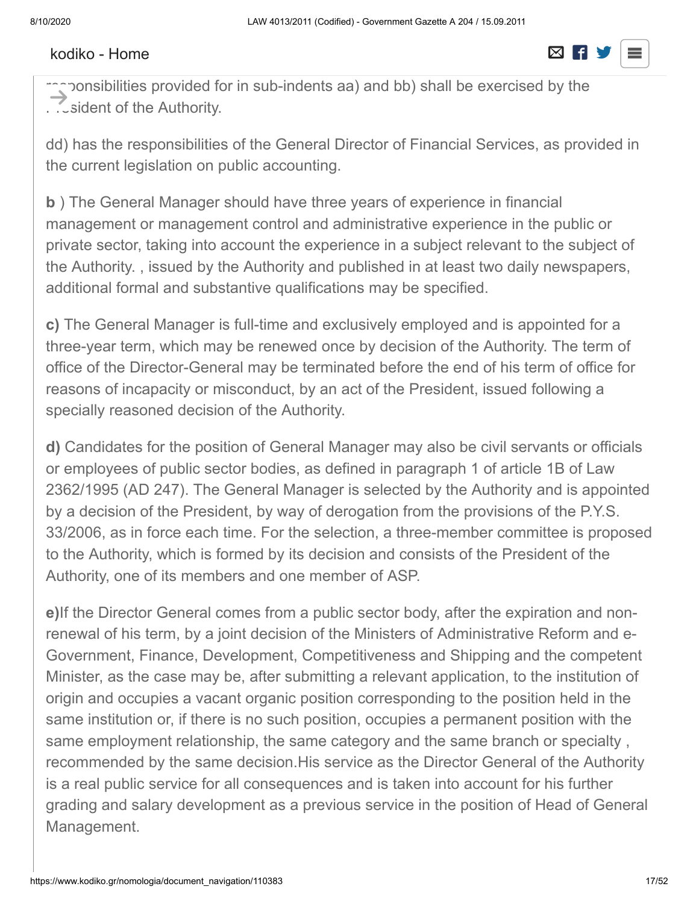responsibilities provided for in sub-indents aa) and bb) shall be exercised by the President of the Authority.

dd) has the responsibilities of the General Director of Financial Services, as provided in the current legislation on public accounting.

**b** ) The General Manager should have three years of experience in financial management or management control and administrative experience in the public or private sector, taking into account the experience in a subject relevant to the subject of the Authority. , issued by the Authority and published in at least two daily newspapers, additional formal and substantive qualifications may be specified.

**c)** The General Manager is full-time and exclusively employed and is appointed for a three-year term, which may be renewed once by decision of the Authority. The term of office of the Director-General may be terminated before the end of his term of office for reasons of incapacity or misconduct, by an act of the President, issued following a specially reasoned decision of the Authority.

**d)** Candidates for the position of General Manager may also be civil servants or officials or employees of public sector bodies, as defined in paragraph 1 of article 1B of Law 2362/1995 (AD 247). The General Manager is selected by the Authority and is appointed by a decision of the President, by way of derogation from the provisions of the P.Y.S. 33/2006, as in force each time. For the selection, a three-member committee is proposed to the Authority, which is formed by its decision and consists of the President of the Authority, one of its members and one member of ASP.

**e)**If the Director General comes from a public sector body, after the expiration and non-renewal of his term, by a joint decision of the Ministers of Administrative Reform and e-Government, Finance, Development, Competitiveness and Shipping and the competent Minister, as the case may be, after submitting a relevant application, to the institution of origin and occupies a vacant organic position corresponding to the position held in the same institution or, if there is no such position, occupies a permanent position with the same employment relationship, the same category and the same branch or specialty , recommended by the same decision.His service as the Director General of the Authority is a real public service for all consequences and is taken into account for his further grading and salary development as a previous service in the position of Head of General Management.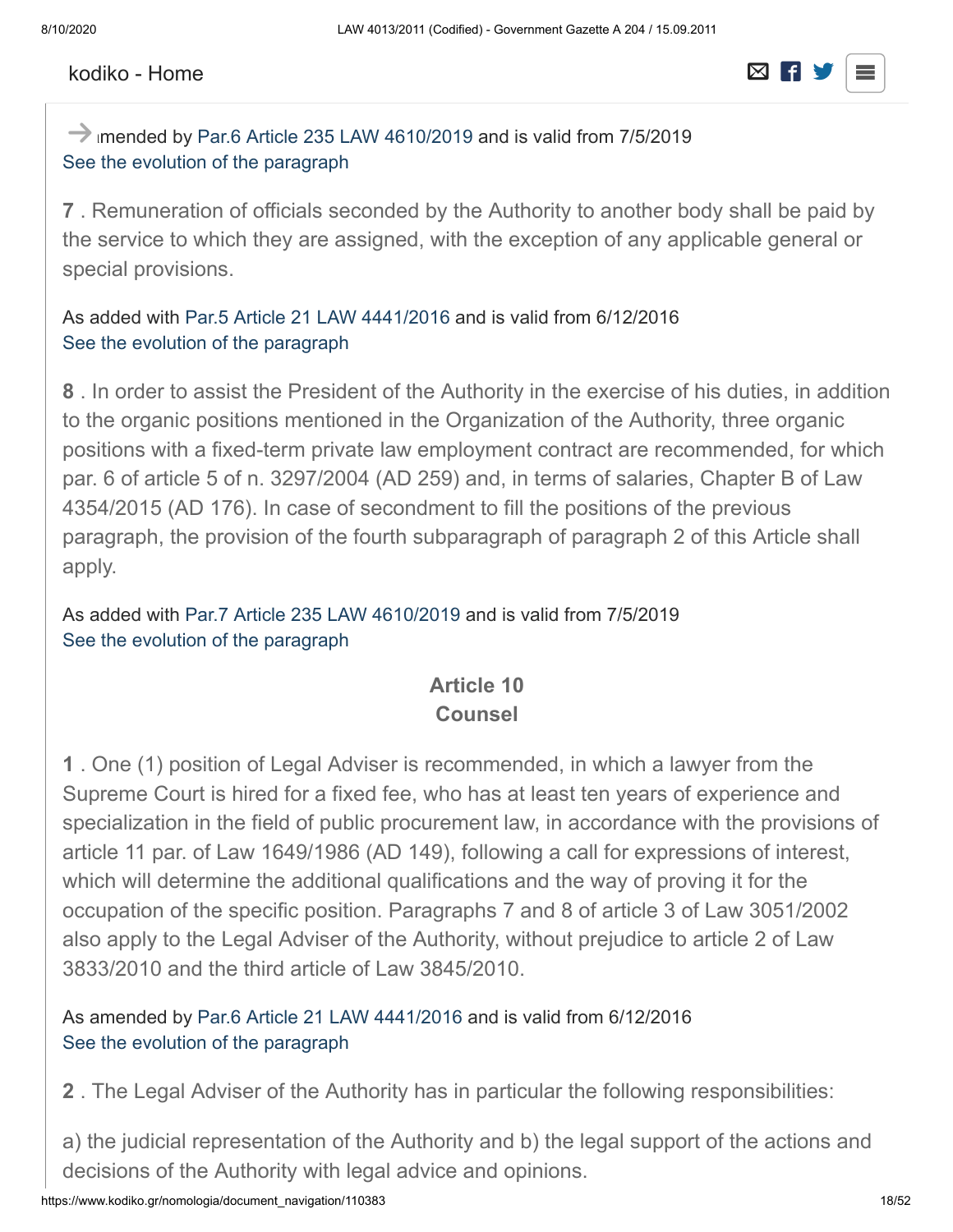→ amended by Par.6 Article 235 LAW 4610/2019 and is valid from 7/5/2019
See the evolution of the paragraph

**7** . Remuneration of officials seconded by the Authority to another body shall be paid by the service to which they are assigned, with the exception of any applicable general or special provisions.

As added with Par.5 Article 21 LAW 4441/2016 and is valid from 6/12/2016
See the evolution of the paragraph

**8** . In order to assist the President of the Authority in the exercise of his duties, in addition to the organic positions mentioned in the Organization of the Authority, three organic positions with a fixed-term private law employment contract are recommended, for which par. 6 of article 5 of n. 3297/2004 (AD 259) and, in terms of salaries, Chapter B of Law 4354/2015 (AD 176). In case of secondment to fill the positions of the previous paragraph, the provision of the fourth subparagraph of paragraph 2 of this Article shall apply.

As added with Par.7 Article 235 LAW 4610/2019 and is valid from 7/5/2019
See the evolution of the paragraph

## Article 10
## Counsel

**1** . One (1) position of Legal Adviser is recommended, in which a lawyer from the Supreme Court is hired for a fixed fee, who has at least ten years of experience and specialization in the field of public procurement law, in accordance with the provisions of article 11 par. of Law 1649/1986 (AD 149), following a call for expressions of interest, which will determine the additional qualifications and the way of proving it for the occupation of the specific position. Paragraphs 7 and 8 of article 3 of Law 3051/2002 also apply to the Legal Adviser of the Authority, without prejudice to article 2 of Law 3833/2010 and the third article of Law 3845/2010.

As amended by Par.6 Article 21 LAW 4441/2016 and is valid from 6/12/2016
See the evolution of the paragraph

**2** . The Legal Adviser of the Authority has in particular the following responsibilities:

a) the judicial representation of the Authority and b) the legal support of the actions and decisions of the Authority with legal advice and opinions.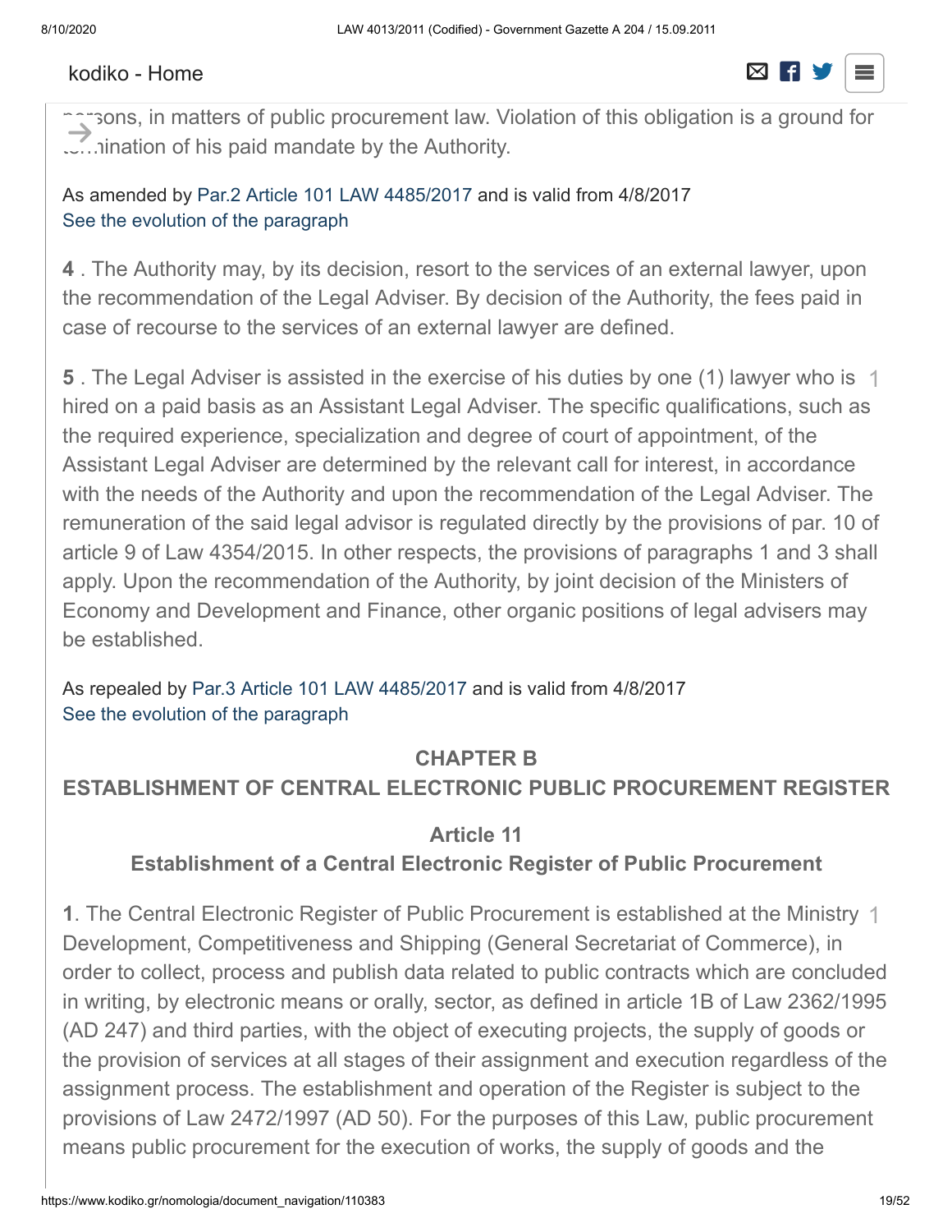persons, in matters of public procurement law. Violation of this obligation is a ground for termination of his paid mandate by the Authority.

As amended by Par.2 Article 101 LAW 4485/2017 and is valid from 4/8/2017
See the evolution of the paragraph

**4** . The Authority may, by its decision, resort to the services of an external lawyer, upon the recommendation of the Legal Adviser. By decision of the Authority, the fees paid in case of recourse to the services of an external lawyer are defined.

**5** . The Legal Adviser is assisted in the exercise of his duties by one (1) lawyer who is hired on a paid basis as an Assistant Legal Adviser. The specific qualifications, such as the required experience, specialization and degree of court of appointment, of the Assistant Legal Adviser are determined by the relevant call for interest, in accordance with the needs of the Authority and upon the recommendation of the Legal Adviser. The remuneration of the said legal advisor is regulated directly by the provisions of par. 10 of article 9 of Law 4354/2015. In other respects, the provisions of paragraphs 1 and 3 shall apply. Upon the recommendation of the Authority, by joint decision of the Ministers of Economy and Development and Finance, other organic positions of legal advisers may be established.

As repealed by Par.3 Article 101 LAW 4485/2017 and is valid from 4/8/2017
See the evolution of the paragraph

## CHAPTER B
## ESTABLISHMENT OF CENTRAL ELECTRONIC PUBLIC PROCUREMENT REGISTER

### Article 11
### Establishment of a Central Electronic Register of Public Procurement

**1**. The Central Electronic Register of Public Procurement is established at the Ministry Development, Competitiveness and Shipping (General Secretariat of Commerce), in order to collect, process and publish data related to public contracts which are concluded in writing, by electronic means or orally, sector, as defined in article 1B of Law 2362/1995 (AD 247) and third parties, with the object of executing projects, the supply of goods or the provision of services at all stages of their assignment and execution regardless of the assignment process. The establishment and operation of the Register is subject to the provisions of Law 2472/1997 (AD 50). For the purposes of this Law, public procurement means public procurement for the execution of works, the supply of goods and the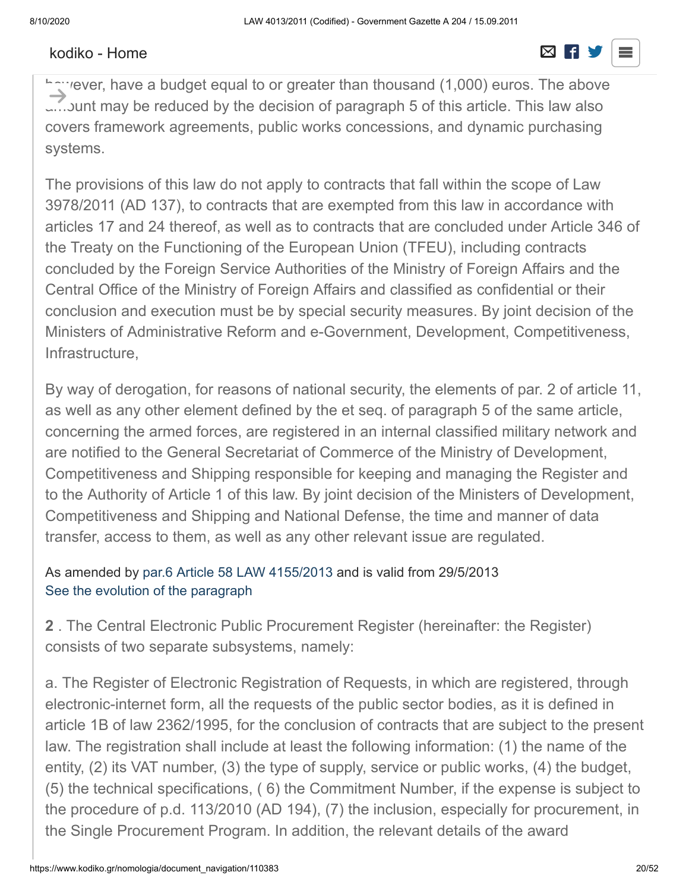however, have a budget equal to or greater than thousand (1,000) euros. The above amount may be reduced by the decision of paragraph 5 of this article. This law also covers framework agreements, public works concessions, and dynamic purchasing systems.

The provisions of this law do not apply to contracts that fall within the scope of Law 3978/2011 (AD 137), to contracts that are exempted from this law in accordance with articles 17 and 24 thereof, as well as to contracts that are concluded under Article 346 of the Treaty on the Functioning of the European Union (TFEU), including contracts concluded by the Foreign Service Authorities of the Ministry of Foreign Affairs and the Central Office of the Ministry of Foreign Affairs and classified as confidential or their conclusion and execution must be by special security measures. By joint decision of the Ministers of Administrative Reform and e-Government, Development, Competitiveness, Infrastructure,

By way of derogation, for reasons of national security, the elements of par. 2 of article 11, as well as any other element defined by the et seq. of paragraph 5 of the same article, concerning the armed forces, are registered in an internal classified military network and are notified to the General Secretariat of Commerce of the Ministry of Development, Competitiveness and Shipping responsible for keeping and managing the Register and to the Authority of Article 1 of this law. By joint decision of the Ministers of Development, Competitiveness and Shipping and National Defense, the time and manner of data transfer, access to them, as well as any other relevant issue are regulated.

As amended by par.6 Article 58 LAW 4155/2013 and is valid from 29/5/2013
See the evolution of the paragraph

**2** . The Central Electronic Public Procurement Register (hereinafter: the Register) consists of two separate subsystems, namely:

a. The Register of Electronic Registration of Requests, in which are registered, through electronic-internet form, all the requests of the public sector bodies, as it is defined in article 1B of law 2362/1995, for the conclusion of contracts that are subject to the present law. The registration shall include at least the following information: (1) the name of the entity, (2) its VAT number, (3) the type of supply, service or public works, (4) the budget, (5) the technical specifications, ( 6) the Commitment Number, if the expense is subject to the procedure of p.d. 113/2010 (AD 194), (7) the inclusion, especially for procurement, in the Single Procurement Program. In addition, the relevant details of the award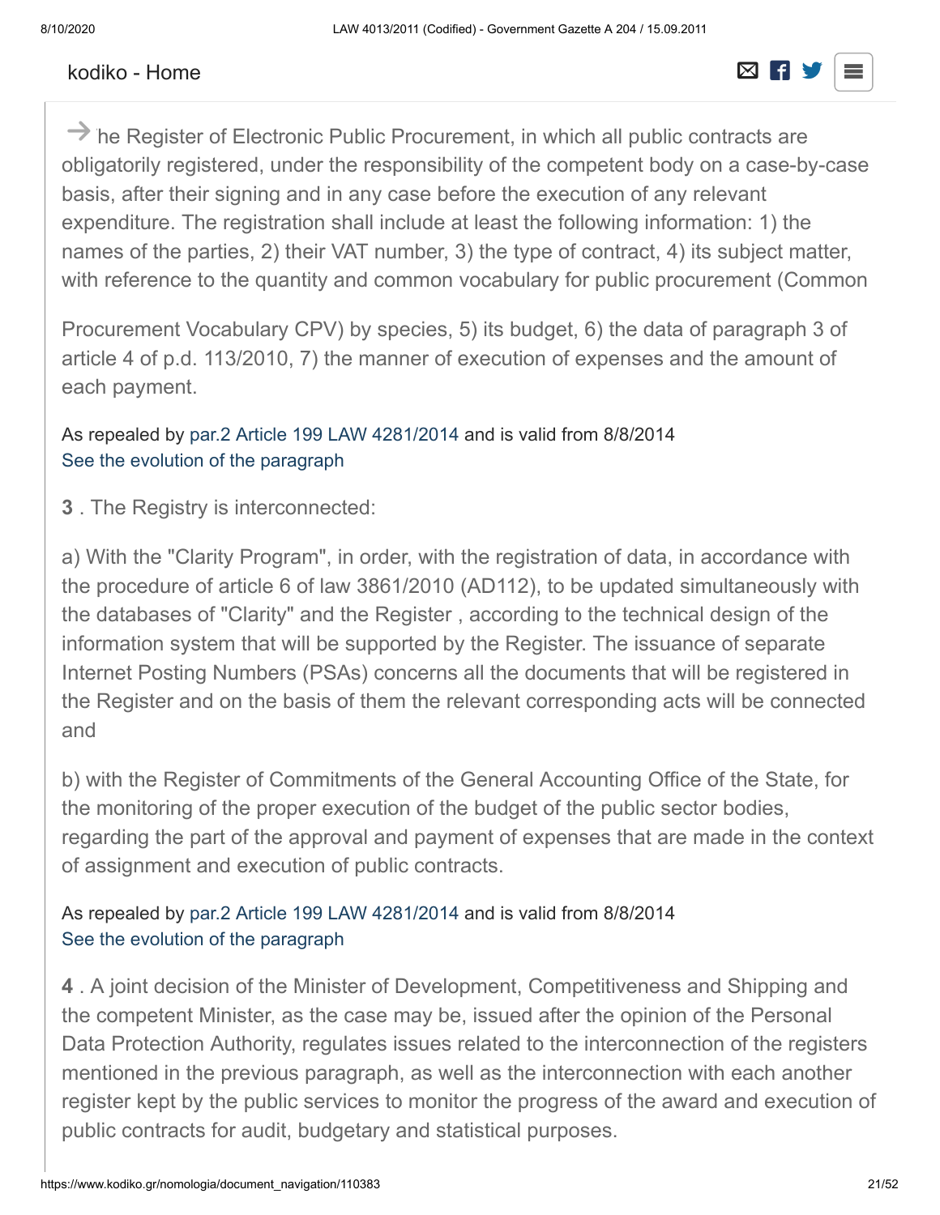→ he Register of Electronic Public Procurement, in which all public contracts are obligatorily registered, under the responsibility of the competent body on a case-by-case basis, after their signing and in any case before the execution of any relevant expenditure. The registration shall include at least the following information: 1) the names of the parties, 2) their VAT number, 3) the type of contract, 4) its subject matter, with reference to the quantity and common vocabulary for public procurement (Common

Procurement Vocabulary CPV) by species, 5) its budget, 6) the data of paragraph 3 of article 4 of p.d. 113/2010, 7) the manner of execution of expenses and the amount of each payment.

As repealed by par.2 Article 199 LAW 4281/2014 and is valid from 8/8/2014
See the evolution of the paragraph

**3** . The Registry is interconnected:

a) With the "Clarity Program", in order, with the registration of data, in accordance with the procedure of article 6 of law 3861/2010 (AD112), to be updated simultaneously with the databases of "Clarity" and the Register , according to the technical design of the information system that will be supported by the Register. The issuance of separate Internet Posting Numbers (PSAs) concerns all the documents that will be registered in the Register and on the basis of them the relevant corresponding acts will be connected and

b) with the Register of Commitments of the General Accounting Office of the State, for the monitoring of the proper execution of the budget of the public sector bodies, regarding the part of the approval and payment of expenses that are made in the context of assignment and execution of public contracts.

As repealed by par.2 Article 199 LAW 4281/2014 and is valid from 8/8/2014
See the evolution of the paragraph

**4** . A joint decision of the Minister of Development, Competitiveness and Shipping and the competent Minister, as the case may be, issued after the opinion of the Personal Data Protection Authority, regulates issues related to the interconnection of the registers mentioned in the previous paragraph, as well as the interconnection with each another register kept by the public services to monitor the progress of the award and execution of public contracts for audit, budgetary and statistical purposes.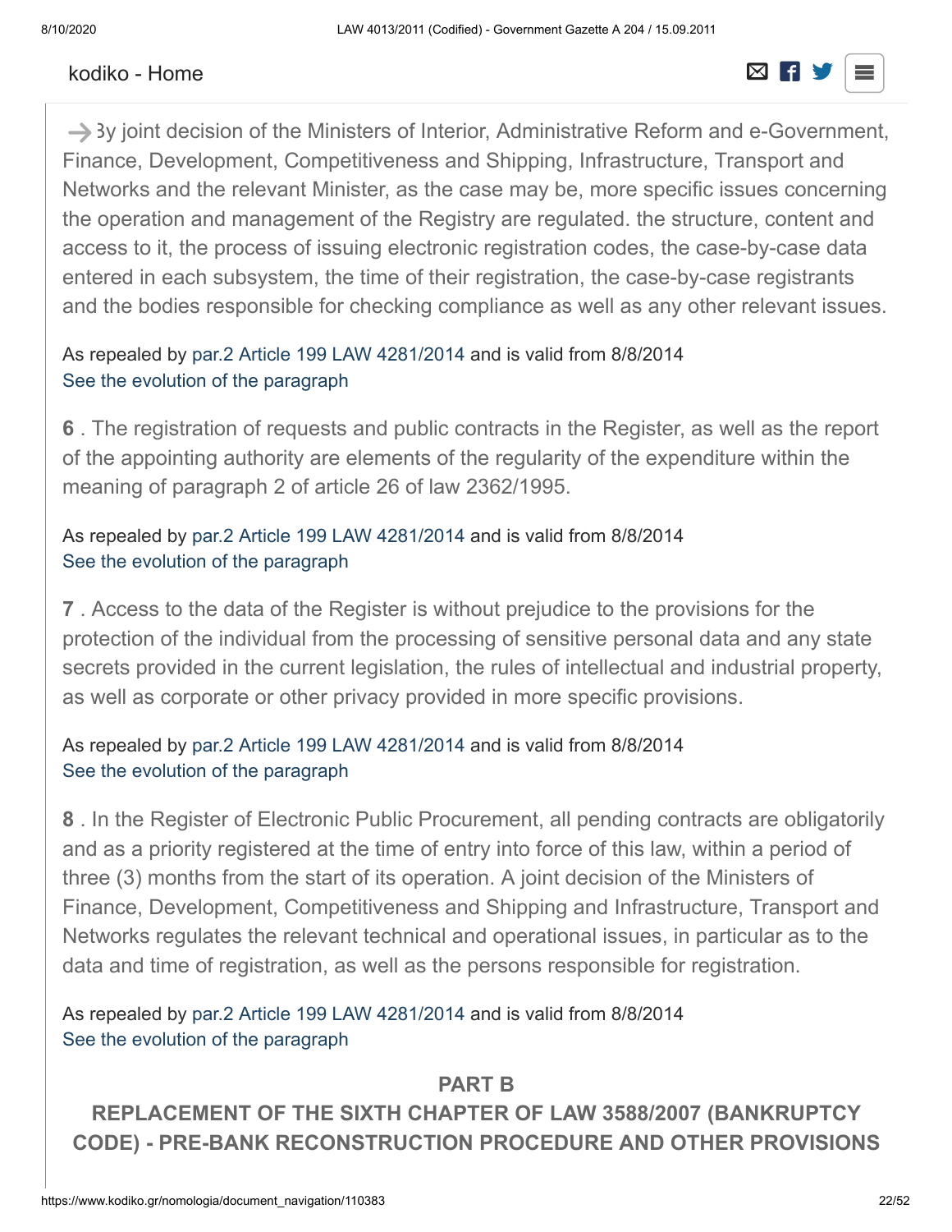→ By joint decision of the Ministers of Interior, Administrative Reform and e-Government, Finance, Development, Competitiveness and Shipping, Infrastructure, Transport and Networks and the relevant Minister, as the case may be, more specific issues concerning the operation and management of the Registry are regulated. the structure, content and access to it, the process of issuing electronic registration codes, the case-by-case data entered in each subsystem, the time of their registration, the case-by-case registrants and the bodies responsible for checking compliance as well as any other relevant issues.

As repealed by par.2 Article 199 LAW 4281/2014 and is valid from 8/8/2014
See the evolution of the paragraph

**6** . The registration of requests and public contracts in the Register, as well as the report of the appointing authority are elements of the regularity of the expenditure within the meaning of paragraph 2 of article 26 of law 2362/1995.

As repealed by par.2 Article 199 LAW 4281/2014 and is valid from 8/8/2014
See the evolution of the paragraph

**7** . Access to the data of the Register is without prejudice to the provisions for the protection of the individual from the processing of sensitive personal data and any state secrets provided in the current legislation, the rules of intellectual and industrial property, as well as corporate or other privacy provided in more specific provisions.

As repealed by par.2 Article 199 LAW 4281/2014 and is valid from 8/8/2014
See the evolution of the paragraph

**8** . In the Register of Electronic Public Procurement, all pending contracts are obligatorily and as a priority registered at the time of entry into force of this law, within a period of three (3) months from the start of its operation. A joint decision of the Ministers of Finance, Development, Competitiveness and Shipping and Infrastructure, Transport and Networks regulates the relevant technical and operational issues, in particular as to the data and time of registration, as well as the persons responsible for registration.

As repealed by par.2 Article 199 LAW 4281/2014 and is valid from 8/8/2014
See the evolution of the paragraph

## PART B
## REPLACEMENT OF THE SIXTH CHAPTER OF LAW 3588/2007 (BANKRUPTCY CODE) - PRE-BANK RECONSTRUCTION PROCEDURE AND OTHER PROVISIONS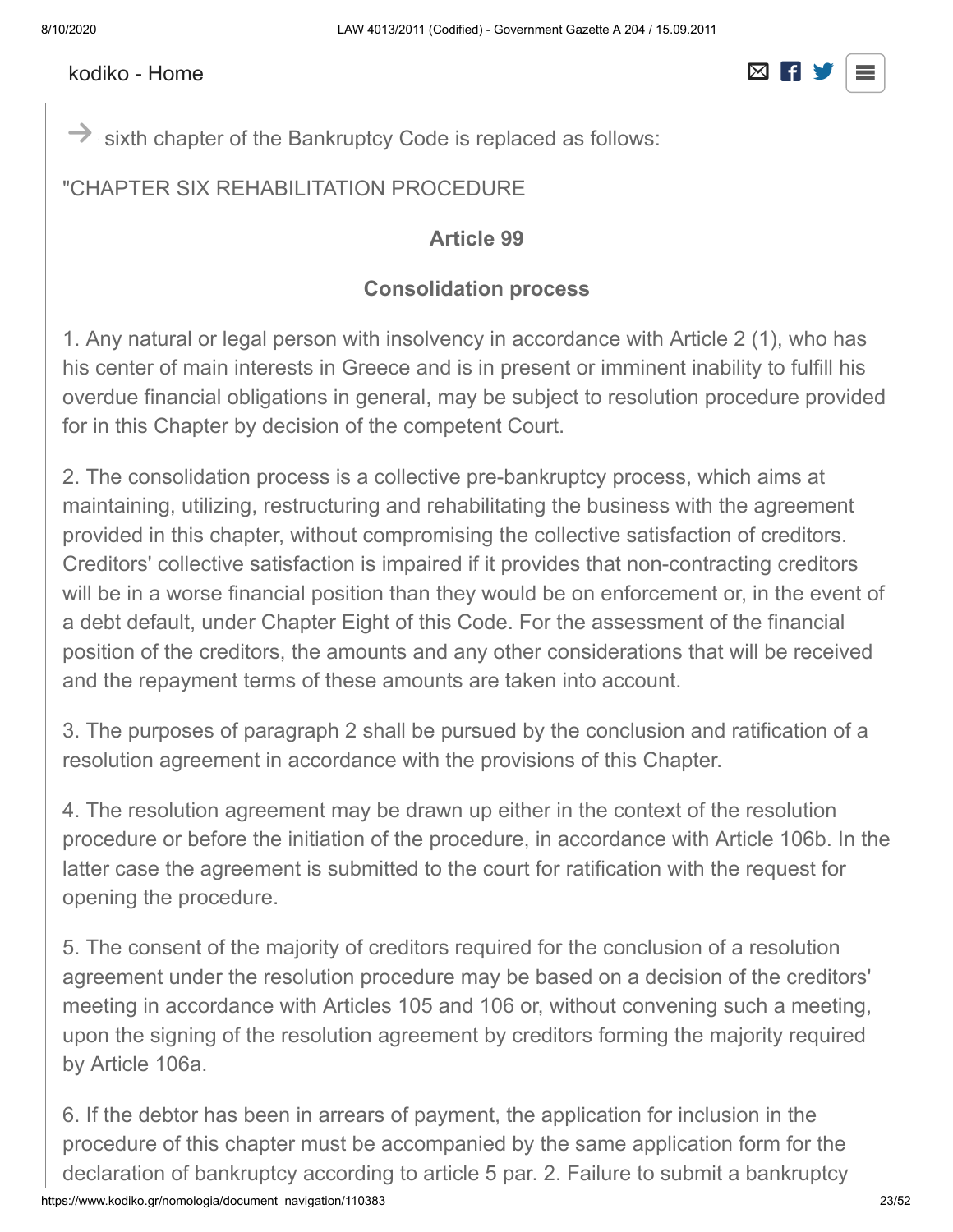→ sixth chapter of the Bankruptcy Code is replaced as follows:

"CHAPTER SIX REHABILITATION PROCEDURE

**Article 99**

**Consolidation process**

1. Any natural or legal person with insolvency in accordance with Article 2 (1), who has his center of main interests in Greece and is in present or imminent inability to fulfill his overdue financial obligations in general, may be subject to resolution procedure provided for in this Chapter by decision of the competent Court.

2. The consolidation process is a collective pre-bankruptcy process, which aims at maintaining, utilizing, restructuring and rehabilitating the business with the agreement provided in this chapter, without compromising the collective satisfaction of creditors. Creditors' collective satisfaction is impaired if it provides that non-contracting creditors will be in a worse financial position than they would be on enforcement or, in the event of a debt default, under Chapter Eight of this Code. For the assessment of the financial position of the creditors, the amounts and any other considerations that will be received and the repayment terms of these amounts are taken into account.

3. The purposes of paragraph 2 shall be pursued by the conclusion and ratification of a resolution agreement in accordance with the provisions of this Chapter.

4. The resolution agreement may be drawn up either in the context of the resolution procedure or before the initiation of the procedure, in accordance with Article 106b. In the latter case the agreement is submitted to the court for ratification with the request for opening the procedure.

5. The consent of the majority of creditors required for the conclusion of a resolution agreement under the resolution procedure may be based on a decision of the creditors' meeting in accordance with Articles 105 and 106 or, without convening such a meeting, upon the signing of the resolution agreement by creditors forming the majority required by Article 106a.

6. If the debtor has been in arrears of payment, the application for inclusion in the procedure of this chapter must be accompanied by the same application form for the declaration of bankruptcy according to article 5 par. 2. Failure to submit a bankruptcy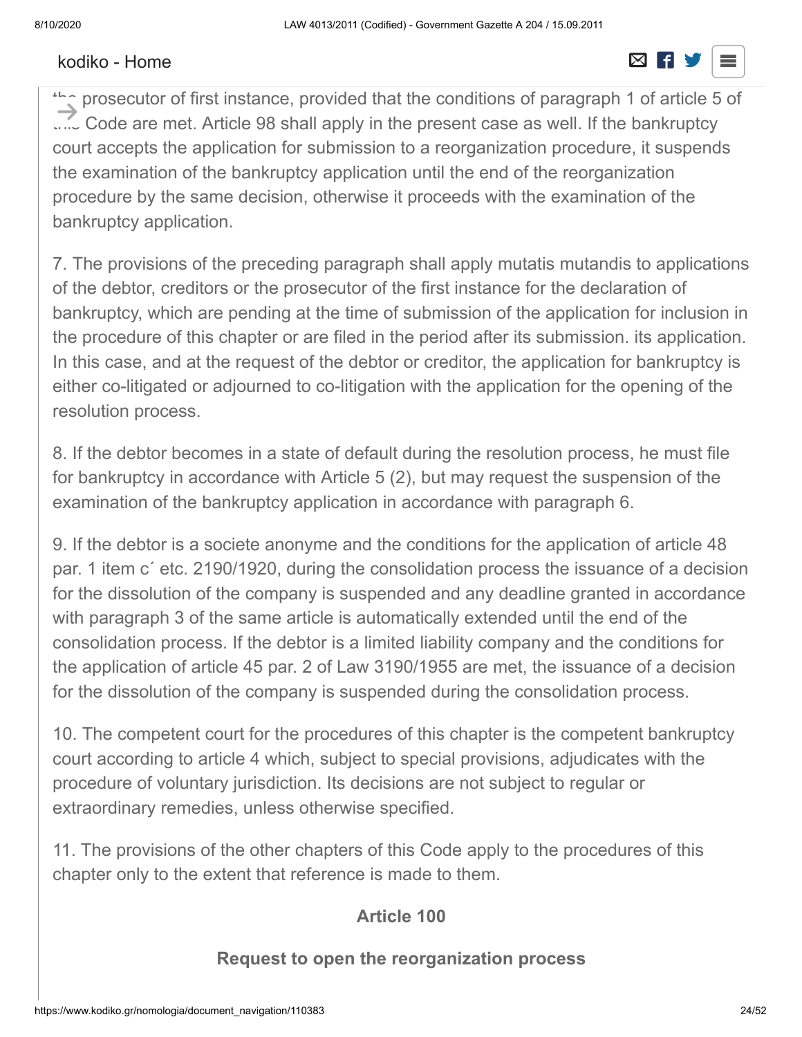the prosecutor of first instance, provided that the conditions of paragraph 1 of article 5 of this Code are met. Article 98 shall apply in the present case as well. If the bankruptcy court accepts the application for submission to a reorganization procedure, it suspends the examination of the bankruptcy application until the end of the reorganization procedure by the same decision, otherwise it proceeds with the examination of the bankruptcy application.

7. The provisions of the preceding paragraph shall apply mutatis mutandis to applications of the debtor, creditors or the prosecutor of the first instance for the declaration of bankruptcy, which are pending at the time of submission of the application for inclusion in the procedure of this chapter or are filed in the period after its submission. its application. In this case, and at the request of the debtor or creditor, the application for bankruptcy is either co-litigated or adjourned to co-litigation with the application for the opening of the resolution process.

8. If the debtor becomes in a state of default during the resolution process, he must file for bankruptcy in accordance with Article 5 (2), but may request the suspension of the examination of the bankruptcy application in accordance with paragraph 6.

9. If the debtor is a societe anonyme and the conditions for the application of article 48 par. 1 item c´ etc. 2190/1920, during the consolidation process the issuance of a decision for the dissolution of the company is suspended and any deadline granted in accordance with paragraph 3 of the same article is automatically extended until the end of the consolidation process. If the debtor is a limited liability company and the conditions for the application of article 45 par. 2 of Law 3190/1955 are met, the issuance of a decision for the dissolution of the company is suspended during the consolidation process.

10. The competent court for the procedures of this chapter is the competent bankruptcy court according to article 4 which, subject to special provisions, adjudicates with the procedure of voluntary jurisdiction. Its decisions are not subject to regular or extraordinary remedies, unless otherwise specified.

11. The provisions of the other chapters of this Code apply to the procedures of this chapter only to the extent that reference is made to them.

### Article 100

### Request to open the reorganization process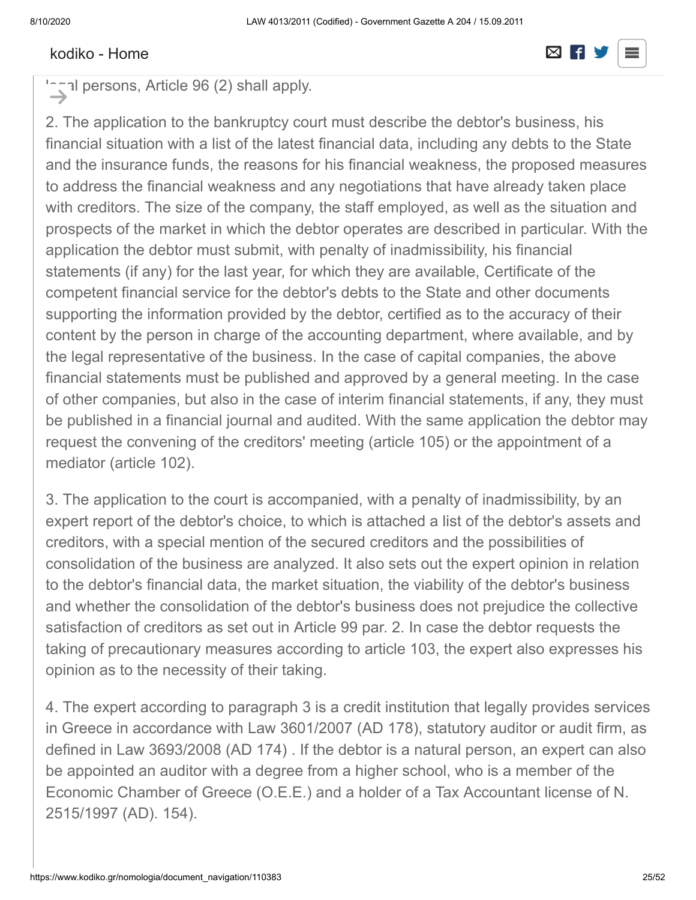legal persons, Article 96 (2) shall apply.

2. The application to the bankruptcy court must describe the debtor's business, his financial situation with a list of the latest financial data, including any debts to the State and the insurance funds, the reasons for his financial weakness, the proposed measures to address the financial weakness and any negotiations that have already taken place with creditors. The size of the company, the staff employed, as well as the situation and prospects of the market in which the debtor operates are described in particular. With the application the debtor must submit, with penalty of inadmissibility, his financial statements (if any) for the last year, for which they are available, Certificate of the competent financial service for the debtor's debts to the State and other documents supporting the information provided by the debtor, certified as to the accuracy of their content by the person in charge of the accounting department, where available, and by the legal representative of the business. In the case of capital companies, the above financial statements must be published and approved by a general meeting. In the case of other companies, but also in the case of interim financial statements, if any, they must be published in a financial journal and audited. With the same application the debtor may request the convening of the creditors' meeting (article 105) or the appointment of a mediator (article 102).

3. The application to the court is accompanied, with a penalty of inadmissibility, by an expert report of the debtor's choice, to which is attached a list of the debtor's assets and creditors, with a special mention of the secured creditors and the possibilities of consolidation of the business are analyzed. It also sets out the expert opinion in relation to the debtor's financial data, the market situation, the viability of the debtor's business and whether the consolidation of the debtor's business does not prejudice the collective satisfaction of creditors as set out in Article 99 par. 2. In case the debtor requests the taking of precautionary measures according to article 103, the expert also expresses his opinion as to the necessity of their taking.

4. The expert according to paragraph 3 is a credit institution that legally provides services in Greece in accordance with Law 3601/2007 (AD 178), statutory auditor or audit firm, as defined in Law 3693/2008 (AD 174) . If the debtor is a natural person, an expert can also be appointed an auditor with a degree from a higher school, who is a member of the Economic Chamber of Greece (O.E.E.) and a holder of a Tax Accountant license of N. 2515/1997 (AD). 154).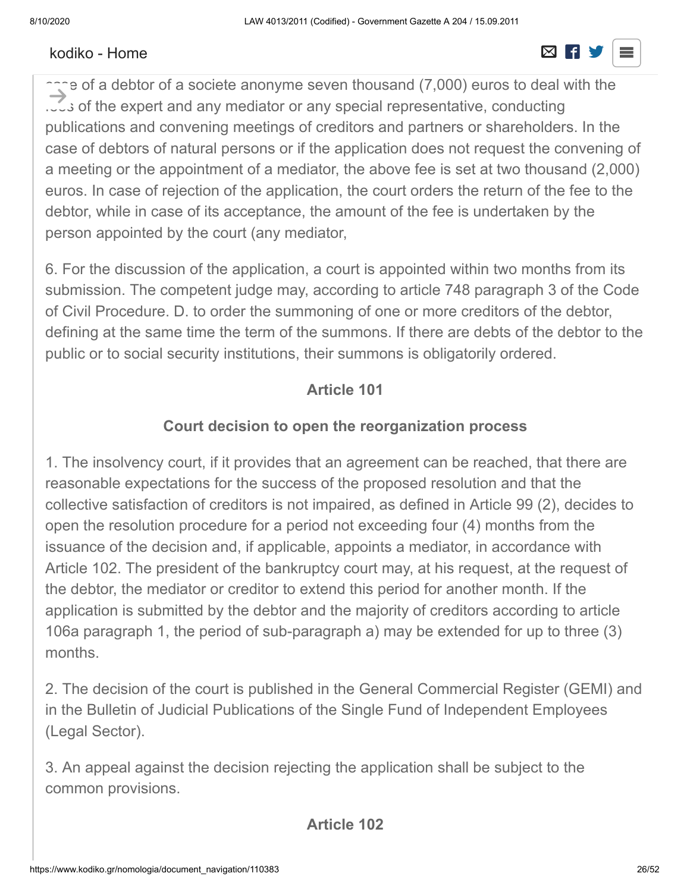case of a debtor of a societe anonyme seven thousand (7,000) euros to deal with the fees of the expert and any mediator or any special representative, conducting publications and convening meetings of creditors and partners or shareholders. In the case of debtors of natural persons or if the application does not request the convening of a meeting or the appointment of a mediator, the above fee is set at two thousand (2,000) euros. In case of rejection of the application, the court orders the return of the fee to the debtor, while in case of its acceptance, the amount of the fee is undertaken by the person appointed by the court (any mediator,

6. For the discussion of the application, a court is appointed within two months from its submission. The competent judge may, according to article 748 paragraph 3 of the Code of Civil Procedure. D. to order the summoning of one or more creditors of the debtor, defining at the same time the term of the summons. If there are debts of the debtor to the public or to social security institutions, their summons is obligatorily ordered.

## Article 101

### Court decision to open the reorganization process

1. The insolvency court, if it provides that an agreement can be reached, that there are reasonable expectations for the success of the proposed resolution and that the collective satisfaction of creditors is not impaired, as defined in Article 99 (2), decides to open the resolution procedure for a period not exceeding four (4) months from the issuance of the decision and, if applicable, appoints a mediator, in accordance with Article 102. The president of the bankruptcy court may, at his request, at the request of the debtor, the mediator or creditor to extend this period for another month. If the application is submitted by the debtor and the majority of creditors according to article 106a paragraph 1, the period of sub-paragraph a) may be extended for up to three (3) months.

2. The decision of the court is published in the General Commercial Register (GEMI) and in the Bulletin of Judicial Publications of the Single Fund of Independent Employees (Legal Sector).

3. An appeal against the decision rejecting the application shall be subject to the common provisions.

## Article 102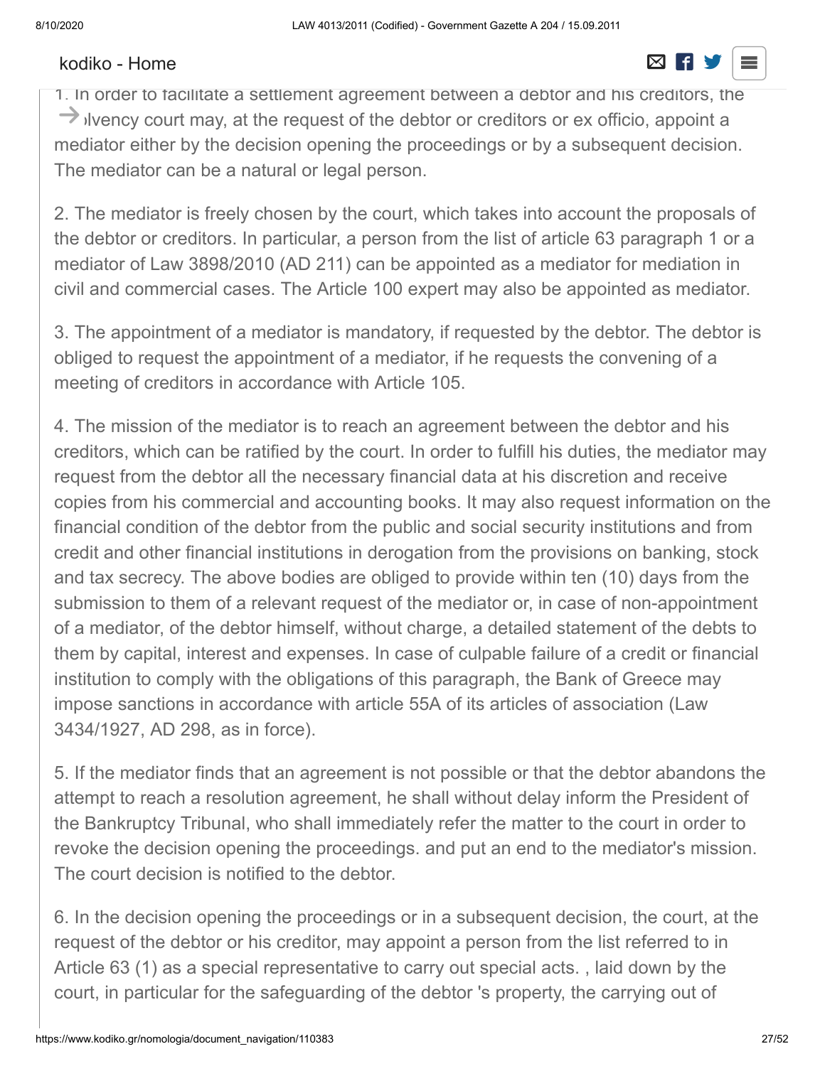1. In order to facilitate a settlement agreement between a debtor and his creditors, the insolvency court may, at the request of the debtor or creditors or ex officio, appoint a mediator either by the decision opening the proceedings or by a subsequent decision. The mediator can be a natural or legal person.

2. The mediator is freely chosen by the court, which takes into account the proposals of the debtor or creditors. In particular, a person from the list of article 63 paragraph 1 or a mediator of Law 3898/2010 (AD 211) can be appointed as a mediator for mediation in civil and commercial cases. The Article 100 expert may also be appointed as mediator.

3. The appointment of a mediator is mandatory, if requested by the debtor. The debtor is obliged to request the appointment of a mediator, if he requests the convening of a meeting of creditors in accordance with Article 105.

4. The mission of the mediator is to reach an agreement between the debtor and his creditors, which can be ratified by the court. In order to fulfill his duties, the mediator may request from the debtor all the necessary financial data at his discretion and receive copies from his commercial and accounting books. It may also request information on the financial condition of the debtor from the public and social security institutions and from credit and other financial institutions in derogation from the provisions on banking, stock and tax secrecy. The above bodies are obliged to provide within ten (10) days from the submission to them of a relevant request of the mediator or, in case of non-appointment of a mediator, of the debtor himself, without charge, a detailed statement of the debts to them by capital, interest and expenses. In case of culpable failure of a credit or financial institution to comply with the obligations of this paragraph, the Bank of Greece may impose sanctions in accordance with article 55A of its articles of association (Law 3434/1927, AD 298, as in force).

5. If the mediator finds that an agreement is not possible or that the debtor abandons the attempt to reach a resolution agreement, he shall without delay inform the President of the Bankruptcy Tribunal, who shall immediately refer the matter to the court in order to revoke the decision opening the proceedings. and put an end to the mediator's mission. The court decision is notified to the debtor.

6. In the decision opening the proceedings or in a subsequent decision, the court, at the request of the debtor or his creditor, may appoint a person from the list referred to in Article 63 (1) as a special representative to carry out special acts. , laid down by the court, in particular for the safeguarding of the debtor 's property, the carrying out of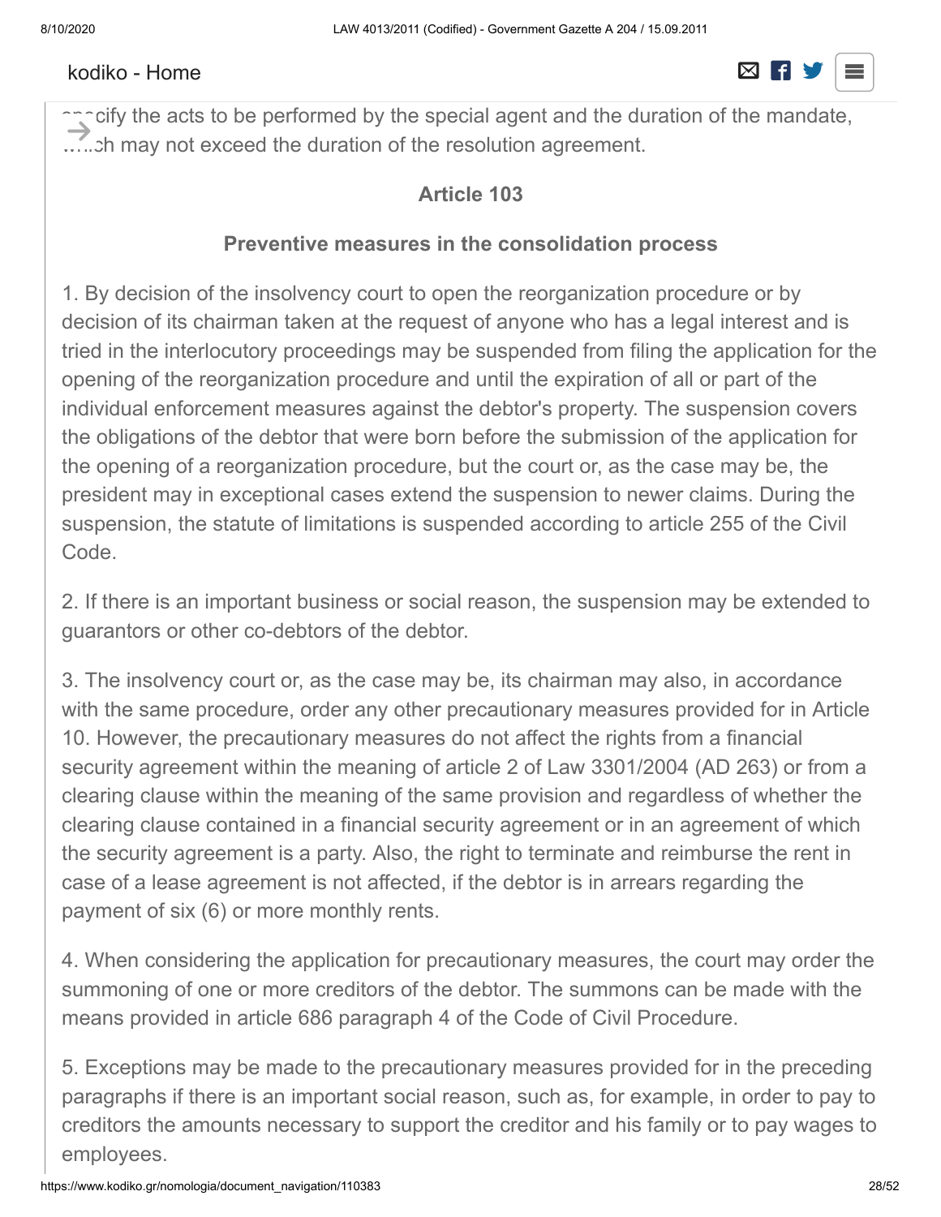specify the acts to be performed by the special agent and the duration of the mandate, which may not exceed the duration of the resolution agreement.

### Article 103

### Preventive measures in the consolidation process

1. By decision of the insolvency court to open the reorganization procedure or by decision of its chairman taken at the request of anyone who has a legal interest and is tried in the interlocutory proceedings may be suspended from filing the application for the opening of the reorganization procedure and until the expiration of all or part of the individual enforcement measures against the debtor's property. The suspension covers the obligations of the debtor that were born before the submission of the application for the opening of a reorganization procedure, but the court or, as the case may be, the president may in exceptional cases extend the suspension to newer claims. During the suspension, the statute of limitations is suspended according to article 255 of the Civil Code.

2. If there is an important business or social reason, the suspension may be extended to guarantors or other co-debtors of the debtor.

3. The insolvency court or, as the case may be, its chairman may also, in accordance with the same procedure, order any other precautionary measures provided for in Article 10. However, the precautionary measures do not affect the rights from a financial security agreement within the meaning of article 2 of Law 3301/2004 (AD 263) or from a clearing clause within the meaning of the same provision and regardless of whether the clearing clause contained in a financial security agreement or in an agreement of which the security agreement is a party. Also, the right to terminate and reimburse the rent in case of a lease agreement is not affected, if the debtor is in arrears regarding the payment of six (6) or more monthly rents.

4. When considering the application for precautionary measures, the court may order the summoning of one or more creditors of the debtor. The summons can be made with the means provided in article 686 paragraph 4 of the Code of Civil Procedure.

5. Exceptions may be made to the precautionary measures provided for in the preceding paragraphs if there is an important social reason, such as, for example, in order to pay to creditors the amounts necessary to support the creditor and his family or to pay wages to employees.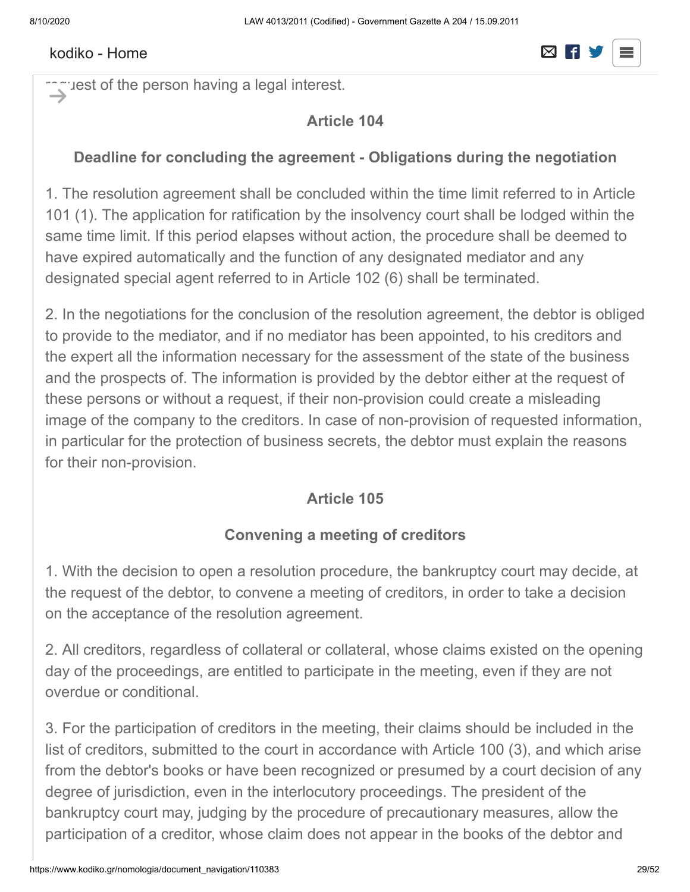request of the person having a legal interest.

### Article 104

### Deadline for concluding the agreement - Obligations during the negotiation

1. The resolution agreement shall be concluded within the time limit referred to in Article 101 (1). The application for ratification by the insolvency court shall be lodged within the same time limit. If this period elapses without action, the procedure shall be deemed to have expired automatically and the function of any designated mediator and any designated special agent referred to in Article 102 (6) shall be terminated.

2. In the negotiations for the conclusion of the resolution agreement, the debtor is obliged to provide to the mediator, and if no mediator has been appointed, to his creditors and the expert all the information necessary for the assessment of the state of the business and the prospects of. The information is provided by the debtor either at the request of these persons or without a request, if their non-provision could create a misleading image of the company to the creditors. In case of non-provision of requested information, in particular for the protection of business secrets, the debtor must explain the reasons for their non-provision.

### Article 105

### Convening a meeting of creditors

1. With the decision to open a resolution procedure, the bankruptcy court may decide, at the request of the debtor, to convene a meeting of creditors, in order to take a decision on the acceptance of the resolution agreement.

2. All creditors, regardless of collateral or collateral, whose claims existed on the opening day of the proceedings, are entitled to participate in the meeting, even if they are not overdue or conditional.

3. For the participation of creditors in the meeting, their claims should be included in the list of creditors, submitted to the court in accordance with Article 100 (3), and which arise from the debtor's books or have been recognized or presumed by a court decision of any degree of jurisdiction, even in the interlocutory proceedings. The president of the bankruptcy court may, judging by the procedure of precautionary measures, allow the participation of a creditor, whose claim does not appear in the books of the debtor and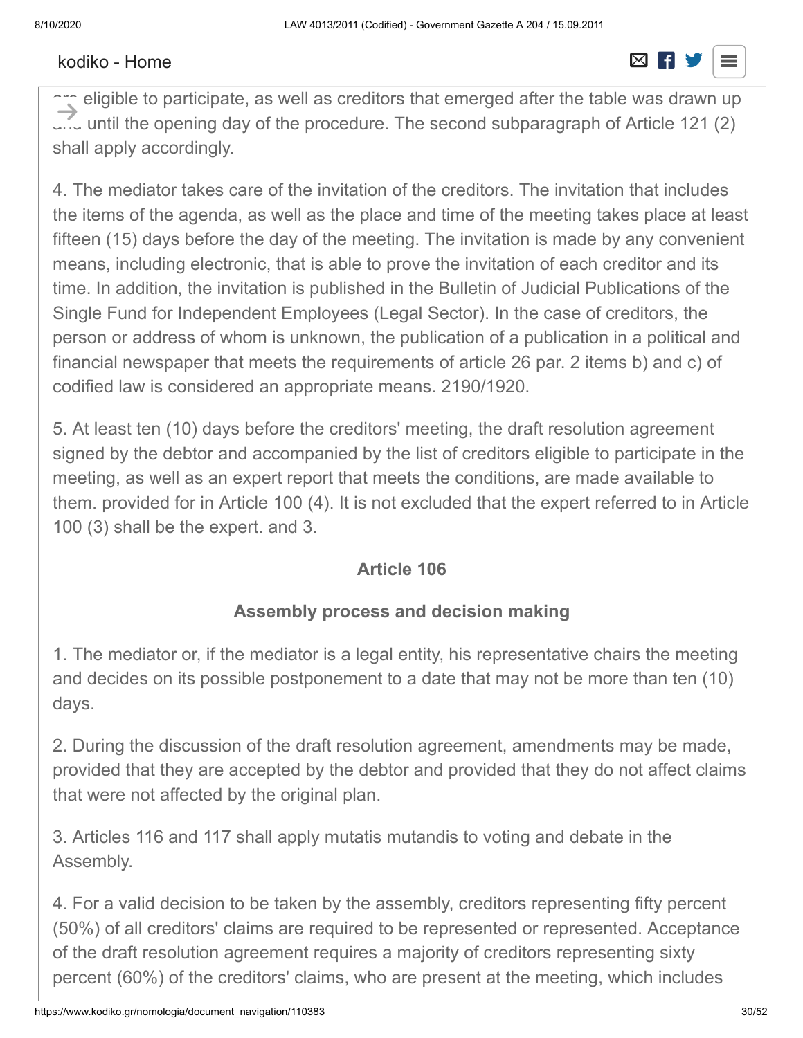are eligible to participate, as well as creditors that emerged after the table was drawn up and until the opening day of the procedure. The second subparagraph of Article 121 (2) shall apply accordingly.

4. The mediator takes care of the invitation of the creditors. The invitation that includes the items of the agenda, as well as the place and time of the meeting takes place at least fifteen (15) days before the day of the meeting. The invitation is made by any convenient means, including electronic, that is able to prove the invitation of each creditor and its time. In addition, the invitation is published in the Bulletin of Judicial Publications of the Single Fund for Independent Employees (Legal Sector). In the case of creditors, the person or address of whom is unknown, the publication of a publication in a political and financial newspaper that meets the requirements of article 26 par. 2 items b) and c) of codified law is considered an appropriate means. 2190/1920.

5. At least ten (10) days before the creditors' meeting, the draft resolution agreement signed by the debtor and accompanied by the list of creditors eligible to participate in the meeting, as well as an expert report that meets the conditions, are made available to them. provided for in Article 100 (4). It is not excluded that the expert referred to in Article 100 (3) shall be the expert. and 3.

### Article 106

#### Assembly process and decision making

1. The mediator or, if the mediator is a legal entity, his representative chairs the meeting and decides on its possible postponement to a date that may not be more than ten (10) days.

2. During the discussion of the draft resolution agreement, amendments may be made, provided that they are accepted by the debtor and provided that they do not affect claims that were not affected by the original plan.

3. Articles 116 and 117 shall apply mutatis mutandis to voting and debate in the Assembly.

4. For a valid decision to be taken by the assembly, creditors representing fifty percent (50%) of all creditors' claims are required to be represented or represented. Acceptance of the draft resolution agreement requires a majority of creditors representing sixty percent (60%) of the creditors' claims, who are present at the meeting, which includes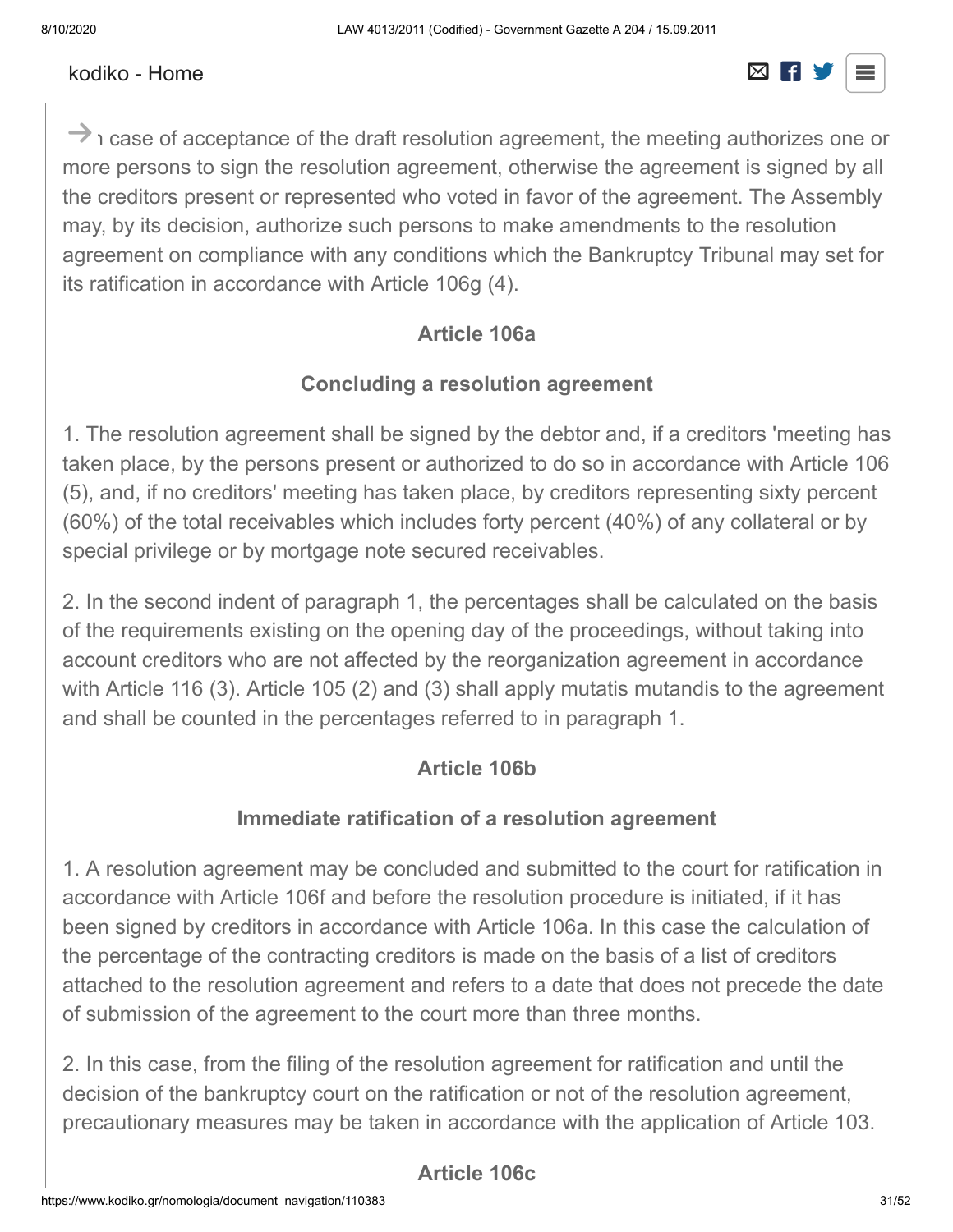In case of acceptance of the draft resolution agreement, the meeting authorizes one or more persons to sign the resolution agreement, otherwise the agreement is signed by all the creditors present or represented who voted in favor of the agreement. The Assembly may, by its decision, authorize such persons to make amendments to the resolution agreement on compliance with any conditions which the Bankruptcy Tribunal may set for its ratification in accordance with Article 106g (4).

### Article 106a

### Concluding a resolution agreement

1. The resolution agreement shall be signed by the debtor and, if a creditors 'meeting has taken place, by the persons present or authorized to do so in accordance with Article 106 (5), and, if no creditors' meeting has taken place, by creditors representing sixty percent (60%) of the total receivables which includes forty percent (40%) of any collateral or by special privilege or by mortgage note secured receivables.

2. In the second indent of paragraph 1, the percentages shall be calculated on the basis of the requirements existing on the opening day of the proceedings, without taking into account creditors who are not affected by the reorganization agreement in accordance with Article 116 (3). Article 105 (2) and (3) shall apply mutatis mutandis to the agreement and shall be counted in the percentages referred to in paragraph 1.

### Article 106b

### Immediate ratification of a resolution agreement

1. A resolution agreement may be concluded and submitted to the court for ratification in accordance with Article 106f and before the resolution procedure is initiated, if it has been signed by creditors in accordance with Article 106a. In this case the calculation of the percentage of the contracting creditors is made on the basis of a list of creditors attached to the resolution agreement and refers to a date that does not precede the date of submission of the agreement to the court more than three months.

2. In this case, from the filing of the resolution agreement for ratification and until the decision of the bankruptcy court on the ratification or not of the resolution agreement, precautionary measures may be taken in accordance with the application of Article 103.

### Article 106c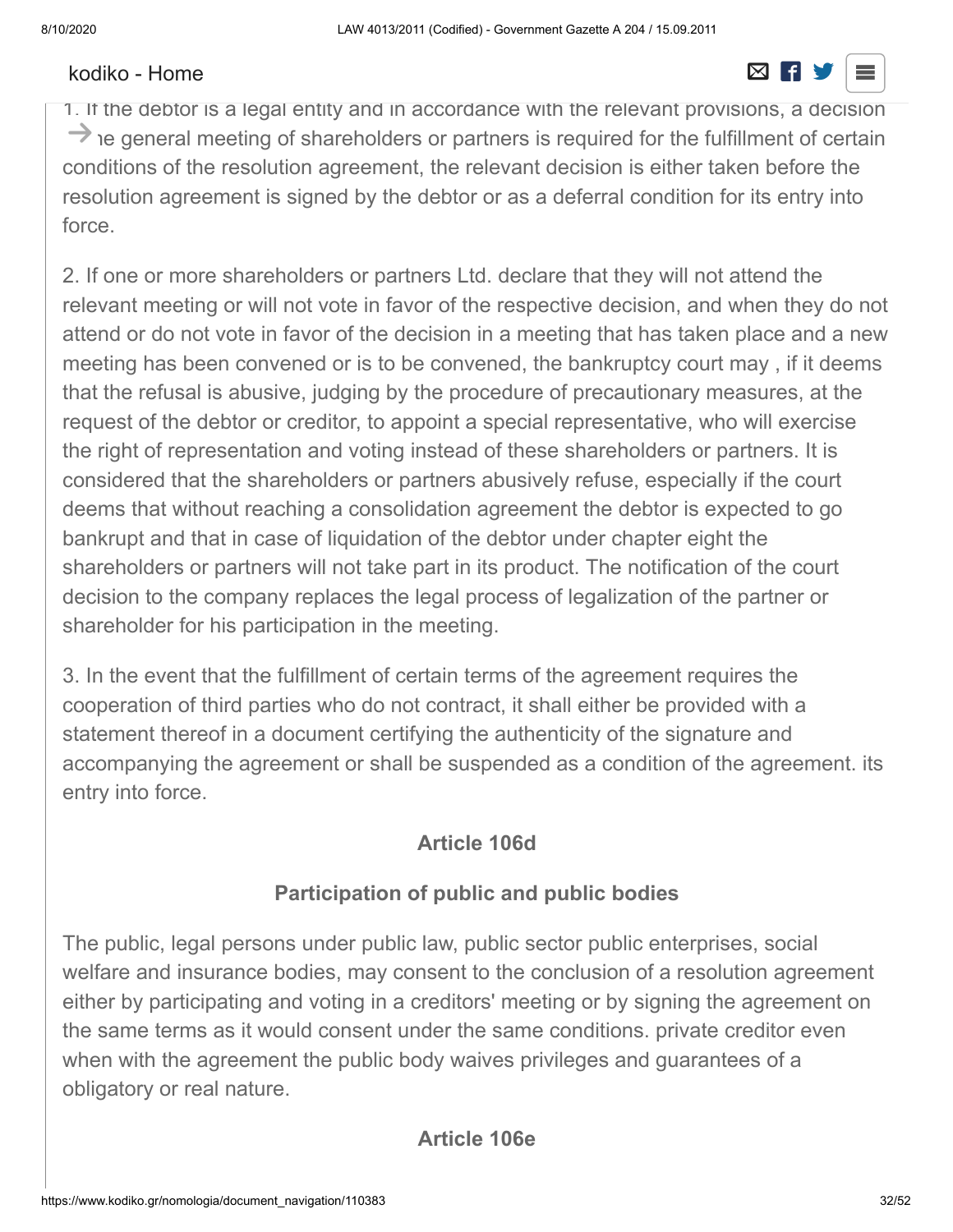1. If the debtor is a legal entity and in accordance with the relevant provisions, a decision the general meeting of shareholders or partners is required for the fulfillment of certain conditions of the resolution agreement, the relevant decision is either taken before the resolution agreement is signed by the debtor or as a deferral condition for its entry into force.

2. If one or more shareholders or partners Ltd. declare that they will not attend the relevant meeting or will not vote in favor of the respective decision, and when they do not attend or do not vote in favor of the decision in a meeting that has taken place and a new meeting has been convened or is to be convened, the bankruptcy court may , if it deems that the refusal is abusive, judging by the procedure of precautionary measures, at the request of the debtor or creditor, to appoint a special representative, who will exercise the right of representation and voting instead of these shareholders or partners. It is considered that the shareholders or partners abusively refuse, especially if the court deems that without reaching a consolidation agreement the debtor is expected to go bankrupt and that in case of liquidation of the debtor under chapter eight the shareholders or partners will not take part in its product. The notification of the court decision to the company replaces the legal process of legalization of the partner or shareholder for his participation in the meeting.

3. In the event that the fulfillment of certain terms of the agreement requires the cooperation of third parties who do not contract, it shall either be provided with a statement thereof in a document certifying the authenticity of the signature and accompanying the agreement or shall be suspended as a condition of the agreement. its entry into force.

### Article 106d

### Participation of public and public bodies

The public, legal persons under public law, public sector public enterprises, social welfare and insurance bodies, may consent to the conclusion of a resolution agreement either by participating and voting in a creditors' meeting or by signing the agreement on the same terms as it would consent under the same conditions. private creditor even when with the agreement the public body waives privileges and guarantees of a obligatory or real nature.

### Article 106e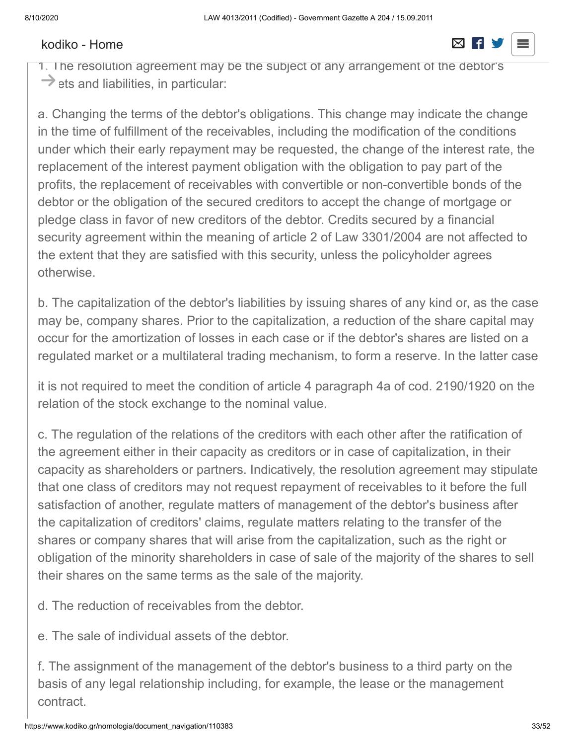1. The resolution agreement may be the subject of any arrangement of the debtor's assets and liabilities, in particular:

a. Changing the terms of the debtor's obligations. This change may indicate the change in the time of fulfillment of the receivables, including the modification of the conditions under which their early repayment may be requested, the change of the interest rate, the replacement of the interest payment obligation with the obligation to pay part of the profits, the replacement of receivables with convertible or non-convertible bonds of the debtor or the obligation of the secured creditors to accept the change of mortgage or pledge class in favor of new creditors of the debtor. Credits secured by a financial security agreement within the meaning of article 2 of Law 3301/2004 are not affected to the extent that they are satisfied with this security, unless the policyholder agrees otherwise.

b. The capitalization of the debtor's liabilities by issuing shares of any kind or, as the case may be, company shares. Prior to the capitalization, a reduction of the share capital may occur for the amortization of losses in each case or if the debtor's shares are listed on a regulated market or a multilateral trading mechanism, to form a reserve. In the latter case

it is not required to meet the condition of article 4 paragraph 4a of cod. 2190/1920 on the relation of the stock exchange to the nominal value.

c. The regulation of the relations of the creditors with each other after the ratification of the agreement either in their capacity as creditors or in case of capitalization, in their capacity as shareholders or partners. Indicatively, the resolution agreement may stipulate that one class of creditors may not request repayment of receivables to it before the full satisfaction of another, regulate matters of management of the debtor's business after the capitalization of creditors' claims, regulate matters relating to the transfer of the shares or company shares that will arise from the capitalization, such as the right or obligation of the minority shareholders in case of sale of the majority of the shares to sell their shares on the same terms as the sale of the majority.

d. The reduction of receivables from the debtor.

e. The sale of individual assets of the debtor.

f. The assignment of the management of the debtor's business to a third party on the basis of any legal relationship including, for example, the lease or the management contract.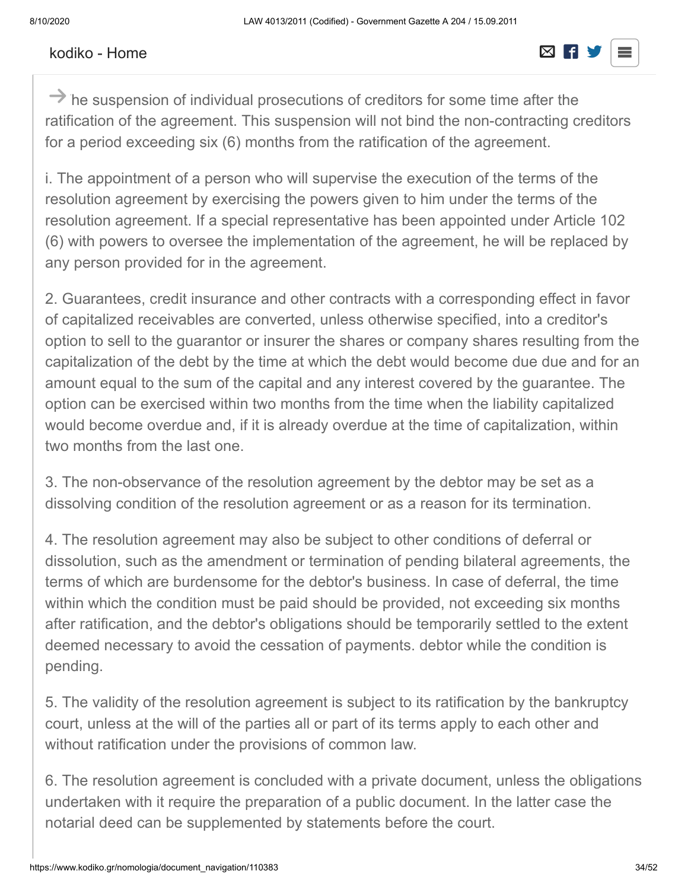he suspension of individual prosecutions of creditors for some time after the ratification of the agreement. This suspension will not bind the non-contracting creditors for a period exceeding six (6) months from the ratification of the agreement.

i. The appointment of a person who will supervise the execution of the terms of the resolution agreement by exercising the powers given to him under the terms of the resolution agreement. If a special representative has been appointed under Article 102 (6) with powers to oversee the implementation of the agreement, he will be replaced by any person provided for in the agreement.

2. Guarantees, credit insurance and other contracts with a corresponding effect in favor of capitalized receivables are converted, unless otherwise specified, into a creditor's option to sell to the guarantor or insurer the shares or company shares resulting from the capitalization of the debt by the time at which the debt would become due due and for an amount equal to the sum of the capital and any interest covered by the guarantee. The option can be exercised within two months from the time when the liability capitalized would become overdue and, if it is already overdue at the time of capitalization, within two months from the last one.

3. The non-observance of the resolution agreement by the debtor may be set as a dissolving condition of the resolution agreement or as a reason for its termination.

4. The resolution agreement may also be subject to other conditions of deferral or dissolution, such as the amendment or termination of pending bilateral agreements, the terms of which are burdensome for the debtor's business. In case of deferral, the time within which the condition must be paid should be provided, not exceeding six months after ratification, and the debtor's obligations should be temporarily settled to the extent deemed necessary to avoid the cessation of payments. debtor while the condition is pending.

5. The validity of the resolution agreement is subject to its ratification by the bankruptcy court, unless at the will of the parties all or part of its terms apply to each other and without ratification under the provisions of common law.

6. The resolution agreement is concluded with a private document, unless the obligations undertaken with it require the preparation of a public document. In the latter case the notarial deed can be supplemented by statements before the court.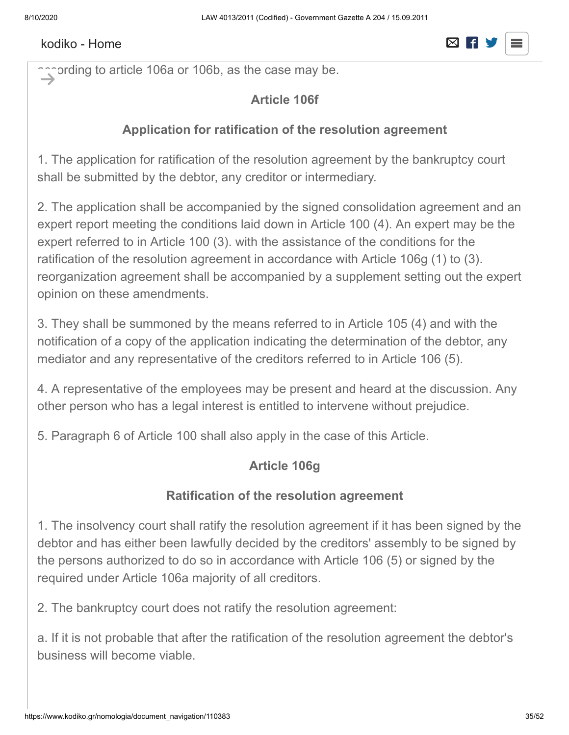according to article 106a or 106b, as the case may be.

### Article 106f

### Application for ratification of the resolution agreement

1. The application for ratification of the resolution agreement by the bankruptcy court shall be submitted by the debtor, any creditor or intermediary.

2. The application shall be accompanied by the signed consolidation agreement and an expert report meeting the conditions laid down in Article 100 (4). An expert may be the expert referred to in Article 100 (3). with the assistance of the conditions for the ratification of the resolution agreement in accordance with Article 106g (1) to (3). reorganization agreement shall be accompanied by a supplement setting out the expert opinion on these amendments.

3. They shall be summoned by the means referred to in Article 105 (4) and with the notification of a copy of the application indicating the determination of the debtor, any mediator and any representative of the creditors referred to in Article 106 (5).

4. A representative of the employees may be present and heard at the discussion. Any other person who has a legal interest is entitled to intervene without prejudice.

5. Paragraph 6 of Article 100 shall also apply in the case of this Article.

### Article 106g

### Ratification of the resolution agreement

1. The insolvency court shall ratify the resolution agreement if it has been signed by the debtor and has either been lawfully decided by the creditors' assembly to be signed by the persons authorized to do so in accordance with Article 106 (5) or signed by the required under Article 106a majority of all creditors.

2. The bankruptcy court does not ratify the resolution agreement:

a. If it is not probable that after the ratification of the resolution agreement the debtor's business will become viable.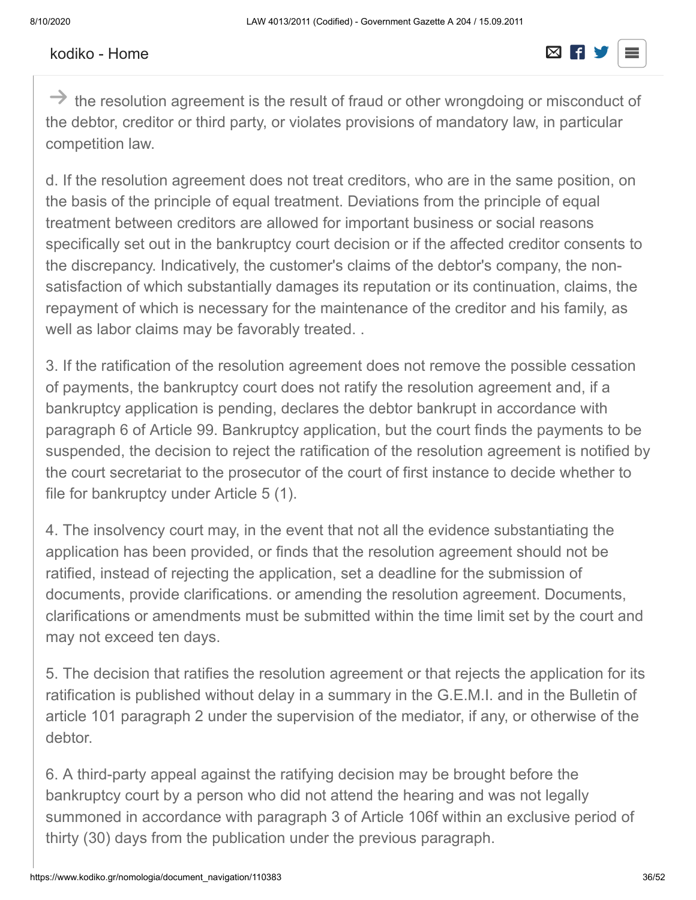→ the resolution agreement is the result of fraud or other wrongdoing or misconduct of the debtor, creditor or third party, or violates provisions of mandatory law, in particular competition law.

d. If the resolution agreement does not treat creditors, who are in the same position, on the basis of the principle of equal treatment. Deviations from the principle of equal treatment between creditors are allowed for important business or social reasons specifically set out in the bankruptcy court decision or if the affected creditor consents to the discrepancy. Indicatively, the customer's claims of the debtor's company, the non-satisfaction of which substantially damages its reputation or its continuation, claims, the repayment of which is necessary for the maintenance of the creditor and his family, as well as labor claims may be favorably treated. .

3. If the ratification of the resolution agreement does not remove the possible cessation of payments, the bankruptcy court does not ratify the resolution agreement and, if a bankruptcy application is pending, declares the debtor bankrupt in accordance with paragraph 6 of Article 99. Bankruptcy application, but the court finds the payments to be suspended, the decision to reject the ratification of the resolution agreement is notified by the court secretariat to the prosecutor of the court of first instance to decide whether to file for bankruptcy under Article 5 (1).

4. The insolvency court may, in the event that not all the evidence substantiating the application has been provided, or finds that the resolution agreement should not be ratified, instead of rejecting the application, set a deadline for the submission of documents, provide clarifications. or amending the resolution agreement. Documents, clarifications or amendments must be submitted within the time limit set by the court and may not exceed ten days.

5. The decision that ratifies the resolution agreement or that rejects the application for its ratification is published without delay in a summary in the G.E.M.I. and in the Bulletin of article 101 paragraph 2 under the supervision of the mediator, if any, or otherwise of the debtor.

6. A third-party appeal against the ratifying decision may be brought before the bankruptcy court by a person who did not attend the hearing and was not legally summoned in accordance with paragraph 3 of Article 106f within an exclusive period of thirty (30) days from the publication under the previous paragraph.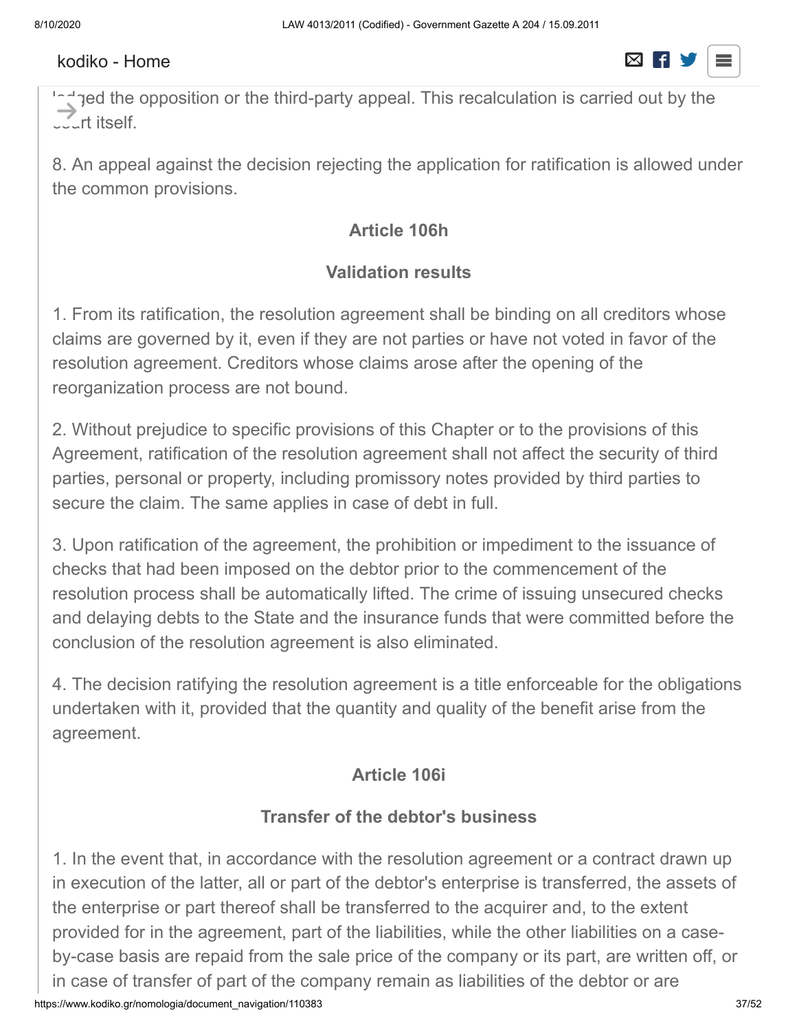lodged the opposition or the third-party appeal. This recalculation is carried out by the court itself.

8. An appeal against the decision rejecting the application for ratification is allowed under the common provisions.

### Article 106h

### Validation results

1. From its ratification, the resolution agreement shall be binding on all creditors whose claims are governed by it, even if they are not parties or have not voted in favor of the resolution agreement. Creditors whose claims arose after the opening of the reorganization process are not bound.

2. Without prejudice to specific provisions of this Chapter or to the provisions of this Agreement, ratification of the resolution agreement shall not affect the security of third parties, personal or property, including promissory notes provided by third parties to secure the claim. The same applies in case of debt in full.

3. Upon ratification of the agreement, the prohibition or impediment to the issuance of checks that had been imposed on the debtor prior to the commencement of the resolution process shall be automatically lifted. The crime of issuing unsecured checks and delaying debts to the State and the insurance funds that were committed before the conclusion of the resolution agreement is also eliminated.

4. The decision ratifying the resolution agreement is a title enforceable for the obligations undertaken with it, provided that the quantity and quality of the benefit arise from the agreement.

### Article 106i

### Transfer of the debtor's business

1. In the event that, in accordance with the resolution agreement or a contract drawn up in execution of the latter, all or part of the debtor's enterprise is transferred, the assets of the enterprise or part thereof shall be transferred to the acquirer and, to the extent provided for in the agreement, part of the liabilities, while the other liabilities on a case-by-case basis are repaid from the sale price of the company or its part, are written off, or in case of transfer of part of the company remain as liabilities of the debtor or are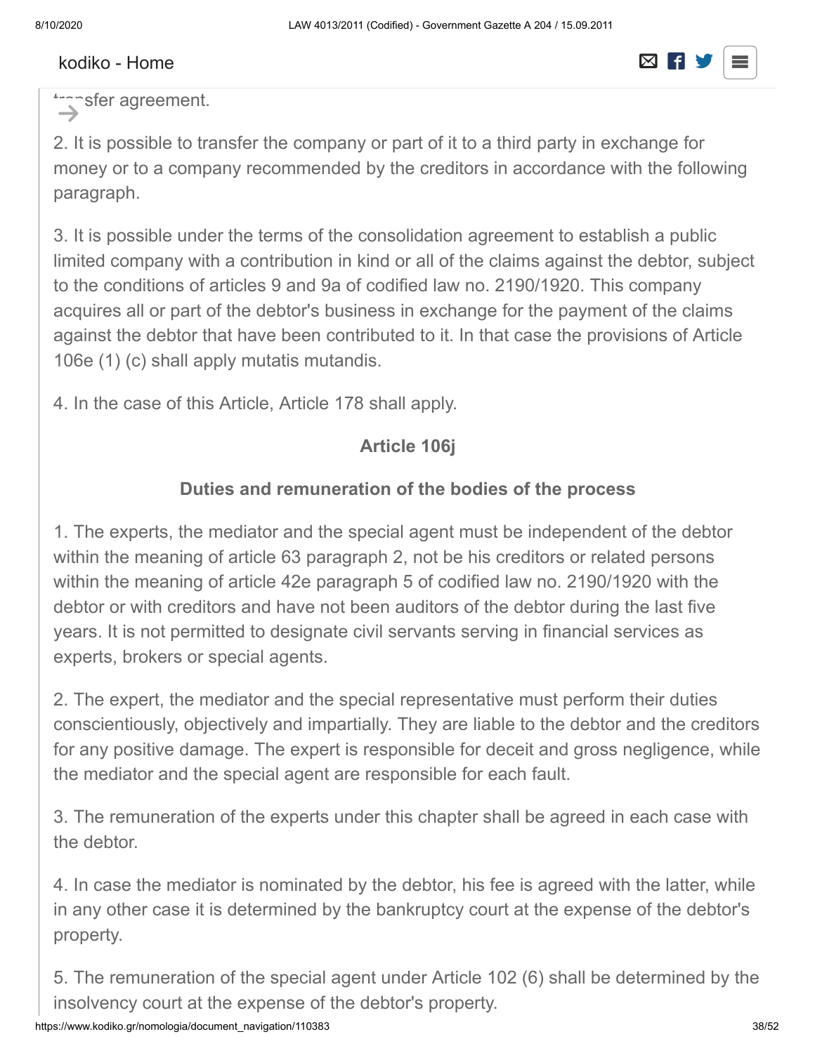transfer agreement.

2. It is possible to transfer the company or part of it to a third party in exchange for money or to a company recommended by the creditors in accordance with the following paragraph.

3. It is possible under the terms of the consolidation agreement to establish a public limited company with a contribution in kind or all of the claims against the debtor, subject to the conditions of articles 9 and 9a of codified law no. 2190/1920. This company acquires all or part of the debtor's business in exchange for the payment of the claims against the debtor that have been contributed to it. In that case the provisions of Article 106e (1) (c) shall apply mutatis mutandis.

4. In the case of this Article, Article 178 shall apply.

## Article 106j

### Duties and remuneration of the bodies of the process

1. The experts, the mediator and the special agent must be independent of the debtor within the meaning of article 63 paragraph 2, not be his creditors or related persons within the meaning of article 42e paragraph 5 of codified law no. 2190/1920 with the debtor or with creditors and have not been auditors of the debtor during the last five years. It is not permitted to designate civil servants serving in financial services as experts, brokers or special agents.

2. The expert, the mediator and the special representative must perform their duties conscientiously, objectively and impartially. They are liable to the debtor and the creditors for any positive damage. The expert is responsible for deceit and gross negligence, while the mediator and the special agent are responsible for each fault.

3. The remuneration of the experts under this chapter shall be agreed in each case with the debtor.

4. In case the mediator is nominated by the debtor, his fee is agreed with the latter, while in any other case it is determined by the bankruptcy court at the expense of the debtor's property.

5. The remuneration of the special agent under Article 102 (6) shall be determined by the insolvency court at the expense of the debtor's property.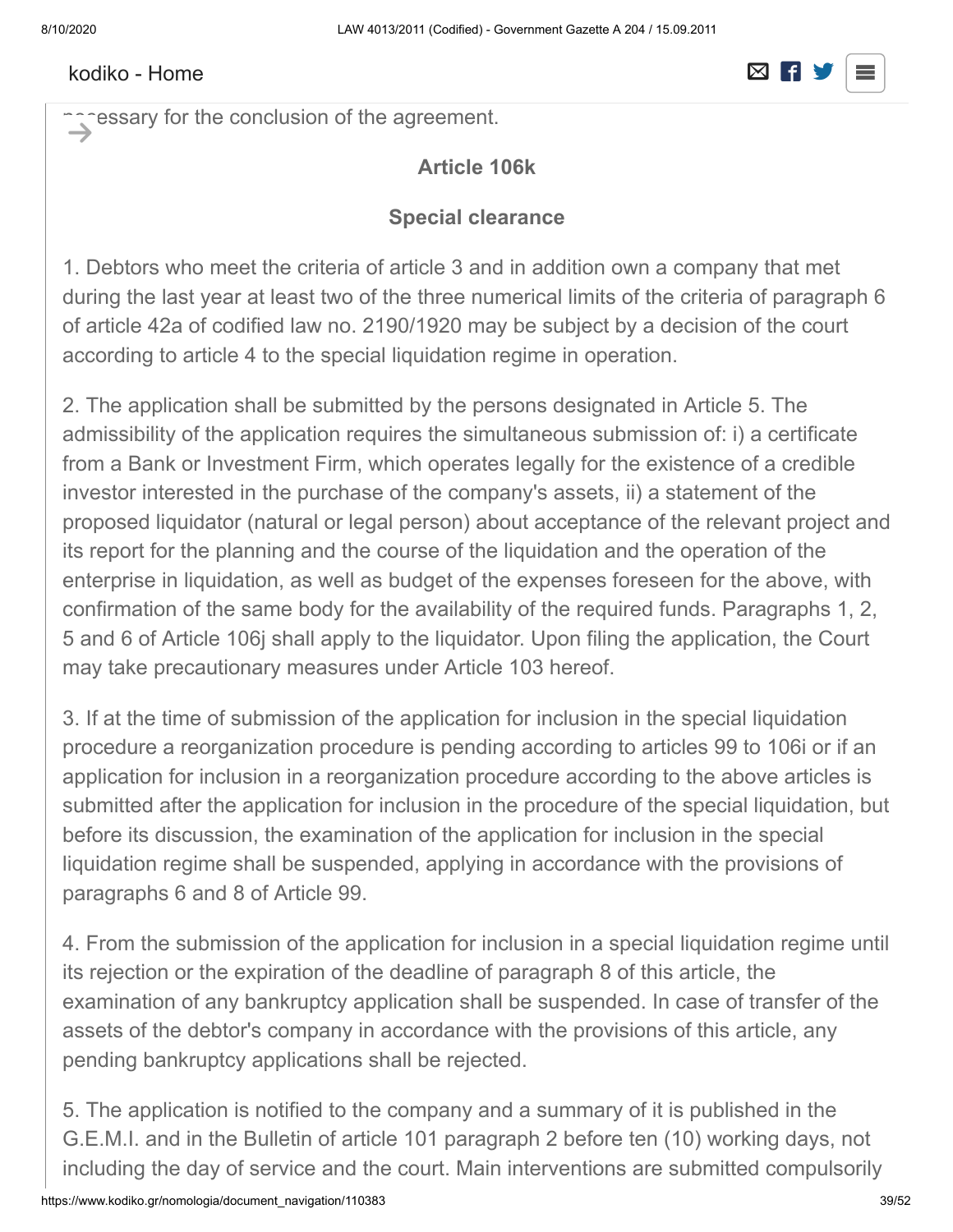necessary for the conclusion of the agreement.

### Article 106k

### Special clearance

1. Debtors who meet the criteria of article 3 and in addition own a company that met during the last year at least two of the three numerical limits of the criteria of paragraph 6 of article 42a of codified law no. 2190/1920 may be subject by a decision of the court according to article 4 to the special liquidation regime in operation.

2. The application shall be submitted by the persons designated in Article 5. The admissibility of the application requires the simultaneous submission of: i) a certificate from a Bank or Investment Firm, which operates legally for the existence of a credible investor interested in the purchase of the company's assets, ii) a statement of the proposed liquidator (natural or legal person) about acceptance of the relevant project and its report for the planning and the course of the liquidation and the operation of the enterprise in liquidation, as well as budget of the expenses foreseen for the above, with confirmation of the same body for the availability of the required funds. Paragraphs 1, 2, 5 and 6 of Article 106j shall apply to the liquidator. Upon filing the application, the Court may take precautionary measures under Article 103 hereof.

3. If at the time of submission of the application for inclusion in the special liquidation procedure a reorganization procedure is pending according to articles 99 to 106i or if an application for inclusion in a reorganization procedure according to the above articles is submitted after the application for inclusion in the procedure of the special liquidation, but before its discussion, the examination of the application for inclusion in the special liquidation regime shall be suspended, applying in accordance with the provisions of paragraphs 6 and 8 of Article 99.

4. From the submission of the application for inclusion in a special liquidation regime until its rejection or the expiration of the deadline of paragraph 8 of this article, the examination of any bankruptcy application shall be suspended. In case of transfer of the assets of the debtor's company in accordance with the provisions of this article, any pending bankruptcy applications shall be rejected.

5. The application is notified to the company and a summary of it is published in the G.E.M.I. and in the Bulletin of article 101 paragraph 2 before ten (10) working days, not including the day of service and the court. Main interventions are submitted compulsorily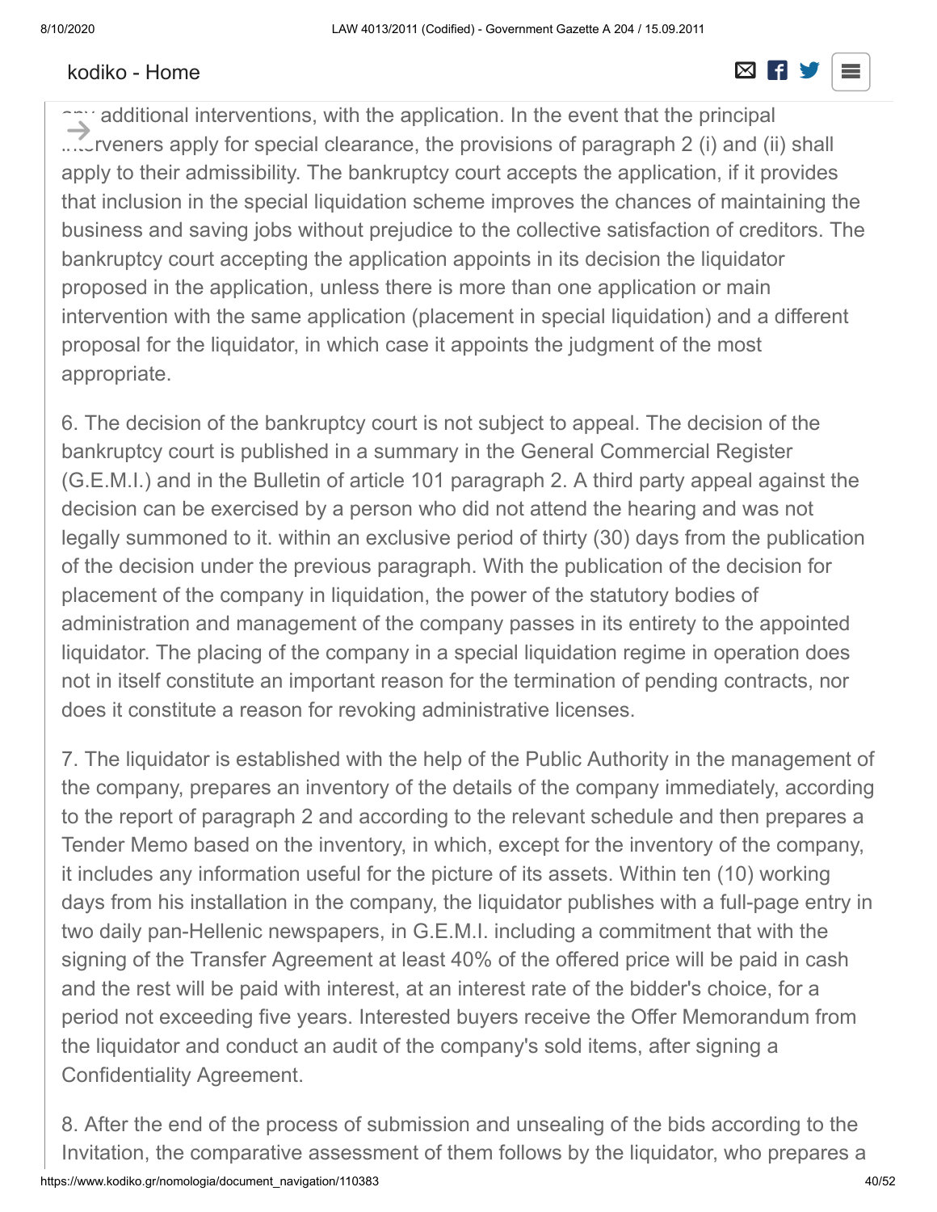any additional interventions, with the application. In the event that the principal interveners apply for special clearance, the provisions of paragraph 2 (i) and (ii) shall apply to their admissibility. The bankruptcy court accepts the application, if it provides that inclusion in the special liquidation scheme improves the chances of maintaining the business and saving jobs without prejudice to the collective satisfaction of creditors. The bankruptcy court accepting the application appoints in its decision the liquidator proposed in the application, unless there is more than one application or main intervention with the same application (placement in special liquidation) and a different proposal for the liquidator, in which case it appoints the judgment of the most appropriate.

6. The decision of the bankruptcy court is not subject to appeal. The decision of the bankruptcy court is published in a summary in the General Commercial Register (G.E.M.I.) and in the Bulletin of article 101 paragraph 2. A third party appeal against the decision can be exercised by a person who did not attend the hearing and was not legally summoned to it. within an exclusive period of thirty (30) days from the publication of the decision under the previous paragraph. With the publication of the decision for placement of the company in liquidation, the power of the statutory bodies of administration and management of the company passes in its entirety to the appointed liquidator. The placing of the company in a special liquidation regime in operation does not in itself constitute an important reason for the termination of pending contracts, nor does it constitute a reason for revoking administrative licenses.

7. The liquidator is established with the help of the Public Authority in the management of the company, prepares an inventory of the details of the company immediately, according to the report of paragraph 2 and according to the relevant schedule and then prepares a Tender Memo based on the inventory, in which, except for the inventory of the company, it includes any information useful for the picture of its assets. Within ten (10) working days from his installation in the company, the liquidator publishes with a full-page entry in two daily pan-Hellenic newspapers, in G.E.M.I. including a commitment that with the signing of the Transfer Agreement at least 40% of the offered price will be paid in cash and the rest will be paid with interest, at an interest rate of the bidder's choice, for a period not exceeding five years. Interested buyers receive the Offer Memorandum from the liquidator and conduct an audit of the company's sold items, after signing a Confidentiality Agreement.

8. After the end of the process of submission and unsealing of the bids according to the Invitation, the comparative assessment of them follows by the liquidator, who prepares a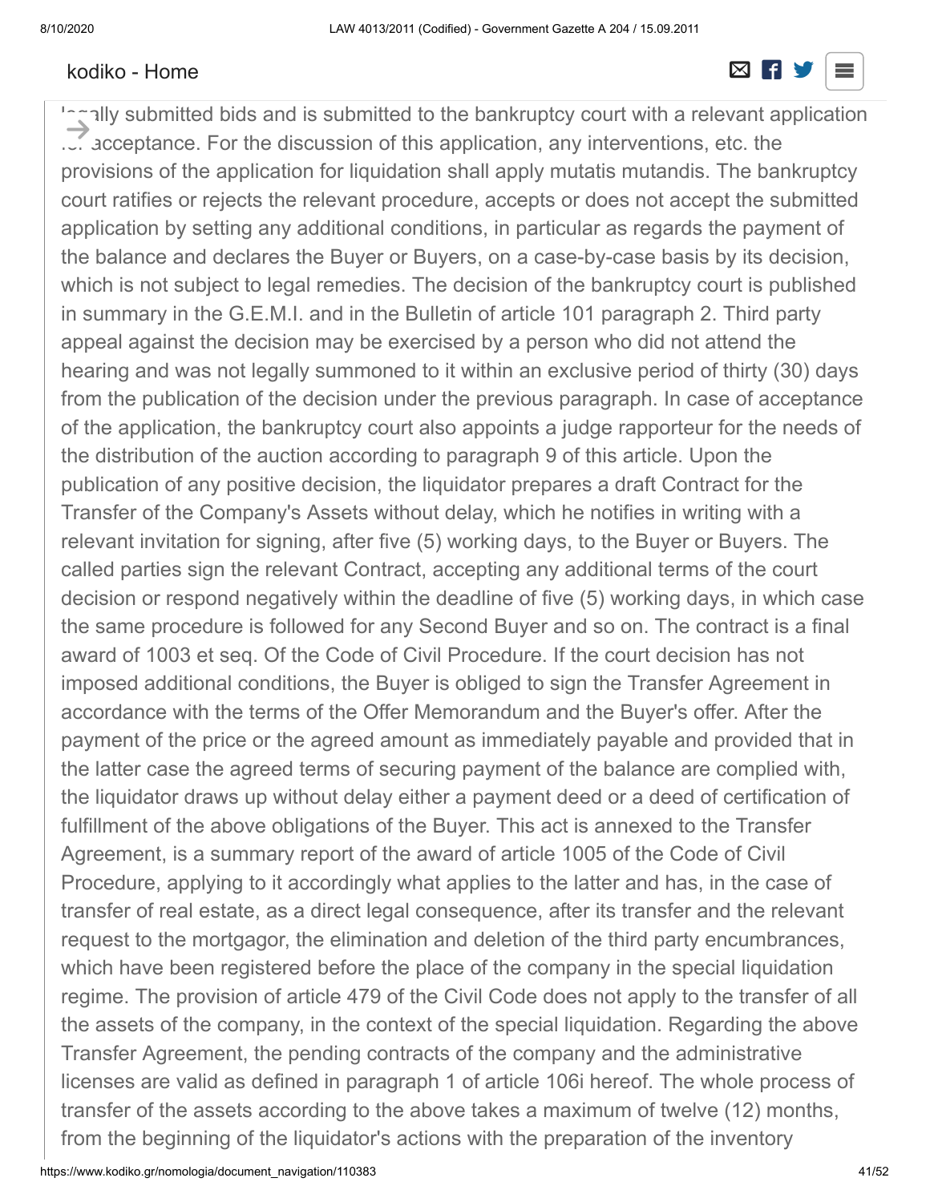legally submitted bids and is submitted to the bankruptcy court with a relevant application for acceptance. For the discussion of this application, any interventions, etc. the provisions of the application for liquidation shall apply mutatis mutandis. The bankruptcy court ratifies or rejects the relevant procedure, accepts or does not accept the submitted application by setting any additional conditions, in particular as regards the payment of the balance and declares the Buyer or Buyers, on a case-by-case basis by its decision, which is not subject to legal remedies. The decision of the bankruptcy court is published in summary in the G.E.M.I. and in the Bulletin of article 101 paragraph 2. Third party appeal against the decision may be exercised by a person who did not attend the hearing and was not legally summoned to it within an exclusive period of thirty (30) days from the publication of the decision under the previous paragraph. In case of acceptance of the application, the bankruptcy court also appoints a judge rapporteur for the needs of the distribution of the auction according to paragraph 9 of this article. Upon the publication of any positive decision, the liquidator prepares a draft Contract for the Transfer of the Company's Assets without delay, which he notifies in writing with a relevant invitation for signing, after five (5) working days, to the Buyer or Buyers. The called parties sign the relevant Contract, accepting any additional terms of the court decision or respond negatively within the deadline of five (5) working days, in which case the same procedure is followed for any Second Buyer and so on. The contract is a final award of 1003 et seq. Of the Code of Civil Procedure. If the court decision has not imposed additional conditions, the Buyer is obliged to sign the Transfer Agreement in accordance with the terms of the Offer Memorandum and the Buyer's offer. After the payment of the price or the agreed amount as immediately payable and provided that in the latter case the agreed terms of securing payment of the balance are complied with, the liquidator draws up without delay either a payment deed or a deed of certification of fulfillment of the above obligations of the Buyer. This act is annexed to the Transfer Agreement, is a summary report of the award of article 1005 of the Code of Civil Procedure, applying to it accordingly what applies to the latter and has, in the case of transfer of real estate, as a direct legal consequence, after its transfer and the relevant request to the mortgagor, the elimination and deletion of the third party encumbrances, which have been registered before the place of the company in the special liquidation regime. The provision of article 479 of the Civil Code does not apply to the transfer of all the assets of the company, in the context of the special liquidation. Regarding the above Transfer Agreement, the pending contracts of the company and the administrative licenses are valid as defined in paragraph 1 of article 106i hereof. The whole process of transfer of the assets according to the above takes a maximum of twelve (12) months, from the beginning of the liquidator's actions with the preparation of the inventory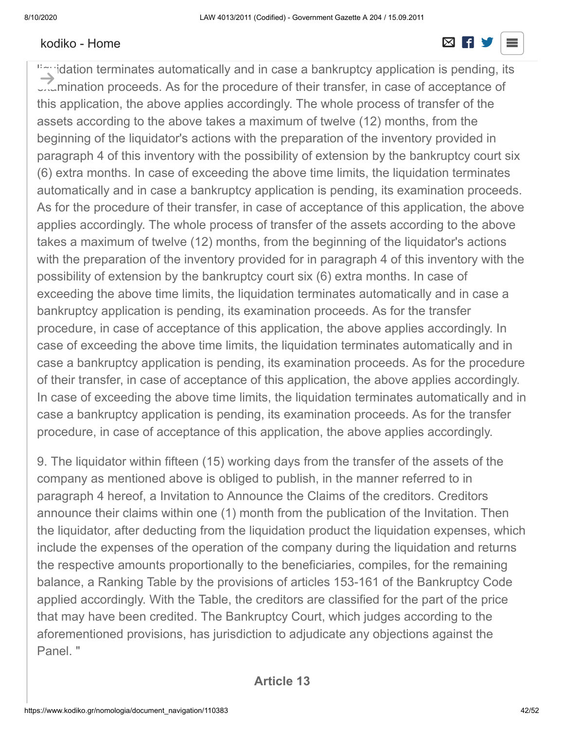liquidation terminates automatically and in case a bankruptcy application is pending, its examination proceeds. As for the procedure of their transfer, in case of acceptance of this application, the above applies accordingly. The whole process of transfer of the assets according to the above takes a maximum of twelve (12) months, from the beginning of the liquidator's actions with the preparation of the inventory provided in paragraph 4 of this inventory with the possibility of extension by the bankruptcy court six (6) extra months. In case of exceeding the above time limits, the liquidation terminates automatically and in case a bankruptcy application is pending, its examination proceeds. As for the procedure of their transfer, in case of acceptance of this application, the above applies accordingly. The whole process of transfer of the assets according to the above takes a maximum of twelve (12) months, from the beginning of the liquidator's actions with the preparation of the inventory provided for in paragraph 4 of this inventory with the possibility of extension by the bankruptcy court six (6) extra months. In case of exceeding the above time limits, the liquidation terminates automatically and in case a bankruptcy application is pending, its examination proceeds. As for the transfer procedure, in case of acceptance of this application, the above applies accordingly. In case of exceeding the above time limits, the liquidation terminates automatically and in case a bankruptcy application is pending, its examination proceeds. As for the procedure of their transfer, in case of acceptance of this application, the above applies accordingly. In case of exceeding the above time limits, the liquidation terminates automatically and in case a bankruptcy application is pending, its examination proceeds. As for the transfer procedure, in case of acceptance of this application, the above applies accordingly.

9. The liquidator within fifteen (15) working days from the transfer of the assets of the company as mentioned above is obliged to publish, in the manner referred to in paragraph 4 hereof, a Invitation to Announce the Claims of the creditors. Creditors announce their claims within one (1) month from the publication of the Invitation. Then the liquidator, after deducting from the liquidation product the liquidation expenses, which include the expenses of the operation of the company during the liquidation and returns the respective amounts proportionally to the beneficiaries, compiles, for the remaining balance, a Ranking Table by the provisions of articles 153-161 of the Bankruptcy Code applied accordingly. With the Table, the creditors are classified for the part of the price that may have been credited. The Bankruptcy Court, which judges according to the aforementioned provisions, has jurisdiction to adjudicate any objections against the Panel. "

## Article 13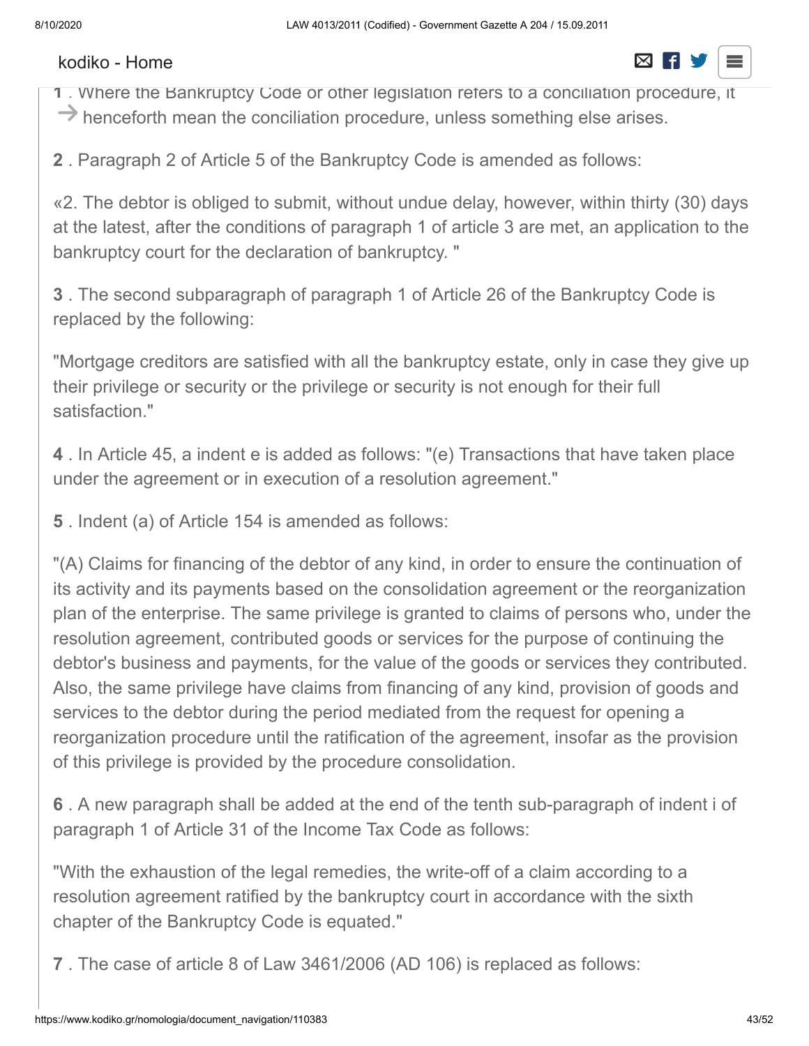**1** . Where the Bankruptcy Code or other legislation refers to a conciliation procedure, it henceforth mean the conciliation procedure, unless something else arises.

**2** . Paragraph 2 of Article 5 of the Bankruptcy Code is amended as follows:

«2. The debtor is obliged to submit, without undue delay, however, within thirty (30) days at the latest, after the conditions of paragraph 1 of article 3 are met, an application to the bankruptcy court for the declaration of bankruptcy. "

**3** . The second subparagraph of paragraph 1 of Article 26 of the Bankruptcy Code is replaced by the following:

"Mortgage creditors are satisfied with all the bankruptcy estate, only in case they give up their privilege or security or the privilege or security is not enough for their full satisfaction."

**4** . In Article 45, a indent e is added as follows: "(e) Transactions that have taken place under the agreement or in execution of a resolution agreement."

**5** . Indent (a) of Article 154 is amended as follows:

"(A) Claims for financing of the debtor of any kind, in order to ensure the continuation of its activity and its payments based on the consolidation agreement or the reorganization plan of the enterprise. The same privilege is granted to claims of persons who, under the resolution agreement, contributed goods or services for the purpose of continuing the debtor's business and payments, for the value of the goods or services they contributed. Also, the same privilege have claims from financing of any kind, provision of goods and services to the debtor during the period mediated from the request for opening a reorganization procedure until the ratification of the agreement, insofar as the provision of this privilege is provided by the procedure consolidation.

**6** . A new paragraph shall be added at the end of the tenth sub-paragraph of indent i of paragraph 1 of Article 31 of the Income Tax Code as follows:

"With the exhaustion of the legal remedies, the write-off of a claim according to a resolution agreement ratified by the bankruptcy court in accordance with the sixth chapter of the Bankruptcy Code is equated."

**7** . The case of article 8 of Law 3461/2006 (AD 106) is replaced as follows: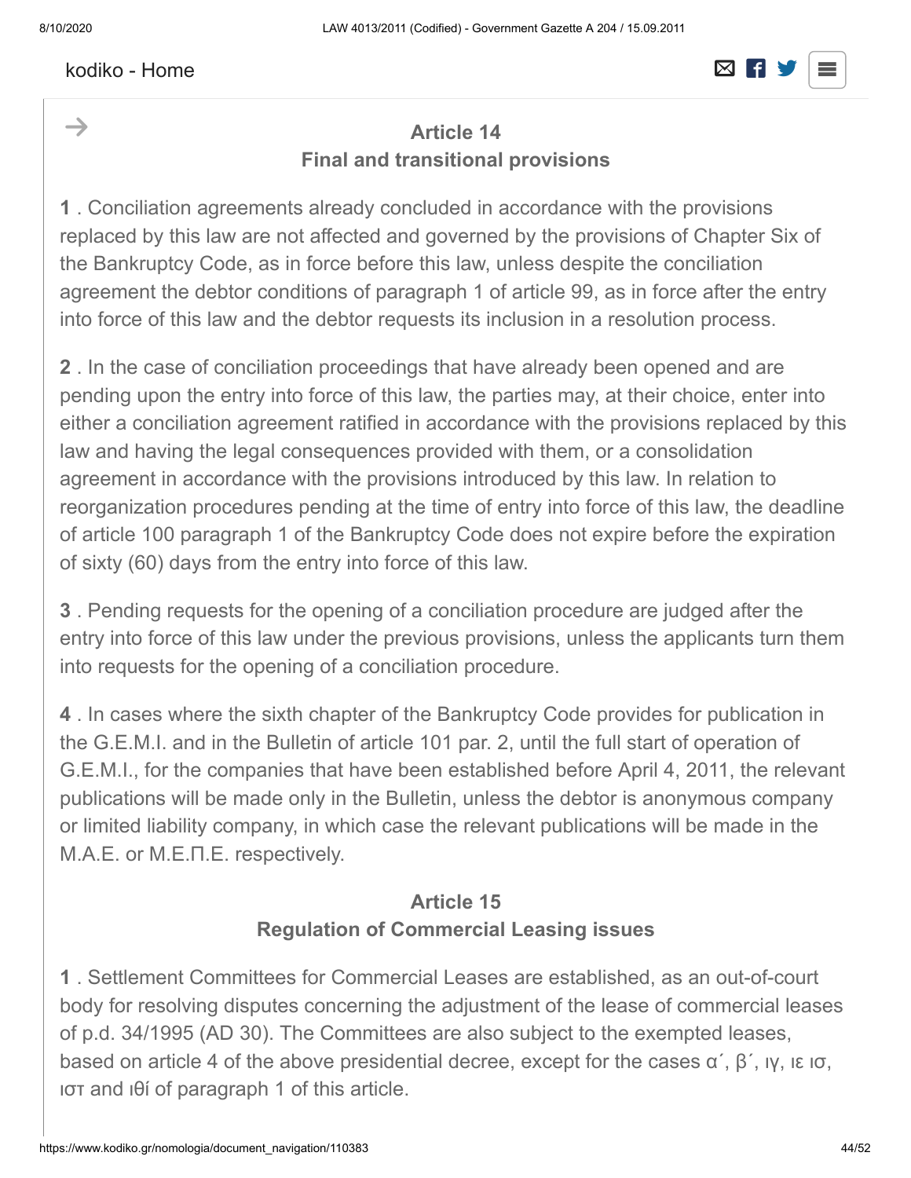## Article 14
## Final and transitional provisions

**1** . Conciliation agreements already concluded in accordance with the provisions replaced by this law are not affected and governed by the provisions of Chapter Six of the Bankruptcy Code, as in force before this law, unless despite the conciliation agreement the debtor conditions of paragraph 1 of article 99, as in force after the entry into force of this law and the debtor requests its inclusion in a resolution process.

**2** . In the case of conciliation proceedings that have already been opened and are pending upon the entry into force of this law, the parties may, at their choice, enter into either a conciliation agreement ratified in accordance with the provisions replaced by this law and having the legal consequences provided with them, or a consolidation agreement in accordance with the provisions introduced by this law. In relation to reorganization procedures pending at the time of entry into force of this law, the deadline of article 100 paragraph 1 of the Bankruptcy Code does not expire before the expiration of sixty (60) days from the entry into force of this law.

**3** . Pending requests for the opening of a conciliation procedure are judged after the entry into force of this law under the previous provisions, unless the applicants turn them into requests for the opening of a conciliation procedure.

**4** . In cases where the sixth chapter of the Bankruptcy Code provides for publication in the G.E.M.I. and in the Bulletin of article 101 par. 2, until the full start of operation of G.E.M.I., for the companies that have been established before April 4, 2011, the relevant publications will be made only in the Bulletin, unless the debtor is anonymous company or limited liability company, in which case the relevant publications will be made in the M.A.E. or M.E.Π.E. respectively.

## Article 15
## Regulation of Commercial Leasing issues

**1** . Settlement Committees for Commercial Leases are established, as an out-of-court body for resolving disputes concerning the adjustment of the lease of commercial leases of p.d. 34/1995 (AD 30). The Committees are also subject to the exempted leases, based on article 4 of the above presidential decree, except for the cases α΄, β΄, ιγ, ιε ισ, ιστ and ιθί of paragraph 1 of this article.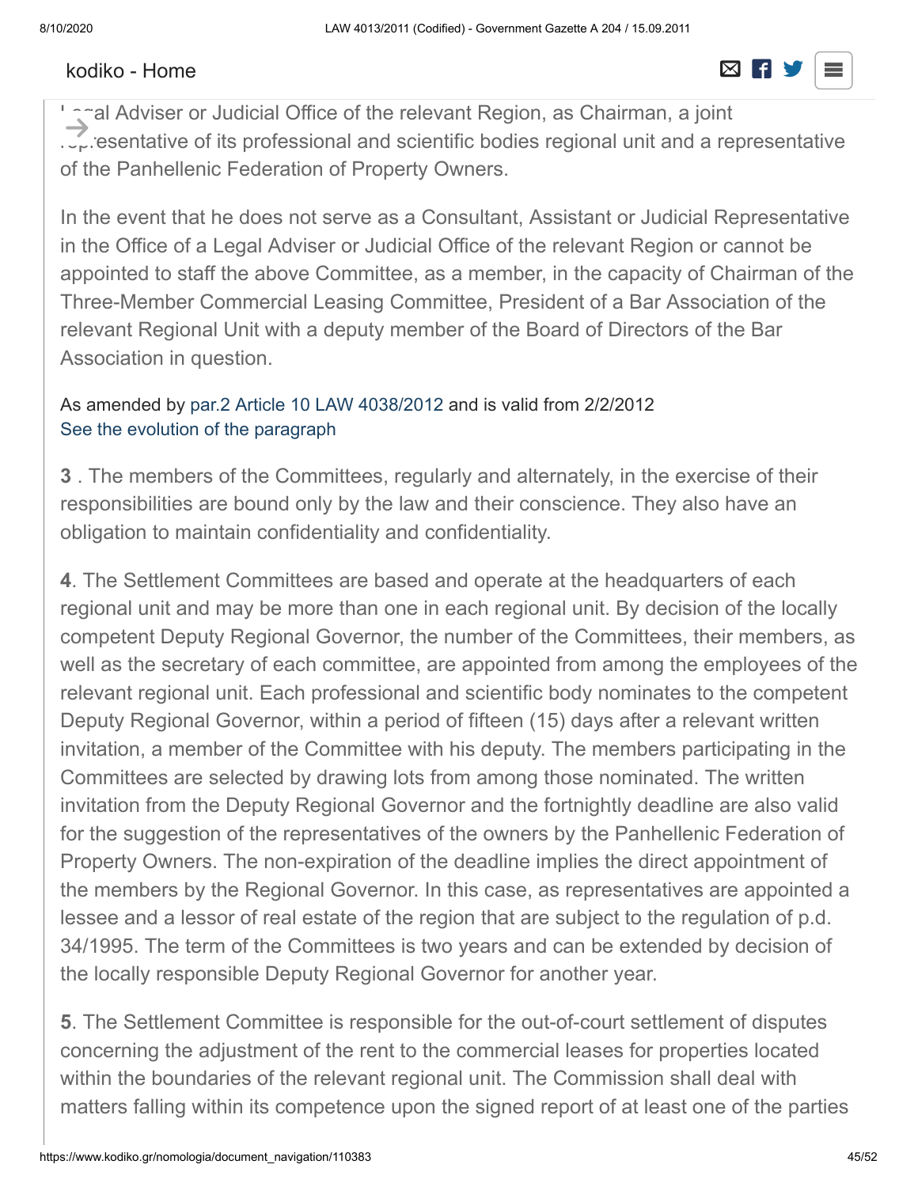Legal Adviser or Judicial Office of the relevant Region, as Chairman, a joint representative of its professional and scientific bodies regional unit and a representative of the Panhellenic Federation of Property Owners.

In the event that he does not serve as a Consultant, Assistant or Judicial Representative in the Office of a Legal Adviser or Judicial Office of the relevant Region or cannot be appointed to staff the above Committee, as a member, in the capacity of Chairman of the Three-Member Commercial Leasing Committee, President of a Bar Association of the relevant Regional Unit with a deputy member of the Board of Directors of the Bar Association in question.

As amended by par.2 Article 10 LAW 4038/2012 and is valid from 2/2/2012
See the evolution of the paragraph

**3** . The members of the Committees, regularly and alternately, in the exercise of their responsibilities are bound only by the law and their conscience. They also have an obligation to maintain confidentiality and confidentiality.

**4**. The Settlement Committees are based and operate at the headquarters of each regional unit and may be more than one in each regional unit. By decision of the locally competent Deputy Regional Governor, the number of the Committees, their members, as well as the secretary of each committee, are appointed from among the employees of the relevant regional unit. Each professional and scientific body nominates to the competent Deputy Regional Governor, within a period of fifteen (15) days after a relevant written invitation, a member of the Committee with his deputy. The members participating in the Committees are selected by drawing lots from among those nominated. The written invitation from the Deputy Regional Governor and the fortnightly deadline are also valid for the suggestion of the representatives of the owners by the Panhellenic Federation of Property Owners. The non-expiration of the deadline implies the direct appointment of the members by the Regional Governor. In this case, as representatives are appointed a lessee and a lessor of real estate of the region that are subject to the regulation of p.d. 34/1995. The term of the Committees is two years and can be extended by decision of the locally responsible Deputy Regional Governor for another year.

**5**. The Settlement Committee is responsible for the out-of-court settlement of disputes concerning the adjustment of the rent to the commercial leases for properties located within the boundaries of the relevant regional unit. The Commission shall deal with matters falling within its competence upon the signed report of at least one of the parties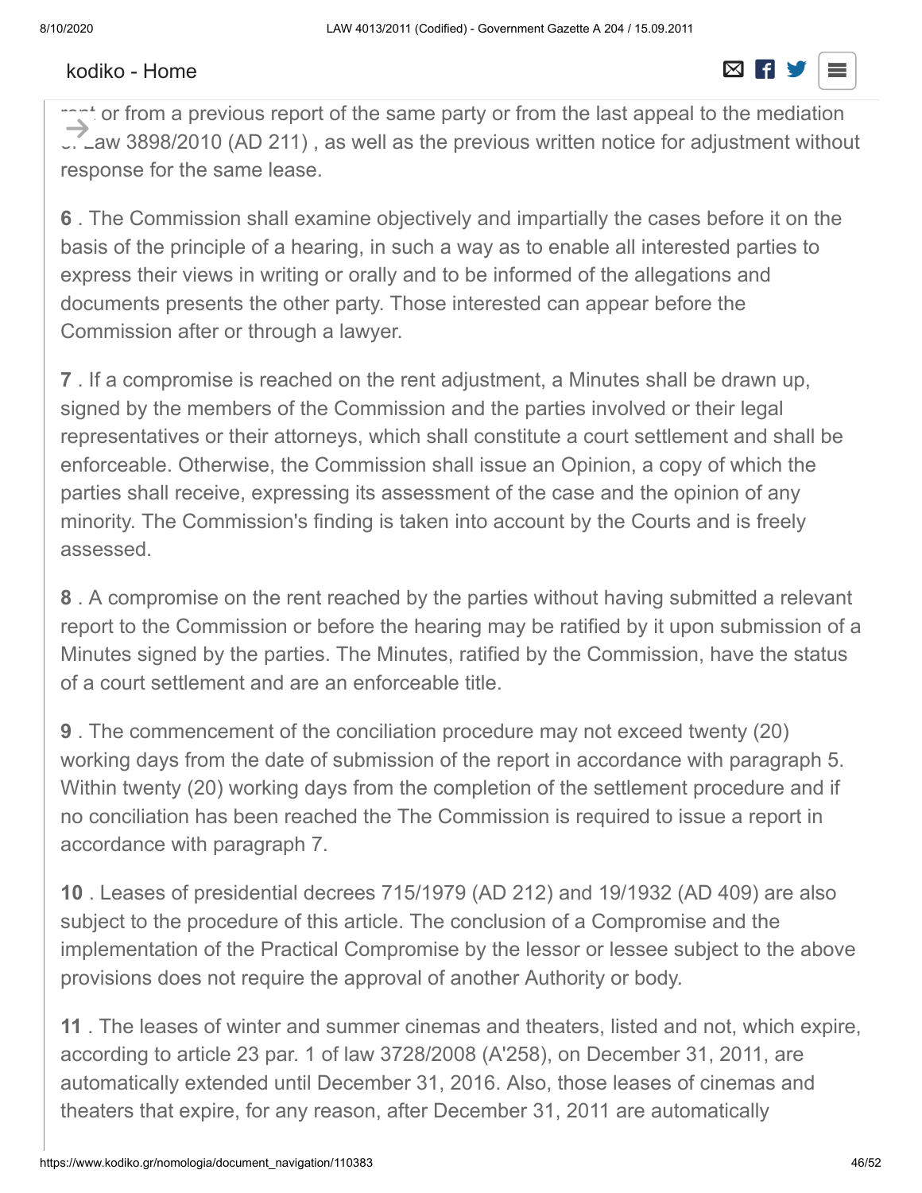rent or from a previous report of the same party or from the last appeal to the mediation of Law 3898/2010 (AD 211) , as well as the previous written notice for adjustment without response for the same lease.

**6** . The Commission shall examine objectively and impartially the cases before it on the basis of the principle of a hearing, in such a way as to enable all interested parties to express their views in writing or orally and to be informed of the allegations and documents presents the other party. Those interested can appear before the Commission after or through a lawyer.

**7** . If a compromise is reached on the rent adjustment, a Minutes shall be drawn up, signed by the members of the Commission and the parties involved or their legal representatives or their attorneys, which shall constitute a court settlement and shall be enforceable. Otherwise, the Commission shall issue an Opinion, a copy of which the parties shall receive, expressing its assessment of the case and the opinion of any minority. The Commission's finding is taken into account by the Courts and is freely assessed.

**8** . A compromise on the rent reached by the parties without having submitted a relevant report to the Commission or before the hearing may be ratified by it upon submission of a Minutes signed by the parties. The Minutes, ratified by the Commission, have the status of a court settlement and are an enforceable title.

**9** . The commencement of the conciliation procedure may not exceed twenty (20) working days from the date of submission of the report in accordance with paragraph 5. Within twenty (20) working days from the completion of the settlement procedure and if no conciliation has been reached the The Commission is required to issue a report in accordance with paragraph 7.

**10** . Leases of presidential decrees 715/1979 (AD 212) and 19/1932 (AD 409) are also subject to the procedure of this article. The conclusion of a Compromise and the implementation of the Practical Compromise by the lessor or lessee subject to the above provisions does not require the approval of another Authority or body.

**11** . The leases of winter and summer cinemas and theaters, listed and not, which expire, according to article 23 par. 1 of law 3728/2008 (A'258), on December 31, 2011, are automatically extended until December 31, 2016. Also, those leases of cinemas and theaters that expire, for any reason, after December 31, 2011 are automatically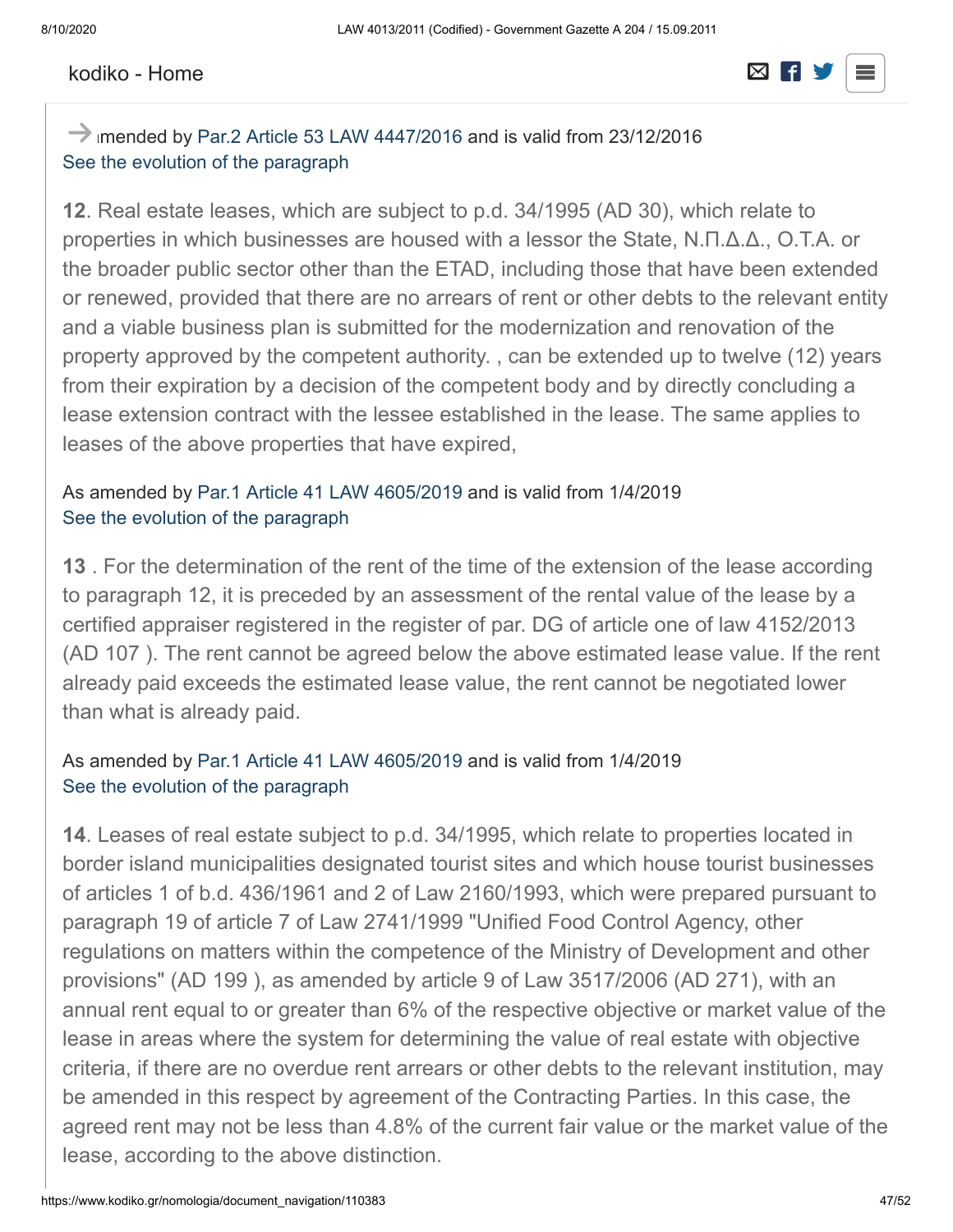→ ımended by Par.2 Article 53 LAW 4447/2016 and is valid from 23/12/2016
See the evolution of the paragraph

**12**. Real estate leases, which are subject to p.d. 34/1995 (AD 30), which relate to properties in which businesses are housed with a lessor the State, Ν.Π.Δ.Δ., Ο.Τ.Α. or the broader public sector other than the ETAD, including those that have been extended or renewed, provided that there are no arrears of rent or other debts to the relevant entity and a viable business plan is submitted for the modernization and renovation of the property approved by the competent authority. , can be extended up to twelve (12) years from their expiration by a decision of the competent body and by directly concluding a lease extension contract with the lessee established in the lease. The same applies to leases of the above properties that have expired,

As amended by Par.1 Article 41 LAW 4605/2019 and is valid from 1/4/2019
See the evolution of the paragraph

**13** . For the determination of the rent of the time of the extension of the lease according to paragraph 12, it is preceded by an assessment of the rental value of the lease by a certified appraiser registered in the register of par. DG of article one of law 4152/2013 (AD 107 ). The rent cannot be agreed below the above estimated lease value. If the rent already paid exceeds the estimated lease value, the rent cannot be negotiated lower than what is already paid.

As amended by Par.1 Article 41 LAW 4605/2019 and is valid from 1/4/2019
See the evolution of the paragraph

**14**. Leases of real estate subject to p.d. 34/1995, which relate to properties located in border island municipalities designated tourist sites and which house tourist businesses of articles 1 of b.d. 436/1961 and 2 of Law 2160/1993, which were prepared pursuant to paragraph 19 of article 7 of Law 2741/1999 "Unified Food Control Agency, other regulations on matters within the competence of the Ministry of Development and other provisions" (AD 199 ), as amended by article 9 of Law 3517/2006 (AD 271), with an annual rent equal to or greater than 6% of the respective objective or market value of the lease in areas where the system for determining the value of real estate with objective criteria, if there are no overdue rent arrears or other debts to the relevant institution, may be amended in this respect by agreement of the Contracting Parties. In this case, the agreed rent may not be less than 4.8% of the current fair value or the market value of the lease, according to the above distinction.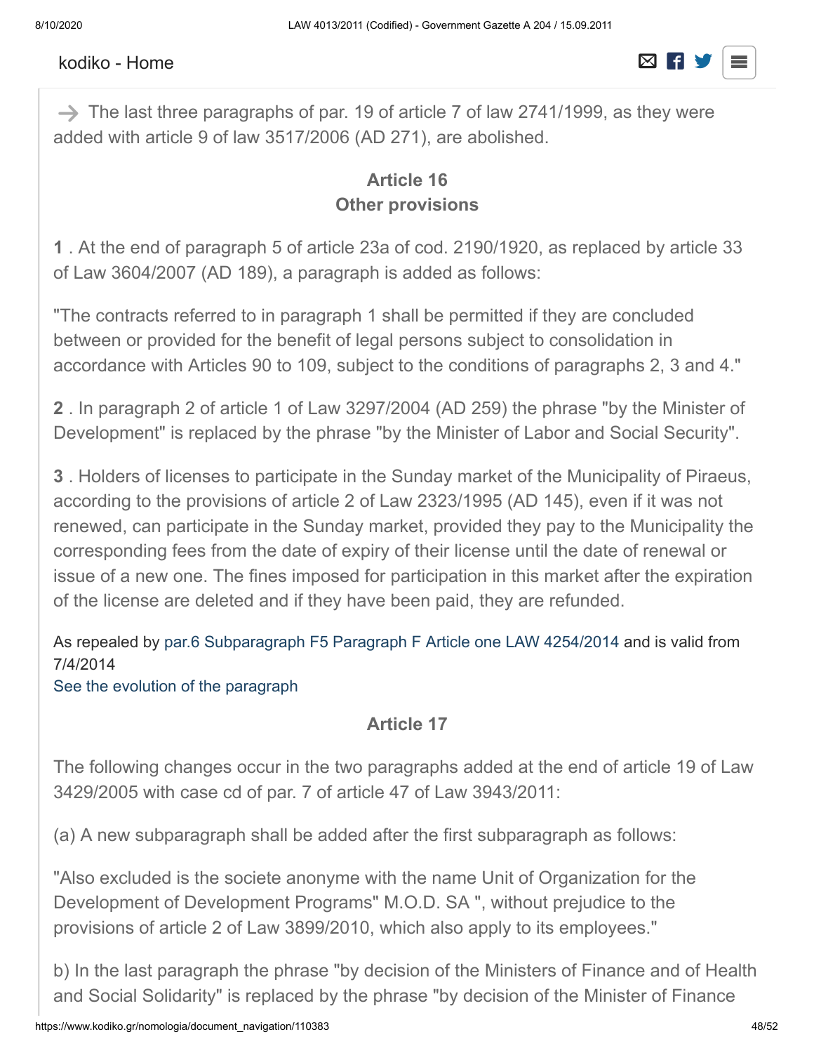→ The last three paragraphs of par. 19 of article 7 of law 2741/1999, as they were added with article 9 of law 3517/2006 (AD 271), are abolished.

### Article 16
### Other provisions

**1** . At the end of paragraph 5 of article 23a of cod. 2190/1920, as replaced by article 33 of Law 3604/2007 (AD 189), a paragraph is added as follows:

"The contracts referred to in paragraph 1 shall be permitted if they are concluded between or provided for the benefit of legal persons subject to consolidation in accordance with Articles 90 to 109, subject to the conditions of paragraphs 2, 3 and 4."

**2** . In paragraph 2 of article 1 of Law 3297/2004 (AD 259) the phrase "by the Minister of Development" is replaced by the phrase "by the Minister of Labor and Social Security".

**3** . Holders of licenses to participate in the Sunday market of the Municipality of Piraeus, according to the provisions of article 2 of Law 2323/1995 (AD 145), even if it was not renewed, can participate in the Sunday market, provided they pay to the Municipality the corresponding fees from the date of expiry of their license until the date of renewal or issue of a new one. The fines imposed for participation in this market after the expiration of the license are deleted and if they have been paid, they are refunded.

As repealed by par.6 Subparagraph F5 Paragraph F Article one LAW 4254/2014 and is valid from 7/4/2014
See the evolution of the paragraph

### Article 17

The following changes occur in the two paragraphs added at the end of article 19 of Law 3429/2005 with case cd of par. 7 of article 47 of Law 3943/2011:

(a) A new subparagraph shall be added after the first subparagraph as follows:

"Also excluded is the societe anonyme with the name Unit of Organization for the Development of Development Programs" M.O.D. SA ", without prejudice to the provisions of article 2 of Law 3899/2010, which also apply to its employees."

b) In the last paragraph the phrase "by decision of the Ministers of Finance and of Health and Social Solidarity" is replaced by the phrase "by decision of the Minister of Finance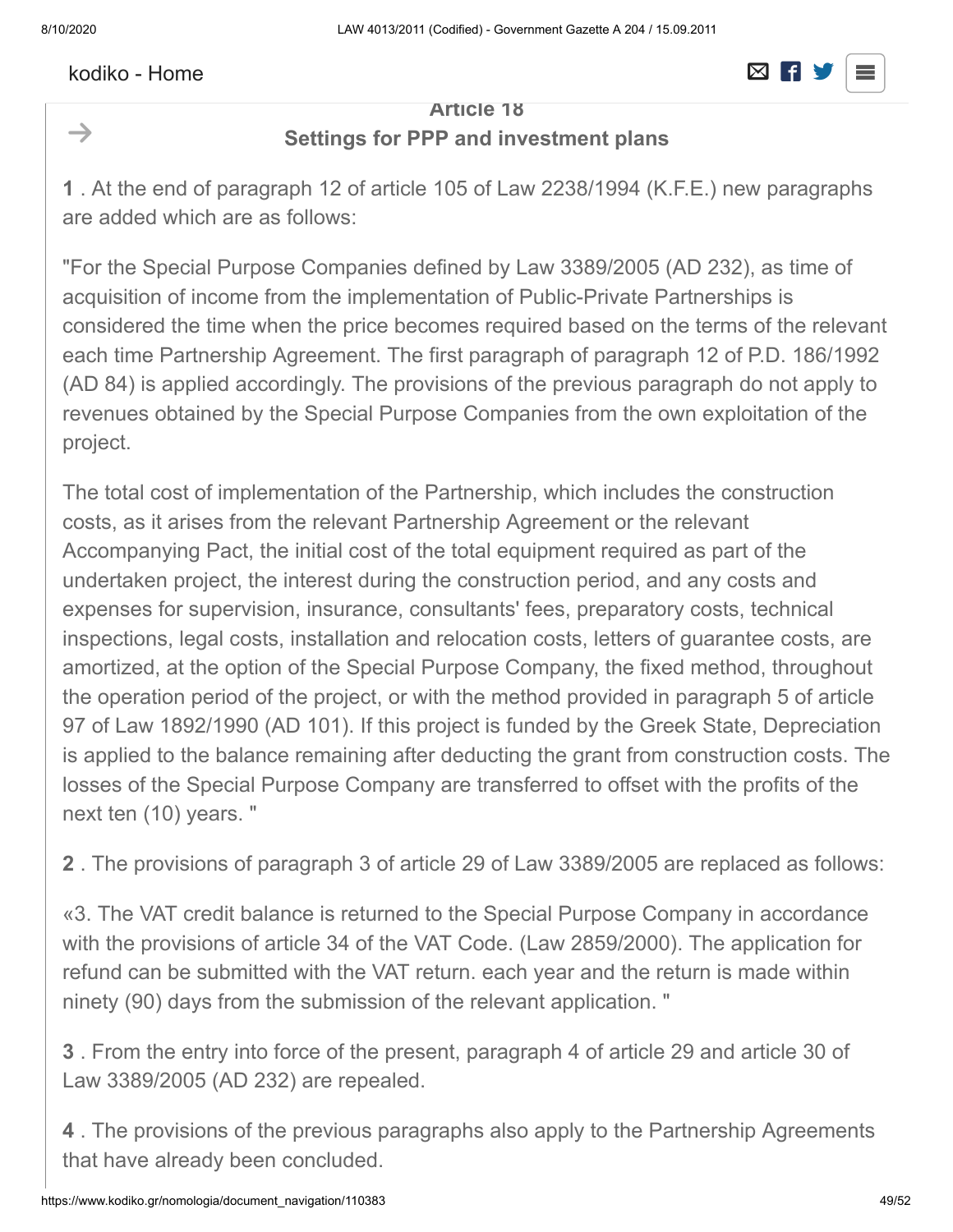### Article 18
### Settings for PPP and investment plans

**1** . At the end of paragraph 12 of article 105 of Law 2238/1994 (K.F.E.) new paragraphs are added which are as follows:

"For the Special Purpose Companies defined by Law 3389/2005 (AD 232), as time of acquisition of income from the implementation of Public-Private Partnerships is considered the time when the price becomes required based on the terms of the relevant each time Partnership Agreement. The first paragraph of paragraph 12 of P.D. 186/1992 (AD 84) is applied accordingly. The provisions of the previous paragraph do not apply to revenues obtained by the Special Purpose Companies from the own exploitation of the project.

The total cost of implementation of the Partnership, which includes the construction costs, as it arises from the relevant Partnership Agreement or the relevant Accompanying Pact, the initial cost of the total equipment required as part of the undertaken project, the interest during the construction period, and any costs and expenses for supervision, insurance, consultants' fees, preparatory costs, technical inspections, legal costs, installation and relocation costs, letters of guarantee costs, are amortized, at the option of the Special Purpose Company, the fixed method, throughout the operation period of the project, or with the method provided in paragraph 5 of article 97 of Law 1892/1990 (AD 101). If this project is funded by the Greek State, Depreciation is applied to the balance remaining after deducting the grant from construction costs. The losses of the Special Purpose Company are transferred to offset with the profits of the next ten (10) years. "

**2** . The provisions of paragraph 3 of article 29 of Law 3389/2005 are replaced as follows:

«3. The VAT credit balance is returned to the Special Purpose Company in accordance with the provisions of article 34 of the VAT Code. (Law 2859/2000). The application for refund can be submitted with the VAT return. each year and the return is made within ninety (90) days from the submission of the relevant application. "

**3** . From the entry into force of the present, paragraph 4 of article 29 and article 30 of Law 3389/2005 (AD 232) are repealed.

**4** . The provisions of the previous paragraphs also apply to the Partnership Agreements that have already been concluded.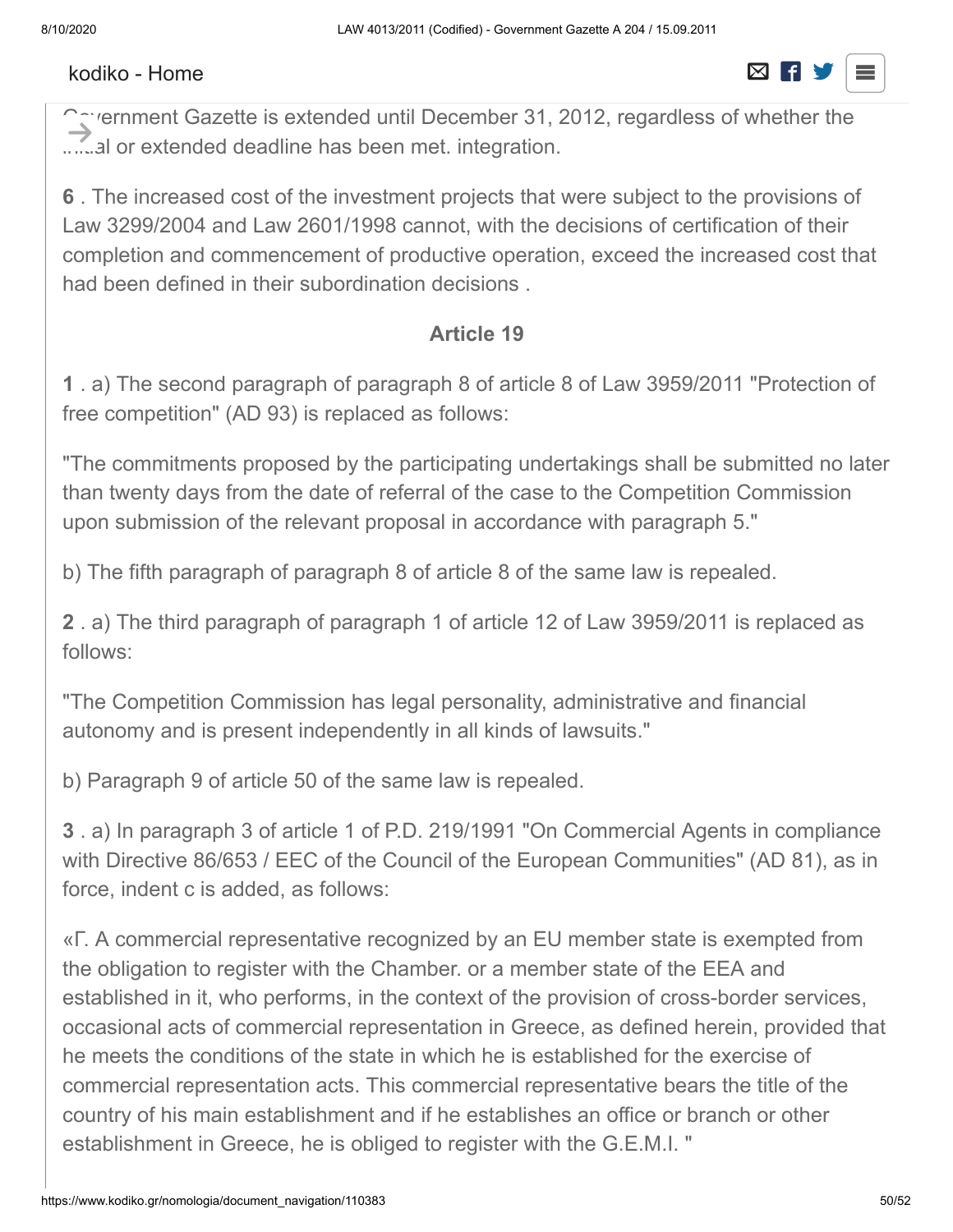Government Gazette is extended until December 31, 2012, regardless of whether the initial or extended deadline has been met. integration.

**6** . The increased cost of the investment projects that were subject to the provisions of Law 3299/2004 and Law 2601/1998 cannot, with the decisions of certification of their completion and commencement of productive operation, exceed the increased cost that had been defined in their subordination decisions .

### Article 19

**1** . a) The second paragraph of paragraph 8 of article 8 of Law 3959/2011 "Protection of free competition" (AD 93) is replaced as follows:

"The commitments proposed by the participating undertakings shall be submitted no later than twenty days from the date of referral of the case to the Competition Commission upon submission of the relevant proposal in accordance with paragraph 5."

b) The fifth paragraph of paragraph 8 of article 8 of the same law is repealed.

**2** . a) The third paragraph of paragraph 1 of article 12 of Law 3959/2011 is replaced as follows:

"The Competition Commission has legal personality, administrative and financial autonomy and is present independently in all kinds of lawsuits."

b) Paragraph 9 of article 50 of the same law is repealed.

**3** . a) In paragraph 3 of article 1 of P.D. 219/1991 "On Commercial Agents in compliance with Directive 86/653 / EEC of the Council of the European Communities" (AD 81), as in force, indent c is added, as follows:

«Γ. A commercial representative recognized by an EU member state is exempted from the obligation to register with the Chamber. or a member state of the EEA and established in it, who performs, in the context of the provision of cross-border services, occasional acts of commercial representation in Greece, as defined herein, provided that he meets the conditions of the state in which he is established for the exercise of commercial representation acts. This commercial representative bears the title of the country of his main establishment and if he establishes an office or branch or other establishment in Greece, he is obliged to register with the G.E.M.I. "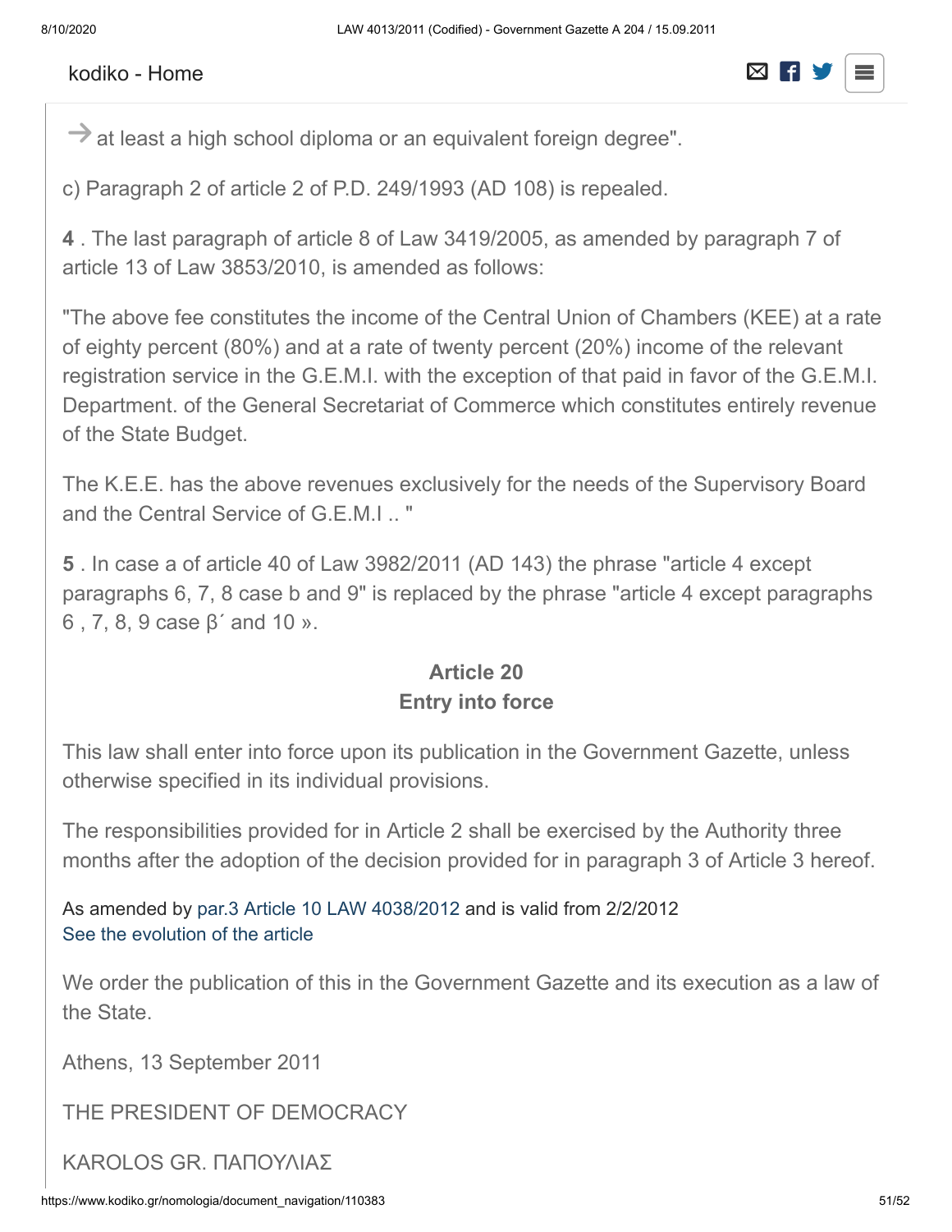→ at least a high school diploma or an equivalent foreign degree".

c) Paragraph 2 of article 2 of P.D. 249/1993 (AD 108) is repealed.

**4** . The last paragraph of article 8 of Law 3419/2005, as amended by paragraph 7 of article 13 of Law 3853/2010, is amended as follows:

"The above fee constitutes the income of the Central Union of Chambers (KEE) at a rate of eighty percent (80%) and at a rate of twenty percent (20%) income of the relevant registration service in the G.E.M.I. with the exception of that paid in favor of the G.E.M.I. Department. of the General Secretariat of Commerce which constitutes entirely revenue of the State Budget.

The K.E.E. has the above revenues exclusively for the needs of the Supervisory Board and the Central Service of G.E.M.I .. "

**5** . In case a of article 40 of Law 3982/2011 (AD 143) the phrase "article 4 except paragraphs 6, 7, 8 case b and 9" is replaced by the phrase "article 4 except paragraphs 6 , 7, 8, 9 case β΄ and 10 ».

## Article 20
## Entry into force

This law shall enter into force upon its publication in the Government Gazette, unless otherwise specified in its individual provisions.

The responsibilities provided for in Article 2 shall be exercised by the Authority three months after the adoption of the decision provided for in paragraph 3 of Article 3 hereof.

As amended by par.3 Article 10 LAW 4038/2012 and is valid from 2/2/2012
See the evolution of the article

We order the publication of this in the Government Gazette and its execution as a law of the State.

Athens, 13 September 2011

THE PRESIDENT OF DEMOCRACY

KAROLOS GR. ΠΑΠΟΥΛΙΑΣ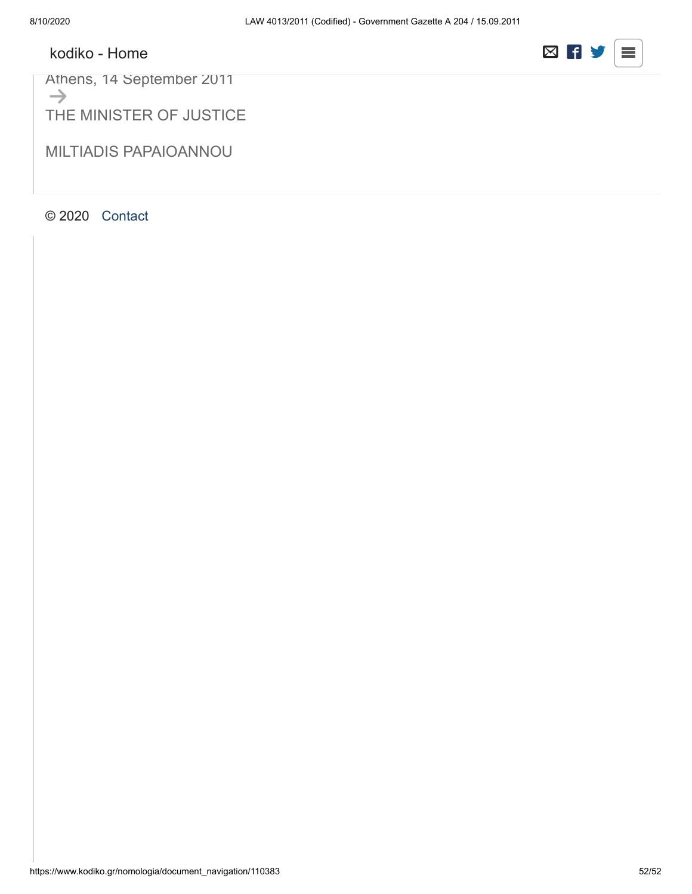Athens, 14 September 2011

→

THE MINISTER OF JUSTICE

MILTIADIS PAPAIOANNOU